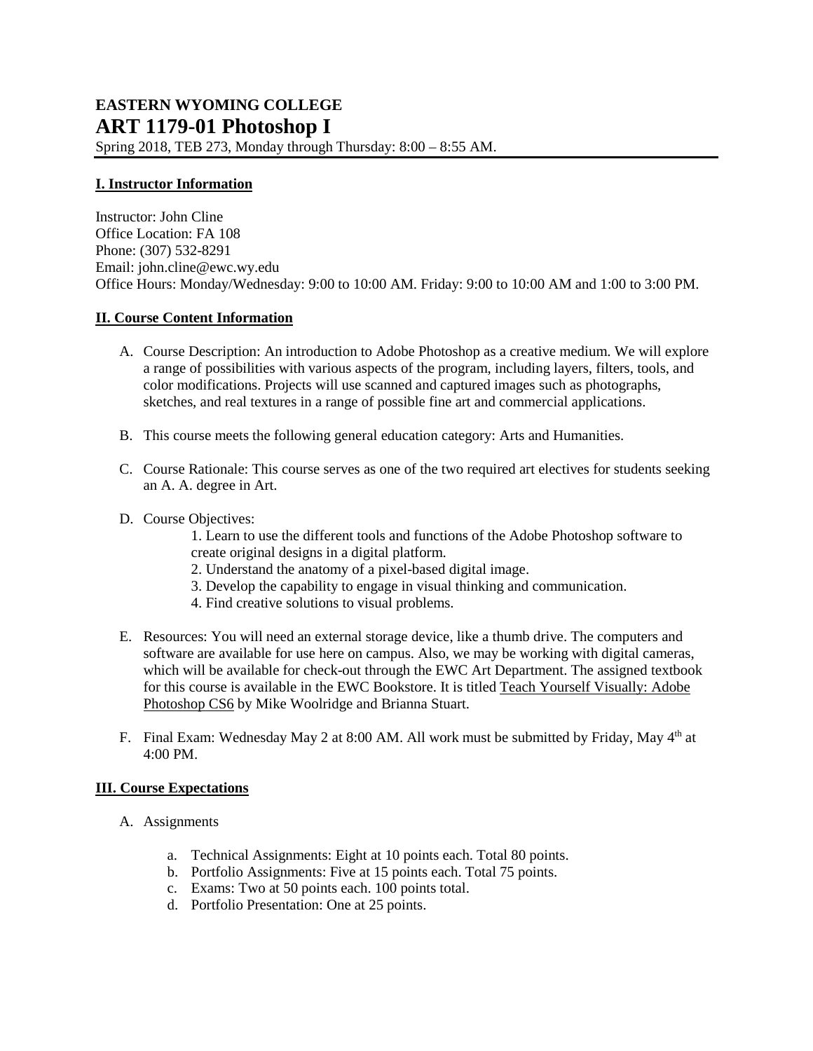# EASTERN WYOMING COLLEGE

# ART 1179-01 Photoshop I

Spring 2018, TEB 273, Monday through Thursday: 8:00 – 8:55 AM.

## I. Instructor Information

Instructor: John Cline
Office Location: FA 108
Phone: (307) 532-8291
Email: john.cline@ewc.wy.edu
Office Hours: Monday/Wednesday: 9:00 to 10:00 AM. Friday: 9:00 to 10:00 AM and 1:00 to 3:00 PM.

## II. Course Content Information

A. Course Description: An introduction to Adobe Photoshop as a creative medium. We will explore a range of possibilities with various aspects of the program, including layers, filters, tools, and color modifications. Projects will use scanned and captured images such as photographs, sketches, and real textures in a range of possible fine art and commercial applications.

B. This course meets the following general education category: Arts and Humanities.

C. Course Rationale: This course serves as one of the two required art electives for students seeking an A. A. degree in Art.

D. Course Objectives:

1. Learn to use the different tools and functions of the Adobe Photoshop software to create original designs in a digital platform.
2. Understand the anatomy of a pixel-based digital image.
3. Develop the capability to engage in visual thinking and communication.
4. Find creative solutions to visual problems.

E. Resources: You will need an external storage device, like a thumb drive. The computers and software are available for use here on campus. Also, we may be working with digital cameras, which will be available for check-out through the EWC Art Department. The assigned textbook for this course is available in the EWC Bookstore. It is titled Teach Yourself Visually: Adobe Photoshop CS6 by Mike Woolridge and Brianna Stuart.

F. Final Exam: Wednesday May 2 at 8:00 AM. All work must be submitted by Friday, May 4th at 4:00 PM.

## III. Course Expectations

A. Assignments

a. Technical Assignments: Eight at 10 points each. Total 80 points.
b. Portfolio Assignments: Five at 15 points each. Total 75 points.
c. Exams: Two at 50 points each. 100 points total.
d. Portfolio Presentation: One at 25 points.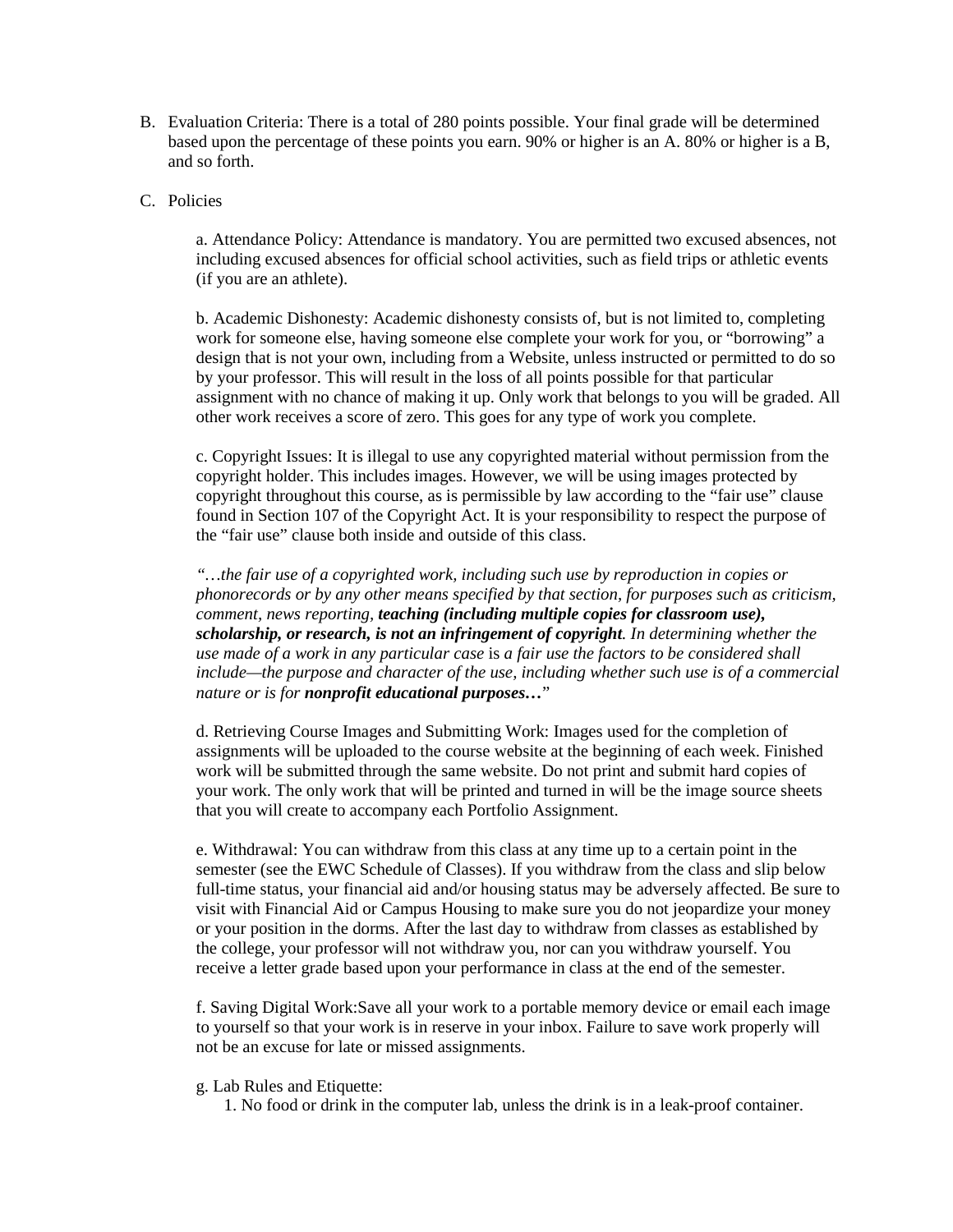B. Evaluation Criteria: There is a total of 280 points possible. Your final grade will be determined based upon the percentage of these points you earn. 90% or higher is an A. 80% or higher is a B, and so forth.

C. Policies

a. Attendance Policy: Attendance is mandatory. You are permitted two excused absences, not including excused absences for official school activities, such as field trips or athletic events (if you are an athlete).

b. Academic Dishonesty: Academic dishonesty consists of, but is not limited to, completing work for someone else, having someone else complete your work for you, or "borrowing" a design that is not your own, including from a Website, unless instructed or permitted to do so by your professor. This will result in the loss of all points possible for that particular assignment with no chance of making it up. Only work that belongs to you will be graded. All other work receives a score of zero. This goes for any type of work you complete.

c. Copyright Issues: It is illegal to use any copyrighted material without permission from the copyright holder. This includes images. However, we will be using images protected by copyright throughout this course, as is permissible by law according to the "fair use" clause found in Section 107 of the Copyright Act. It is your responsibility to respect the purpose of the "fair use" clause both inside and outside of this class.

*"…the fair use of a copyrighted work, including such use by reproduction in copies or phonorecords or by any other means specified by that section, for purposes such as criticism, comment, news reporting,* ***teaching (including multiple copies for classroom use), scholarship, or research, is not an infringement of copyright****. In determining whether the use made of a work in any particular case* is *a fair use the factors to be considered shall include—the purpose and character of the use, including whether such use is of a commercial nature or is for* ***nonprofit educational purposes…***"

d. Retrieving Course Images and Submitting Work: Images used for the completion of assignments will be uploaded to the course website at the beginning of each week. Finished work will be submitted through the same website. Do not print and submit hard copies of your work. The only work that will be printed and turned in will be the image source sheets that you will create to accompany each Portfolio Assignment.

e. Withdrawal: You can withdraw from this class at any time up to a certain point in the semester (see the EWC Schedule of Classes). If you withdraw from the class and slip below full-time status, your financial aid and/or housing status may be adversely affected. Be sure to visit with Financial Aid or Campus Housing to make sure you do not jeopardize your money or your position in the dorms. After the last day to withdraw from classes as established by the college, your professor will not withdraw you, nor can you withdraw yourself. You receive a letter grade based upon your performance in class at the end of the semester.

f. Saving Digital Work:Save all your work to a portable memory device or email each image to yourself so that your work is in reserve in your inbox. Failure to save work properly will not be an excuse for late or missed assignments.

g. Lab Rules and Etiquette:

1. No food or drink in the computer lab, unless the drink is in a leak-proof container.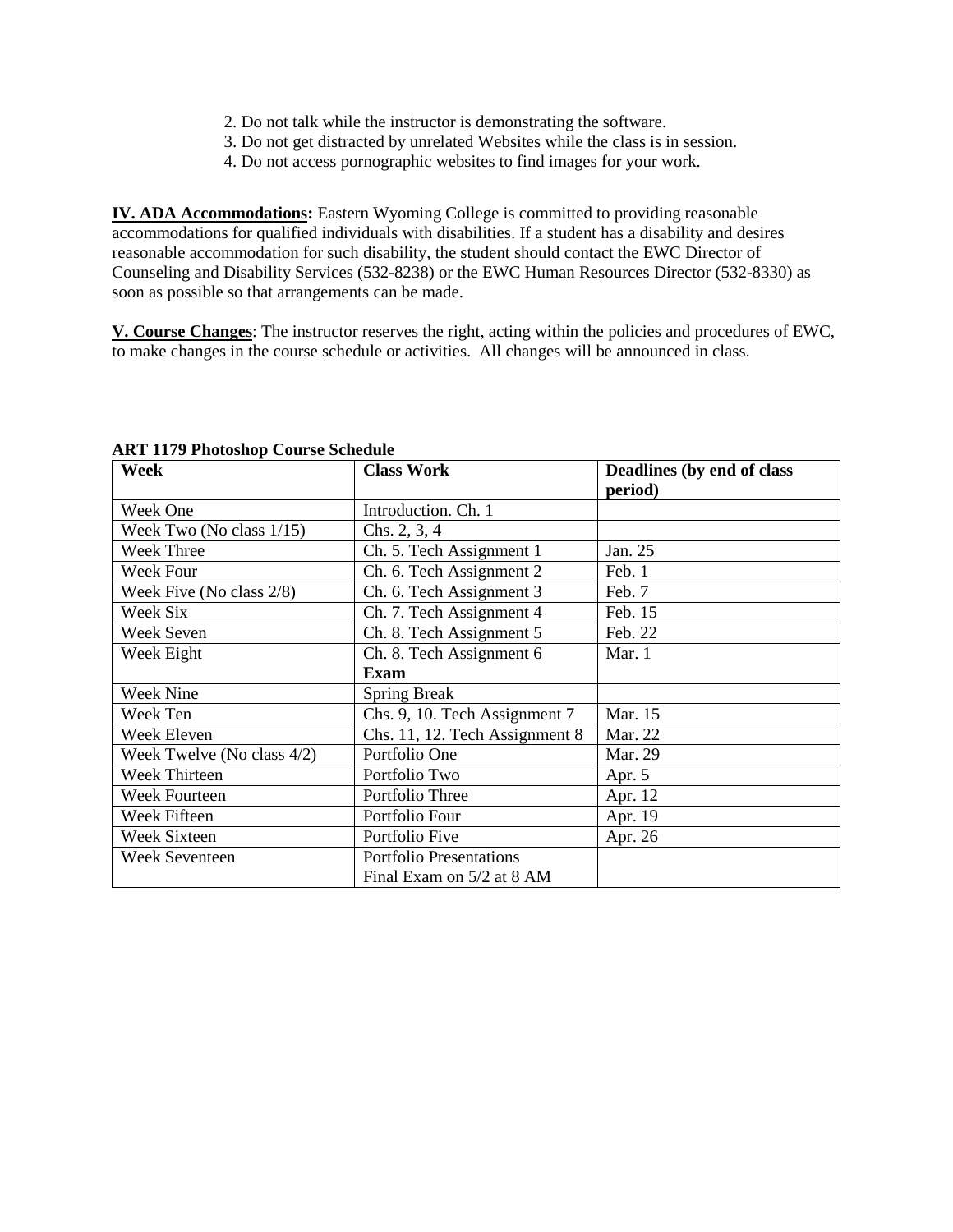2. Do not talk while the instructor is demonstrating the software.
3. Do not get distracted by unrelated Websites while the class is in session.
4. Do not access pornographic websites to find images for your work.

**IV. ADA Accommodations:** Eastern Wyoming College is committed to providing reasonable accommodations for qualified individuals with disabilities. If a student has a disability and desires reasonable accommodation for such disability, the student should contact the EWC Director of Counseling and Disability Services (532-8238) or the EWC Human Resources Director (532-8330) as soon as possible so that arrangements can be made.

**V. Course Changes**: The instructor reserves the right, acting within the policies and procedures of EWC, to make changes in the course schedule or activities. All changes will be announced in class.

**ART 1179 Photoshop Course Schedule**

| **Week** | **Class Work** | **Deadlines (by end of class period)** |
| --- | --- | --- |
| Week One | Introduction. Ch. 1 | |
| Week Two (No class 1/15) | Chs. 2, 3, 4 | |
| Week Three | Ch. 5. Tech Assignment 1 | Jan. 25 |
| Week Four | Ch. 6. Tech Assignment 2 | Feb. 1 |
| Week Five (No class 2/8) | Ch. 6. Tech Assignment 3 | Feb. 7 |
| Week Six | Ch. 7. Tech Assignment 4 | Feb. 15 |
| Week Seven | Ch. 8. Tech Assignment 5 | Feb. 22 |
| Week Eight | Ch. 8. Tech Assignment 6 **Exam** | Mar. 1 |
| Week Nine | Spring Break | |
| Week Ten | Chs. 9, 10. Tech Assignment 7 | Mar. 15 |
| Week Eleven | Chs. 11, 12. Tech Assignment 8 | Mar. 22 |
| Week Twelve (No class 4/2) | Portfolio One | Mar. 29 |
| Week Thirteen | Portfolio Two | Apr. 5 |
| Week Fourteen | Portfolio Three | Apr. 12 |
| Week Fifteen | Portfolio Four | Apr. 19 |
| Week Sixteen | Portfolio Five | Apr. 26 |
| Week Seventeen | Portfolio Presentations Final Exam on 5/2 at 8 AM | |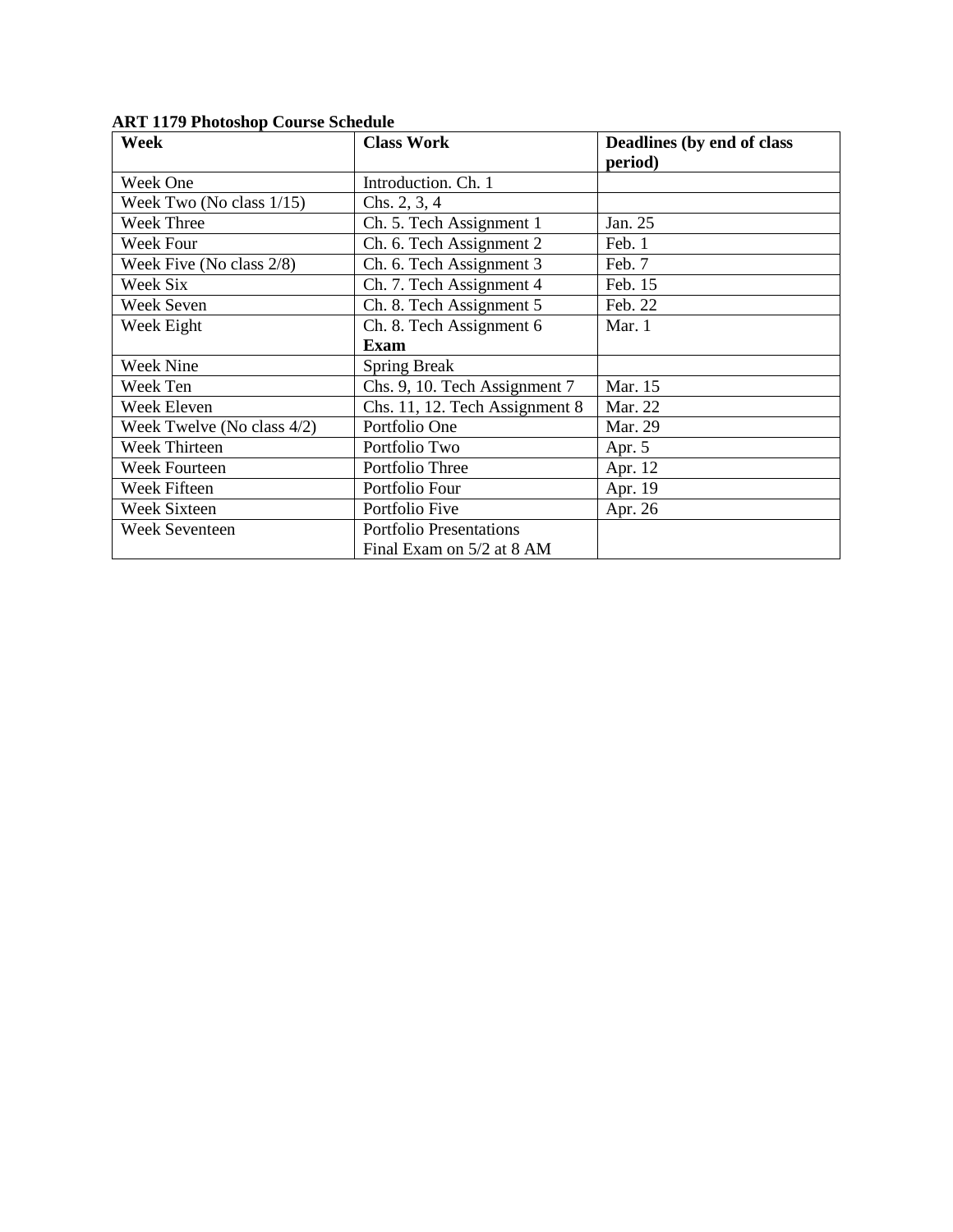**ART 1179 Photoshop Course Schedule**

| **Week** | **Class Work** | **Deadlines (by end of class period)** |
|---|---|---|
| Week One | Introduction. Ch. 1 | |
| Week Two (No class 1/15) | Chs. 2, 3, 4 | |
| Week Three | Ch. 5. Tech Assignment 1 | Jan. 25 |
| Week Four | Ch. 6. Tech Assignment 2 | Feb. 1 |
| Week Five (No class 2/8) | Ch. 6. Tech Assignment 3 | Feb. 7 |
| Week Six | Ch. 7. Tech Assignment 4 | Feb. 15 |
| Week Seven | Ch. 8. Tech Assignment 5 | Feb. 22 |
| Week Eight | Ch. 8. Tech Assignment 6 **Exam** | Mar. 1 |
| Week Nine | Spring Break | |
| Week Ten | Chs. 9, 10. Tech Assignment 7 | Mar. 15 |
| Week Eleven | Chs. 11, 12. Tech Assignment 8 | Mar. 22 |
| Week Twelve (No class 4/2) | Portfolio One | Mar. 29 |
| Week Thirteen | Portfolio Two | Apr. 5 |
| Week Fourteen | Portfolio Three | Apr. 12 |
| Week Fifteen | Portfolio Four | Apr. 19 |
| Week Sixteen | Portfolio Five | Apr. 26 |
| Week Seventeen | Portfolio Presentations Final Exam on 5/2 at 8 AM | |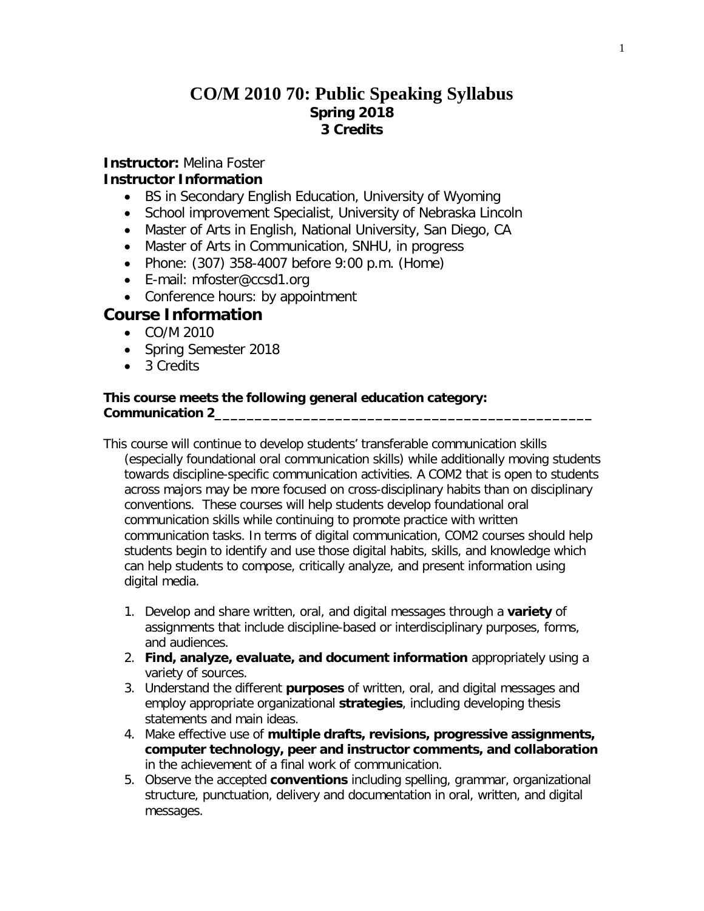# CO/M 2010 70: Public Speaking Syllabus

**Spring 2018**

**3 Credits**

**Instructor:** Melina Foster

**Instructor Information**

- BS in Secondary English Education, University of Wyoming
- School improvement Specialist, University of Nebraska Lincoln
- Master of Arts in English, National University, San Diego, CA
- Master of Arts in Communication, SNHU, in progress
- Phone: (307) 358-4007 before 9:00 p.m. (Home)
- E-mail: mfoster@ccsd1.org
- Conference hours: by appointment

## Course Information

- CO/M 2010
- Spring Semester 2018
- 3 Credits

**This course meets the following general education category: Communication 2**

This course will continue to develop students' transferable communication skills (especially foundational oral communication skills) while additionally moving students towards discipline-specific communication activities. A COM2 that is open to students across majors may be more focused on cross-disciplinary habits than on disciplinary conventions. These courses will help students develop foundational oral communication skills while continuing to promote practice with written communication tasks. In terms of digital communication, COM2 courses should help students begin to identify and use those digital habits, skills, and knowledge which can help students to compose, critically analyze, and present information using digital media.

1. Develop and share written, oral, and digital messages through a **variety** of assignments that include discipline-based or interdisciplinary purposes, forms, and audiences.
2. **Find, analyze, evaluate, and document information** appropriately using a variety of sources.
3. Understand the different **purposes** of written, oral, and digital messages and employ appropriate organizational **strategies**, including developing thesis statements and main ideas.
4. Make effective use of **multiple drafts, revisions, progressive assignments, computer technology, peer and instructor comments, and collaboration** in the achievement of a final work of communication.
5. Observe the accepted **conventions** including spelling, grammar, organizational structure, punctuation, delivery and documentation in oral, written, and digital messages.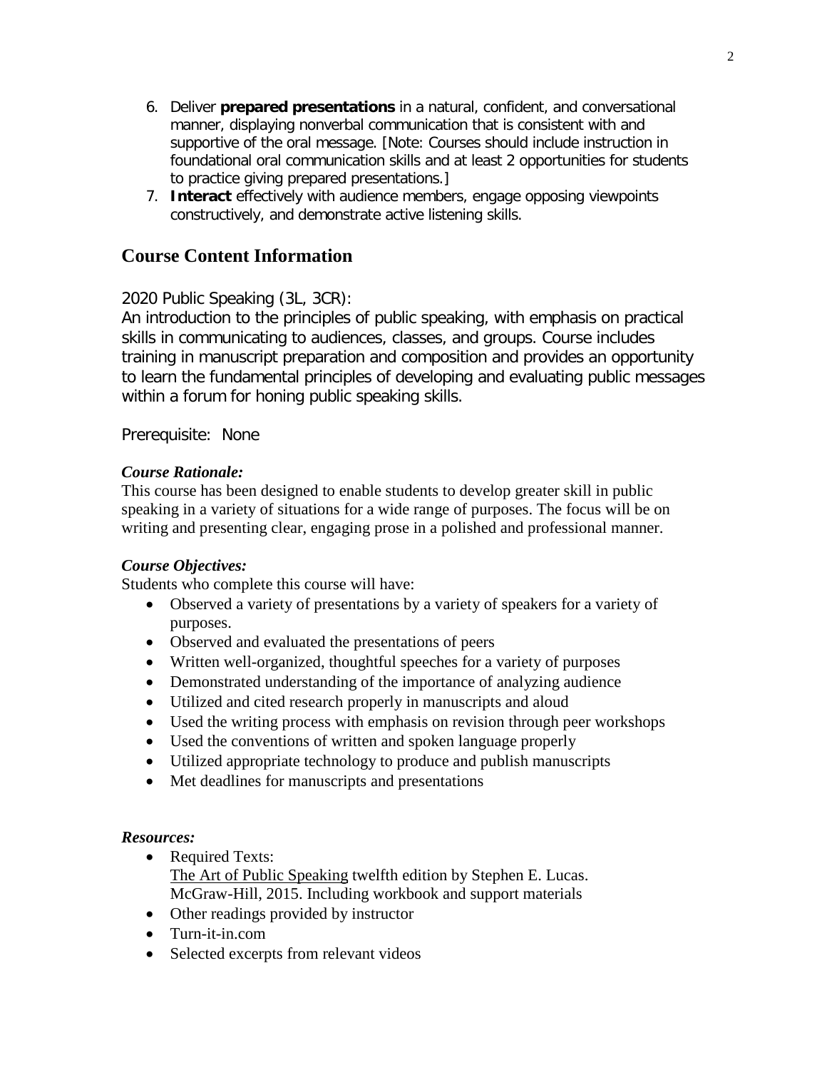6. Deliver **prepared presentations** in a natural, confident, and conversational manner, displaying nonverbal communication that is consistent with and supportive of the oral message. [Note: Courses should include instruction in foundational oral communication skills and at least 2 opportunities for students to practice giving prepared presentations.]
7. **Interact** effectively with audience members, engage opposing viewpoints constructively, and demonstrate active listening skills.

## Course Content Information

2020 Public Speaking (3L, 3CR):
An introduction to the principles of public speaking, with emphasis on practical skills in communicating to audiences, classes, and groups. Course includes training in manuscript preparation and composition and provides an opportunity to learn the fundamental principles of developing and evaluating public messages within a forum for honing public speaking skills.

Prerequisite: None

***Course Rationale:***
This course has been designed to enable students to develop greater skill in public speaking in a variety of situations for a wide range of purposes. The focus will be on writing and presenting clear, engaging prose in a polished and professional manner.

***Course Objectives:***
Students who complete this course will have:

- Observed a variety of presentations by a variety of speakers for a variety of purposes.
- Observed and evaluated the presentations of peers
- Written well-organized, thoughtful speeches for a variety of purposes
- Demonstrated understanding of the importance of analyzing audience
- Utilized and cited research properly in manuscripts and aloud
- Used the writing process with emphasis on revision through peer workshops
- Used the conventions of written and spoken language properly
- Utilized appropriate technology to produce and publish manuscripts
- Met deadlines for manuscripts and presentations

***Resources:***

- Required Texts:
  The Art of Public Speaking twelfth edition by Stephen E. Lucas. McGraw-Hill, 2015. Including workbook and support materials
- Other readings provided by instructor
- Turn-it-in.com
- Selected excerpts from relevant videos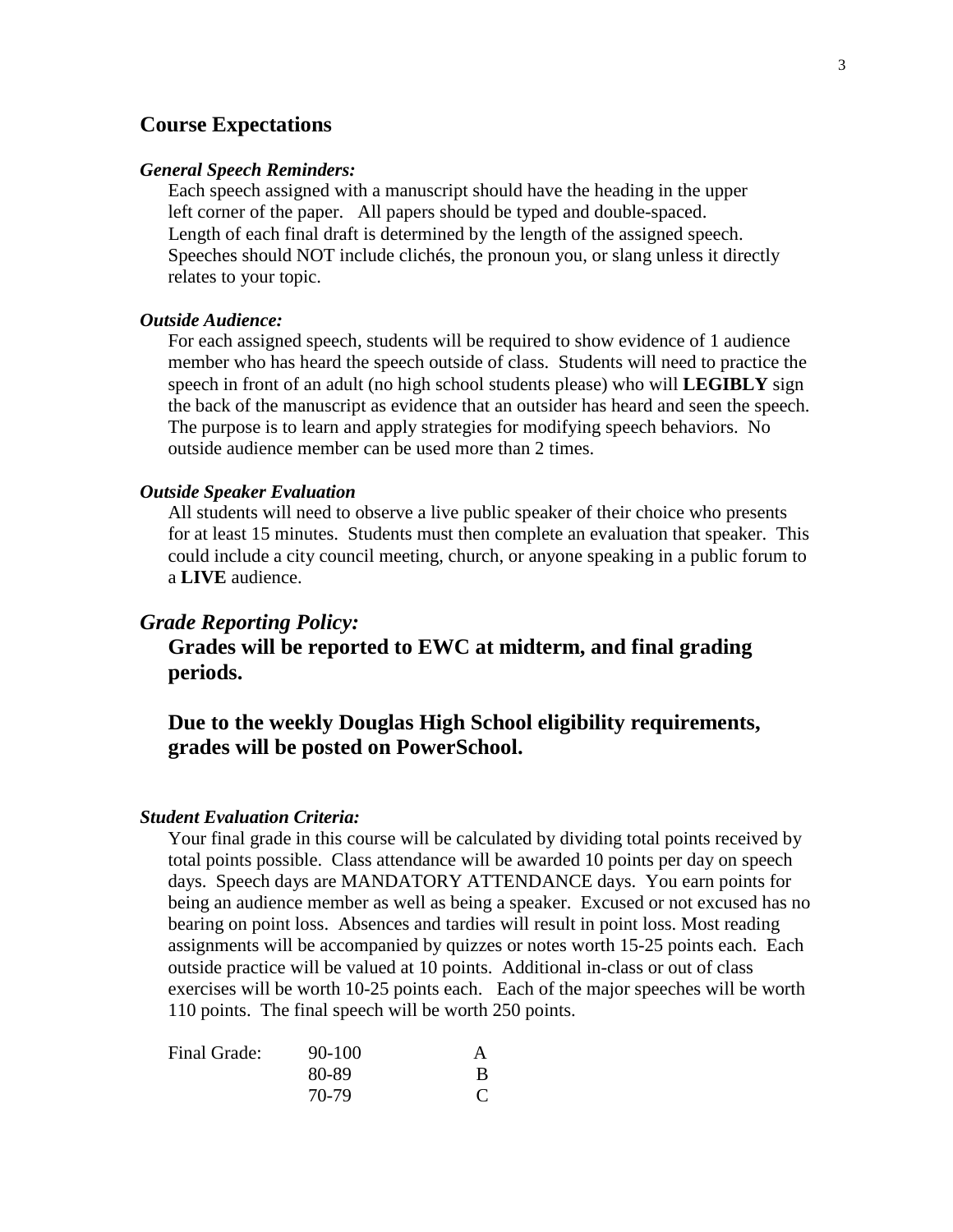## Course Expectations

### *General Speech Reminders:*

Each speech assigned with a manuscript should have the heading in the upper left corner of the paper. All papers should be typed and double-spaced. Length of each final draft is determined by the length of the assigned speech. Speeches should NOT include clichés, the pronoun you, or slang unless it directly relates to your topic.

### *Outside Audience:*

For each assigned speech, students will be required to show evidence of 1 audience member who has heard the speech outside of class. Students will need to practice the speech in front of an adult (no high school students please) who will **LEGIBLY** sign the back of the manuscript as evidence that an outsider has heard and seen the speech. The purpose is to learn and apply strategies for modifying speech behaviors. No outside audience member can be used more than 2 times.

### *Outside Speaker Evaluation*

All students will need to observe a live public speaker of their choice who presents for at least 15 minutes. Students must then complete an evaluation that speaker. This could include a city council meeting, church, or anyone speaking in a public forum to a **LIVE** audience.

## *Grade Reporting Policy:*

**Grades will be reported to EWC at midterm, and final grading periods.**

**Due to the weekly Douglas High School eligibility requirements, grades will be posted on PowerSchool.**

### *Student Evaluation Criteria:*

Your final grade in this course will be calculated by dividing total points received by total points possible. Class attendance will be awarded 10 points per day on speech days. Speech days are MANDATORY ATTENDANCE days. You earn points for being an audience member as well as being a speaker. Excused or not excused has no bearing on point loss. Absences and tardies will result in point loss. Most reading assignments will be accompanied by quizzes or notes worth 15-25 points each. Each outside practice will be valued at 10 points. Additional in-class or out of class exercises will be worth 10-25 points each. Each of the major speeches will be worth 110 points. The final speech will be worth 250 points.

| Final Grade: | 90-100 | A |
|---|---|---|
| | 80-89 | B |
| | 70-79 | C |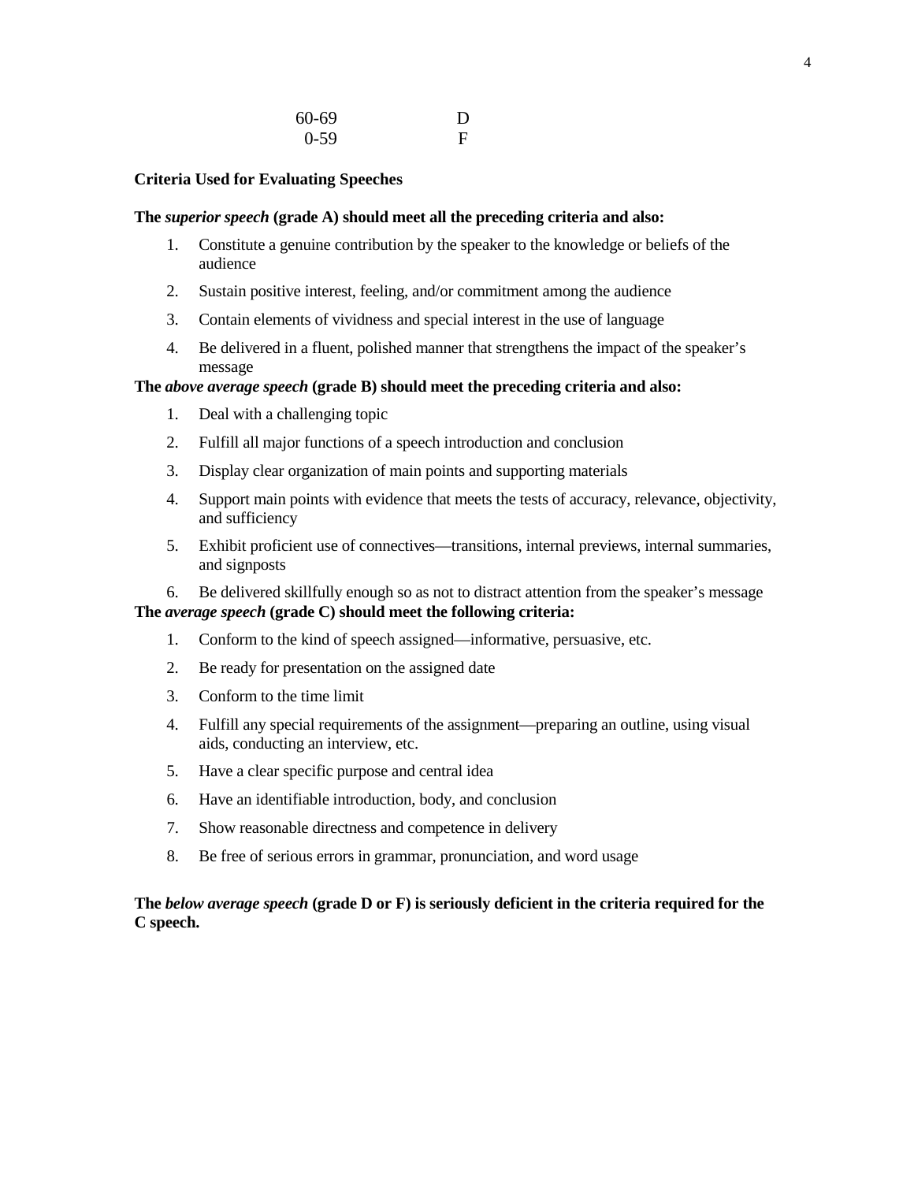| | |
|---|---|
| 60-69 | D |
| 0-59 | F |

**Criteria Used for Evaluating Speeches**

**The *superior speech* (grade A) should meet all the preceding criteria and also:**

1. Constitute a genuine contribution by the speaker to the knowledge or beliefs of the audience
2. Sustain positive interest, feeling, and/or commitment among the audience
3. Contain elements of vividness and special interest in the use of language
4. Be delivered in a fluent, polished manner that strengthens the impact of the speaker's message

**The *above average speech* (grade B) should meet the preceding criteria and also:**

1. Deal with a challenging topic
2. Fulfill all major functions of a speech introduction and conclusion
3. Display clear organization of main points and supporting materials
4. Support main points with evidence that meets the tests of accuracy, relevance, objectivity, and sufficiency
5. Exhibit proficient use of connectives—transitions, internal previews, internal summaries, and signposts
6. Be delivered skillfully enough so as not to distract attention from the speaker's message

**The *average speech* (grade C) should meet the following criteria:**

1. Conform to the kind of speech assigned—informative, persuasive, etc.
2. Be ready for presentation on the assigned date
3. Conform to the time limit
4. Fulfill any special requirements of the assignment—preparing an outline, using visual aids, conducting an interview, etc.
5. Have a clear specific purpose and central idea
6. Have an identifiable introduction, body, and conclusion
7. Show reasonable directness and competence in delivery
8. Be free of serious errors in grammar, pronunciation, and word usage

**The *below average speech* (grade D or F) is seriously deficient in the criteria required for the C speech.**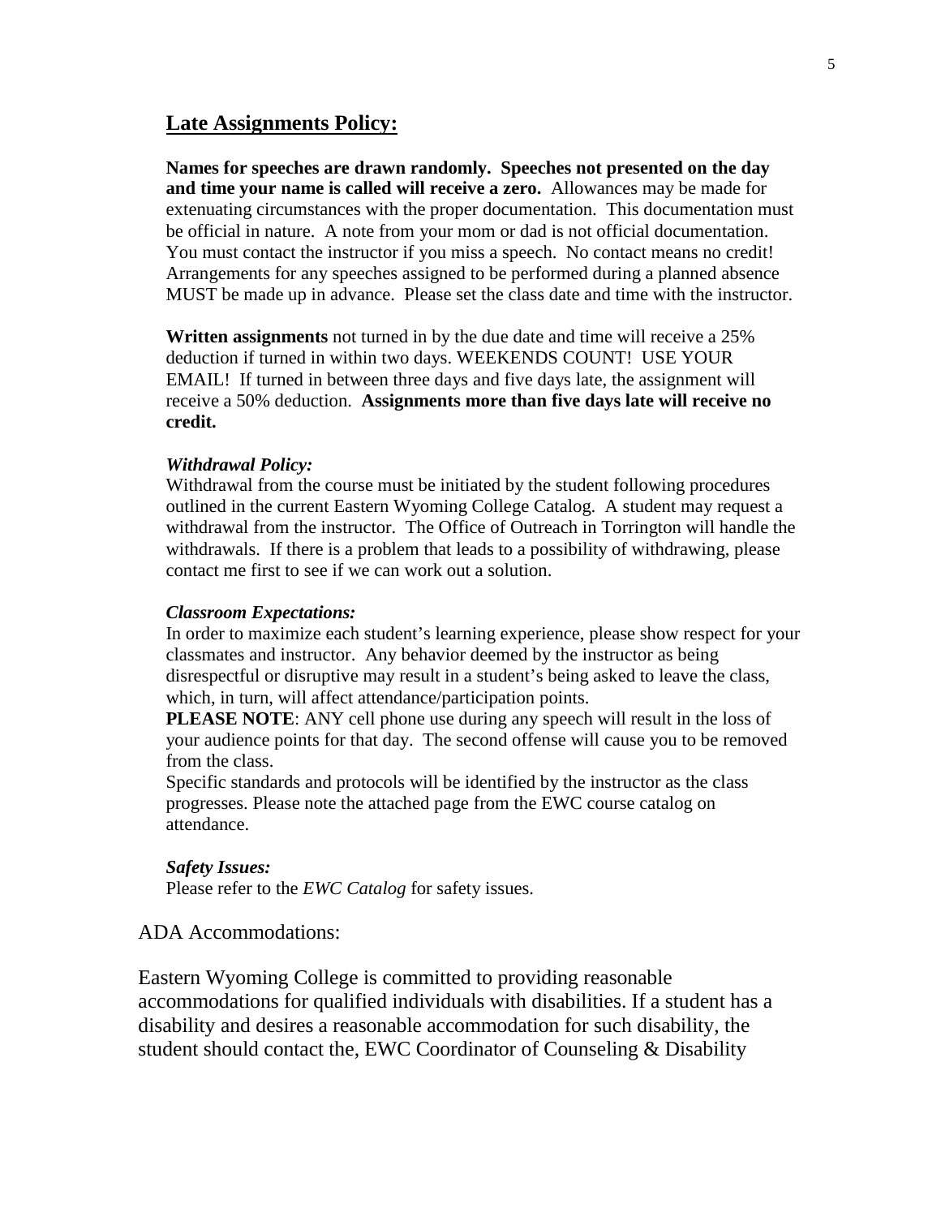## **Late Assignments Policy:**

**Names for speeches are drawn randomly. Speeches not presented on the day and time your name is called will receive a zero.** Allowances may be made for extenuating circumstances with the proper documentation. This documentation must be official in nature. A note from your mom or dad is not official documentation. You must contact the instructor if you miss a speech. No contact means no credit! Arrangements for any speeches assigned to be performed during a planned absence MUST be made up in advance. Please set the class date and time with the instructor.

**Written assignments** not turned in by the due date and time will receive a 25% deduction if turned in within two days. WEEKENDS COUNT! USE YOUR EMAIL! If turned in between three days and five days late, the assignment will receive a 50% deduction. **Assignments more than five days late will receive no credit.**

***Withdrawal Policy:***

Withdrawal from the course must be initiated by the student following procedures outlined in the current Eastern Wyoming College Catalog. A student may request a withdrawal from the instructor. The Office of Outreach in Torrington will handle the withdrawals. If there is a problem that leads to a possibility of withdrawing, please contact me first to see if we can work out a solution.

***Classroom Expectations:***

In order to maximize each student's learning experience, please show respect for your classmates and instructor. Any behavior deemed by the instructor as being disrespectful or disruptive may result in a student's being asked to leave the class, which, in turn, will affect attendance/participation points.

**PLEASE NOTE**: ANY cell phone use during any speech will result in the loss of your audience points for that day. The second offense will cause you to be removed from the class.

Specific standards and protocols will be identified by the instructor as the class progresses. Please note the attached page from the EWC course catalog on attendance.

***Safety Issues:***

Please refer to the *EWC Catalog* for safety issues.

ADA Accommodations:

Eastern Wyoming College is committed to providing reasonable accommodations for qualified individuals with disabilities. If a student has a disability and desires a reasonable accommodation for such disability, the student should contact the, EWC Coordinator of Counseling & Disability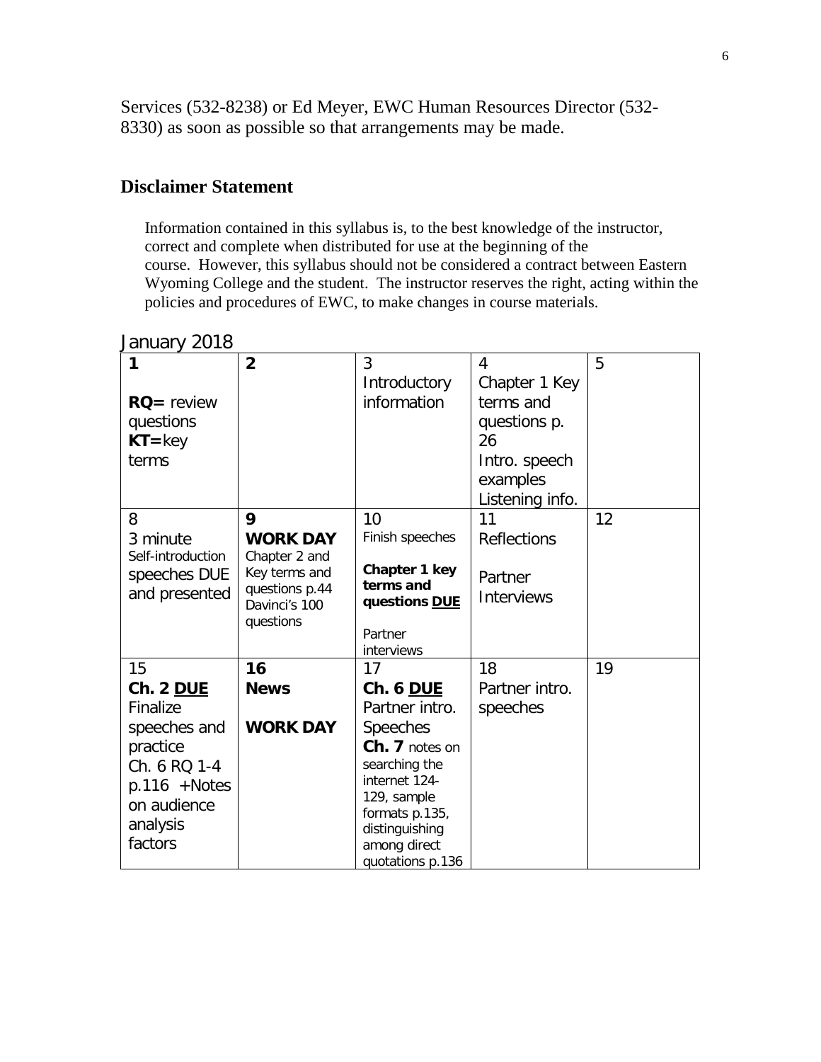Services (532-8238) or Ed Meyer, EWC Human Resources Director (532-8330) as soon as possible so that arrangements may be made.

## Disclaimer Statement

Information contained in this syllabus is, to the best knowledge of the instructor, correct and complete when distributed for use at the beginning of the course. However, this syllabus should not be considered a contract between Eastern Wyoming College and the student. The instructor reserves the right, acting within the policies and procedures of EWC, to make changes in course materials.

January 2018

| 1 | 2 | 3 | 4 | 5 |
|---|---|---|---|---|
| **1**<br><br>**RQ=** review questions<br>**KT=** key terms | **2** | 3<br>Introductory information | 4<br>Chapter 1 Key terms and questions p. 26<br>Intro. speech examples<br>Listening info. | 5 |
| 8<br>3 minute Self-introduction speeches DUE and presented | **9**<br>**WORK DAY**<br>Chapter 2 and Key terms and questions p.44<br>Davinci's 100 questions | 10<br>Finish speeches<br><br>**Chapter 1 key terms and questions DUE**<br><br>Partner interviews | 11<br>Reflections<br><br>Partner Interviews | 12 |
| 15<br>**Ch. 2 DUE**<br>Finalize speeches and practice<br>Ch. 6 RQ 1-4 p.116 +Notes on audience analysis factors | **16**<br>**News**<br><br>**WORK DAY** | 17<br>**Ch. 6 DUE**<br>Partner intro. Speeches<br>**Ch. 7** notes on searching the internet 124-129, sample formats p.135, distinguishing among direct quotations p.136 | 18<br>Partner intro. speeches | 19 |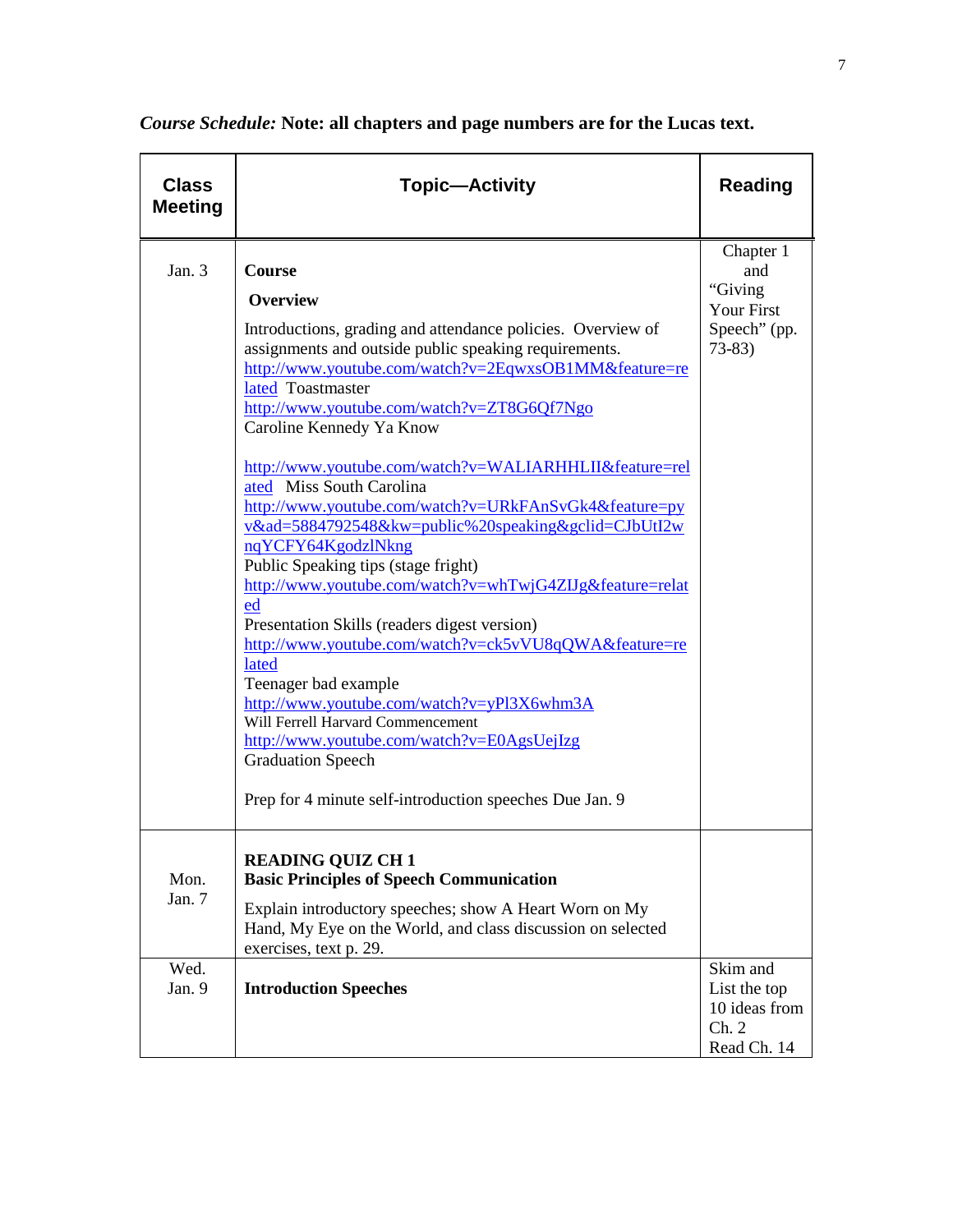*Course Schedule:* **Note: all chapters and page numbers are for the Lucas text.**

| Class Meeting | Topic—Activity | Reading |
|---|---|---|
| Jan. 3 | **Course Overview**<br><br>Introductions, grading and attendance policies. Overview of assignments and outside public speaking requirements.<br>http://www.youtube.com/watch?v=2EqwxsOB1MM&feature=related Toastmaster<br>http://www.youtube.com/watch?v=ZT8G6Qf7Ngo<br>Caroline Kennedy Ya Know<br><br>http://www.youtube.com/watch?v=WALIARHHLII&feature=related Miss South Carolina<br>http://www.youtube.com/watch?v=URkFAnSvGk4&feature=pyv&ad=5884792548&kw=public%20speaking&gclid=CJbUtI2wnqYCFY64KgodzlNkng<br>Public Speaking tips (stage fright)<br>http://www.youtube.com/watch?v=whTwjG4ZIJg&feature=related<br>Presentation Skills (readers digest version)<br>http://www.youtube.com/watch?v=ck5vVU8qQWA&feature=related<br>Teenager bad example<br>http://www.youtube.com/watch?v=yPl3X6whm3A<br>Will Ferrell Harvard Commencement<br>http://www.youtube.com/watch?v=E0AgsUejIzg<br>Graduation Speech<br><br>Prep for 4 minute self-introduction speeches Due Jan. 9 | Chapter 1 and "Giving Your First Speech" (pp. 73-83) |
| Mon. Jan. 7 | **READING QUIZ CH 1**<br>**Basic Principles of Speech Communication**<br><br>Explain introductory speeches; show A Heart Worn on My Hand, My Eye on the World, and class discussion on selected exercises, text p. 29. | |
| Wed. Jan. 9 | **Introduction Speeches** | Skim and List the top 10 ideas from Ch. 2<br>Read Ch. 14 |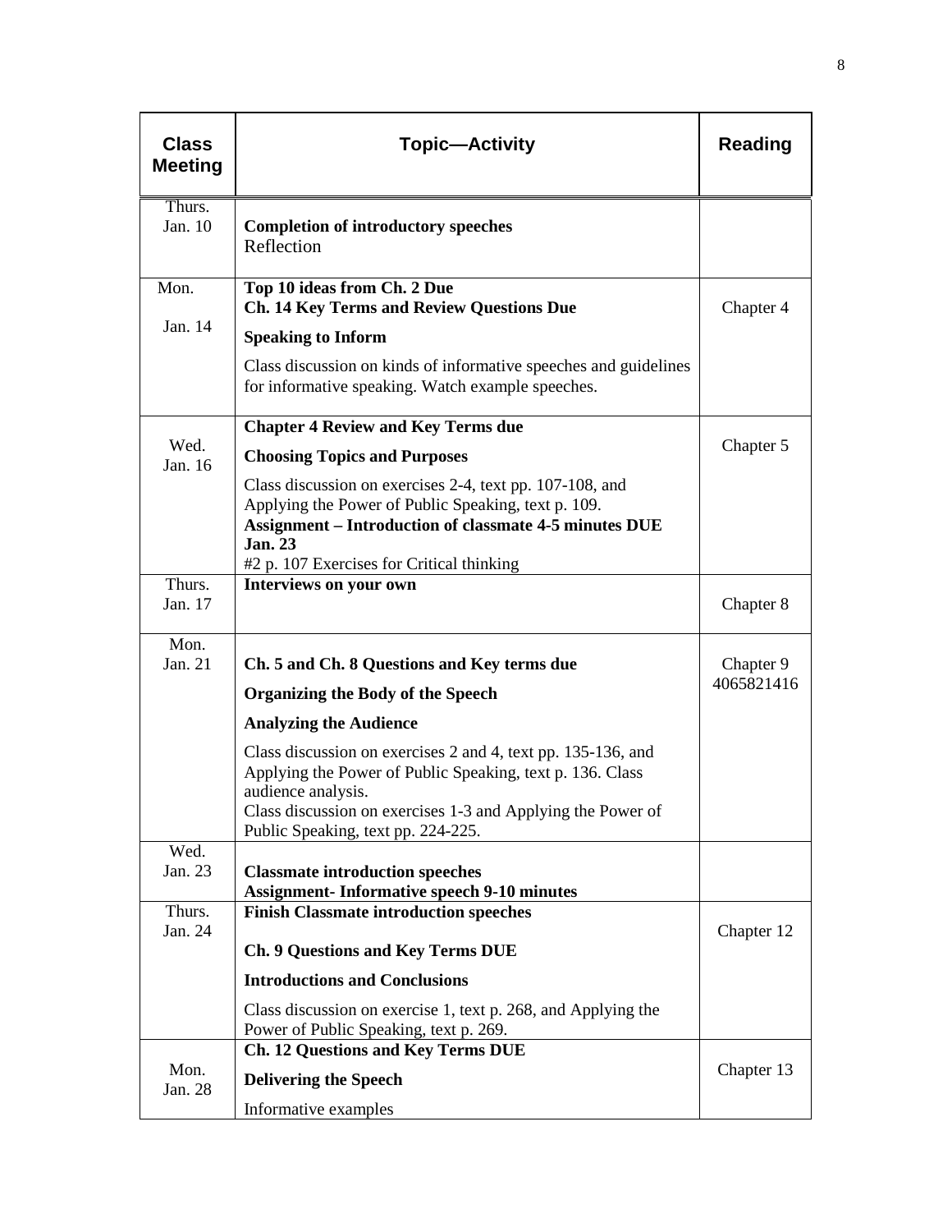| Class Meeting | Topic—Activity | Reading |
|---|---|---|
| Thurs. Jan. 10 | **Completion of introductory speeches**<br>Reflection | |
| Mon. Jan. 14 | **Top 10 ideas from Ch. 2 Due**<br>**Ch. 14 Key Terms and Review Questions Due**<br>**Speaking to Inform**<br>Class discussion on kinds of informative speeches and guidelines for informative speaking. Watch example speeches. | Chapter 4 |
| Wed. Jan. 16 | **Chapter 4 Review and Key Terms due**<br>**Choosing Topics and Purposes**<br>Class discussion on exercises 2-4, text pp. 107-108, and Applying the Power of Public Speaking, text p. 109.<br>**Assignment – Introduction of classmate 4-5 minutes DUE Jan. 23**<br>#2 p. 107 Exercises for Critical thinking | Chapter 5 |
| Thurs. Jan. 17 | **Interviews on your own** | Chapter 8 |
| Mon. Jan. 21 | **Ch. 5 and Ch. 8 Questions and Key terms due**<br>**Organizing the Body of the Speech**<br>**Analyzing the Audience**<br>Class discussion on exercises 2 and 4, text pp. 135-136, and Applying the Power of Public Speaking, text p. 136. Class audience analysis.<br>Class discussion on exercises 1-3 and Applying the Power of Public Speaking, text pp. 224-225. | Chapter 9<br>4065821416 |
| Wed. Jan. 23 | **Classmate introduction speeches**<br>**Assignment- Informative speech 9-10 minutes** | |
| Thurs. Jan. 24 | **Finish Classmate introduction speeches**<br>**Ch. 9 Questions and Key Terms DUE**<br>**Introductions and Conclusions**<br>Class discussion on exercise 1, text p. 268, and Applying the Power of Public Speaking, text p. 269. | Chapter 12 |
| Mon. Jan. 28 | **Ch. 12 Questions and Key Terms DUE**<br>**Delivering the Speech**<br>Informative examples | Chapter 13 |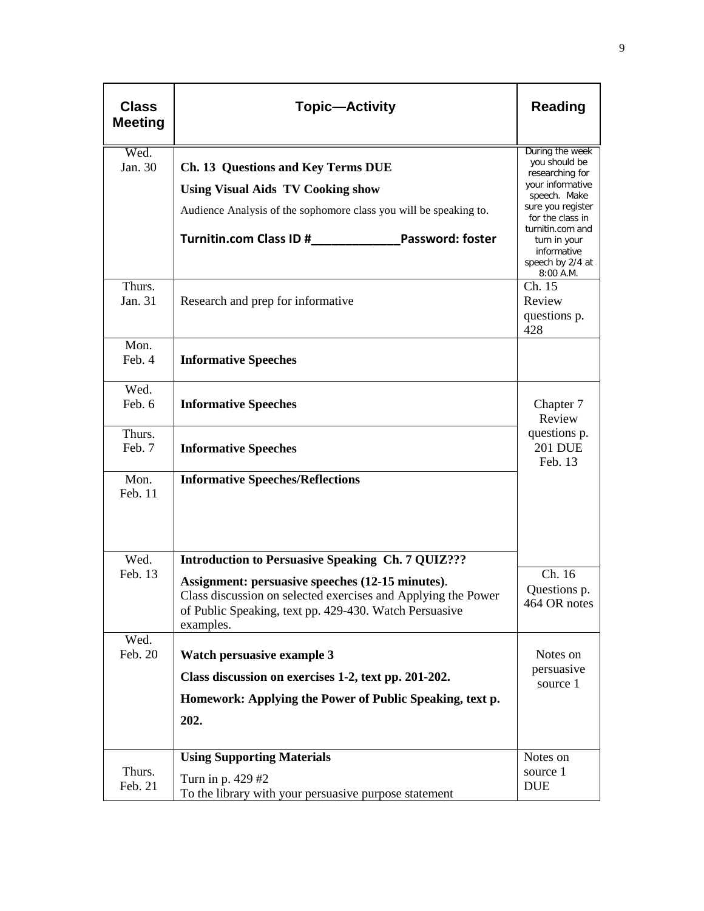| Class Meeting | Topic—Activity | Reading |
|---|---|---|
| Wed. Jan. 30 | **Ch. 13 Questions and Key Terms DUE**<br>**Using Visual Aids TV Cooking show**<br>Audience Analysis of the sophomore class you will be speaking to.<br>**Turnitin.com Class ID #_____________Password: foster** | During the week you should be researching for your informative speech. Make sure you register for the class in turnitin.com and turn in your informative speech by 2/4 at 8:00 A.M. |
| Thurs. Jan. 31 | Research and prep for informative | Ch. 15 Review questions p. 428 |
| Mon. Feb. 4 | **Informative Speeches** | |
| Wed. Feb. 6 | **Informative Speeches** | Chapter 7 Review questions p. 201 DUE Feb. 13 |
| Thurs. Feb. 7 | **Informative Speeches** | |
| Mon. Feb. 11 | **Informative Speeches/Reflections** | |
| Wed. Feb. 13 | **Introduction to Persuasive Speaking Ch. 7 QUIZ???**<br>**Assignment: persuasive speeches (12-15 minutes)**. Class discussion on selected exercises and Applying the Power of Public Speaking, text pp. 429-430. Watch Persuasive examples. | Ch. 16 Questions p. 464 OR notes |
| Wed. Feb. 20 | **Watch persuasive example 3**<br>**Class discussion on exercises 1-2, text pp. 201-202.**<br>**Homework: Applying the Power of Public Speaking, text p. 202.** | Notes on persuasive source 1 |
| Thurs. Feb. 21 | **Using Supporting Materials**<br>Turn in p. 429 #2<br>To the library with your persuasive purpose statement | Notes on source 1 DUE |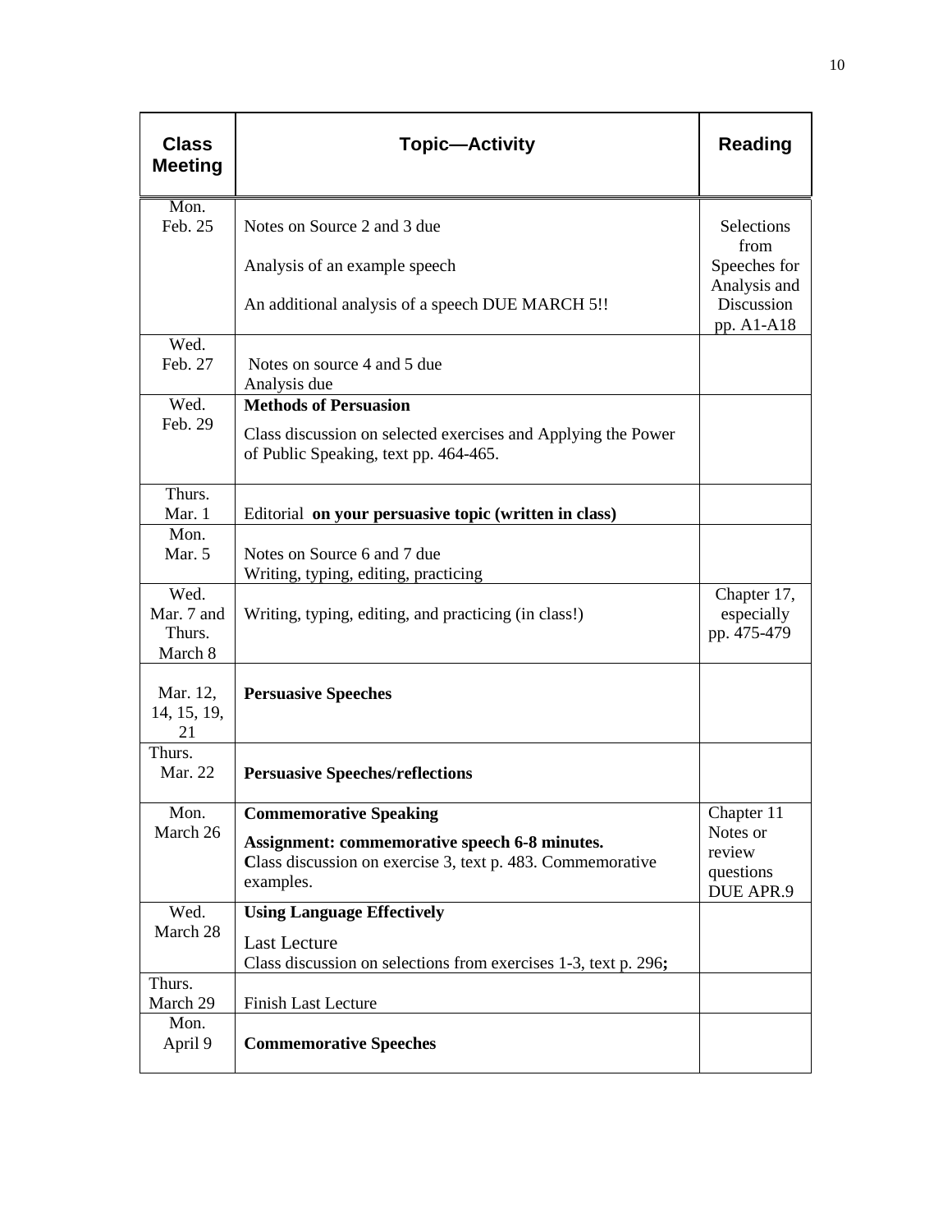| Class Meeting | Topic—Activity | Reading |
| --- | --- | --- |
| Mon. Feb. 25 | Notes on Source 2 and 3 due<br><br>Analysis of an example speech<br><br>An additional analysis of a speech DUE MARCH 5!! | Selections from Speeches for Analysis and Discussion pp. A1-A18 |
| Wed. Feb. 27 | Notes on source 4 and 5 due<br>Analysis due | |
| Wed. Feb. 29 | **Methods of Persuasion**<br><br>Class discussion on selected exercises and Applying the Power of Public Speaking, text pp. 464-465. | |
| Thurs. Mar. 1 | Editorial **on your persuasive topic (written in class)** | |
| Mon. Mar. 5 | Notes on Source 6 and 7 due<br>Writing, typing, editing, practicing | |
| Wed. Mar. 7 and Thurs. March 8 | Writing, typing, editing, and practicing (in class!) | Chapter 17, especially pp. 475-479 |
| Mar. 12, 14, 15, 19, 21 | **Persuasive Speeches** | |
| Thurs. Mar. 22 | **Persuasive Speeches/reflections** | |
| Mon. March 26 | **Commemorative Speaking**<br><br>**Assignment: commemorative speech 6-8 minutes.**<br>**C**lass discussion on exercise 3, text p. 483. Commemorative examples. | Chapter 11 Notes or review questions DUE APR.9 |
| Wed. March 28 | **Using Language Effectively**<br><br>Last Lecture<br>Class discussion on selections from exercises 1-3, text p. 296**;** | |
| Thurs. March 29 | Finish Last Lecture | |
| Mon. April 9 | **Commemorative Speeches** | |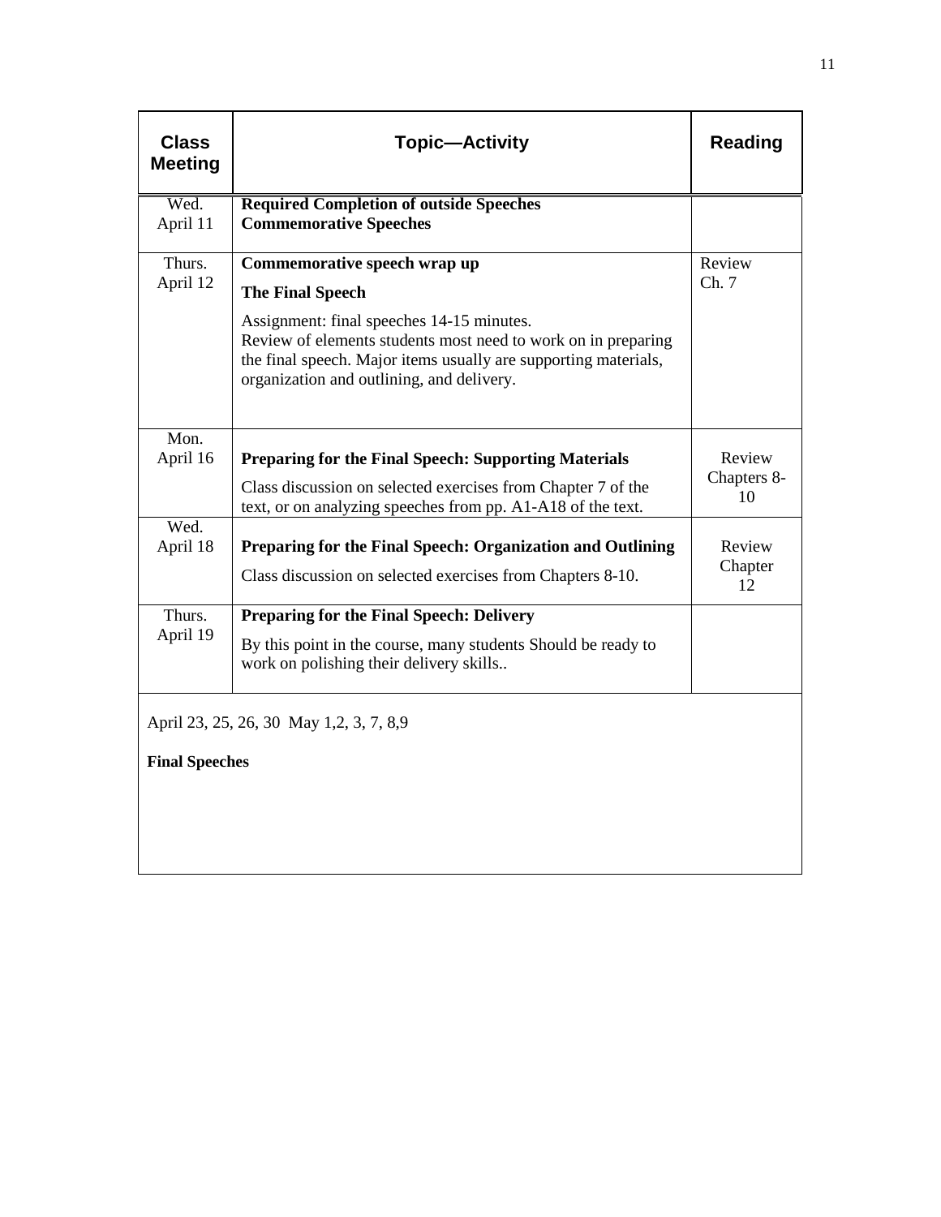| Class Meeting | Topic—Activity | Reading |
| --- | --- | --- |
| Wed. April 11 | **Required Completion of outside Speeches** **Commemorative Speeches** | |
| Thurs. April 12 | **Commemorative speech wrap up** **The Final Speech** Assignment: final speeches 14-15 minutes. Review of elements students most need to work on in preparing the final speech. Major items usually are supporting materials, organization and outlining, and delivery. | Review Ch. 7 |
| Mon. April 16 | **Preparing for the Final Speech: Supporting Materials** Class discussion on selected exercises from Chapter 7 of the text, or on analyzing speeches from pp. A1-A18 of the text. | Review Chapters 8-10 |
| Wed. April 18 | **Preparing for the Final Speech: Organization and Outlining** Class discussion on selected exercises from Chapters 8-10. | Review Chapter 12 |
| Thurs. April 19 | **Preparing for the Final Speech: Delivery** By this point in the course, many students Should be ready to work on polishing their delivery skills.. | |
| April 23, 25, 26, 30 May 1,2, 3, 7, 8,9 **Final Speeches** | | |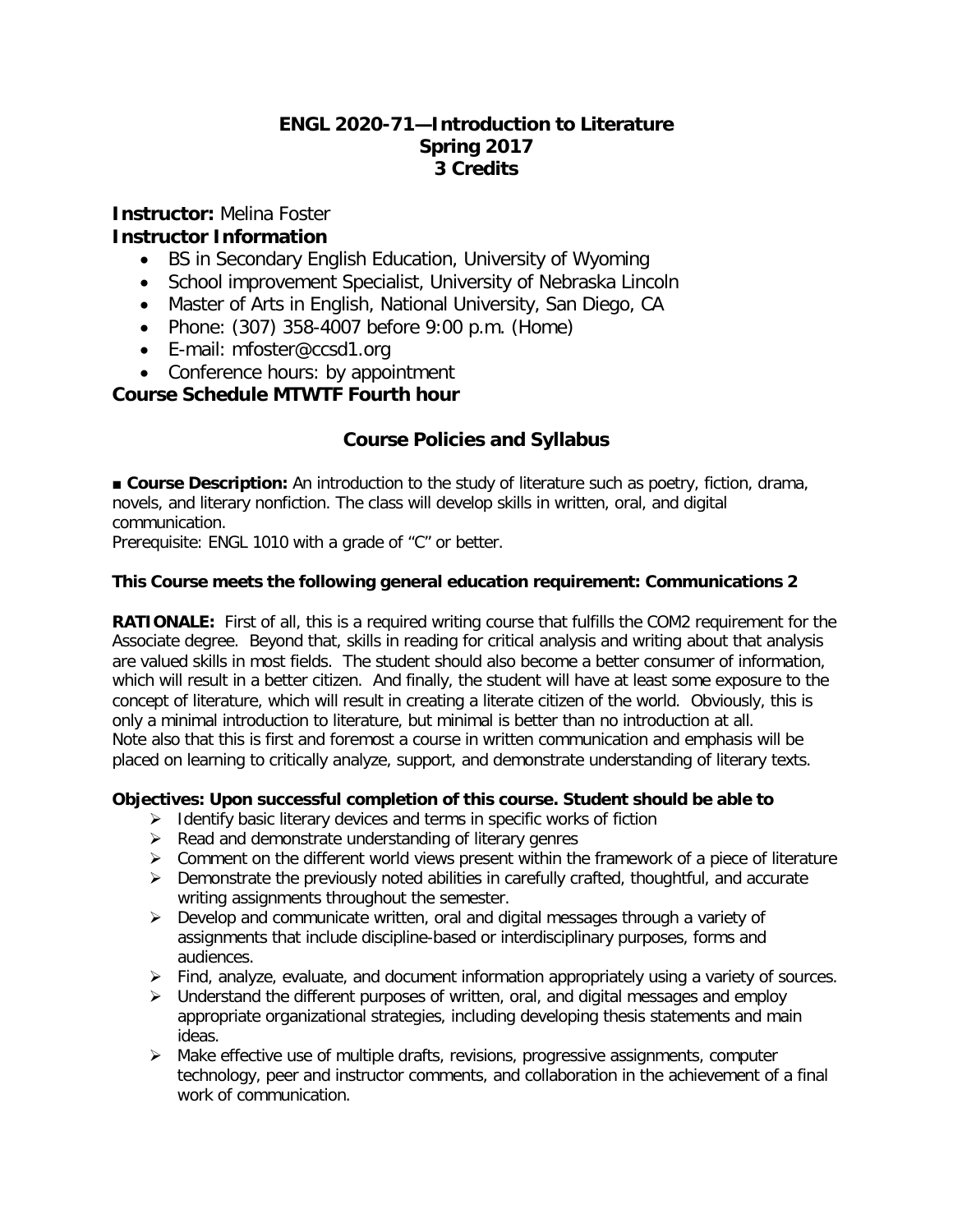# ENGL 2020-71—Introduction to Literature
## Spring 2017
## 3 Credits

**Instructor:** Melina Foster

**Instructor Information**

- BS in Secondary English Education, University of Wyoming
- School improvement Specialist, University of Nebraska Lincoln
- Master of Arts in English, National University, San Diego, CA
- Phone: (307) 358-4007 before 9:00 p.m. (Home)
- E-mail: mfoster@ccsd1.org
- Conference hours: by appointment

**Course Schedule MTWTF Fourth hour**

## Course Policies and Syllabus

■ **Course Description:** An introduction to the study of literature such as poetry, fiction, drama, novels, and literary nonfiction. The class will develop skills in written, oral, and digital communication.
Prerequisite: ENGL 1010 with a grade of "C" or better.

**This Course meets the following general education requirement: Communications 2**

**RATIONALE:** First of all, this is a required writing course that fulfills the COM2 requirement for the Associate degree. Beyond that, skills in reading for critical analysis and writing about that analysis are valued skills in most fields. The student should also become a better consumer of information, which will result in a better citizen. And finally, the student will have at least some exposure to the concept of literature, which will result in creating a literate citizen of the world. Obviously, this is only a minimal introduction to literature, but minimal is better than no introduction at all.
Note also that this is first and foremost a course in written communication and emphasis will be placed on learning to critically analyze, support, and demonstrate understanding of literary texts.

**Objectives: Upon successful completion of this course. Student should be able to**

- Identify basic literary devices and terms in specific works of fiction
- Read and demonstrate understanding of literary genres
- Comment on the different world views present within the framework of a piece of literature
- Demonstrate the previously noted abilities in carefully crafted, thoughtful, and accurate writing assignments throughout the semester.
- Develop and communicate written, oral and digital messages through a variety of assignments that include discipline-based or interdisciplinary purposes, forms and audiences.
- Find, analyze, evaluate, and document information appropriately using a variety of sources.
- Understand the different purposes of written, oral, and digital messages and employ appropriate organizational strategies, including developing thesis statements and main ideas.
- Make effective use of multiple drafts, revisions, progressive assignments, computer technology, peer and instructor comments, and collaboration in the achievement of a final work of communication.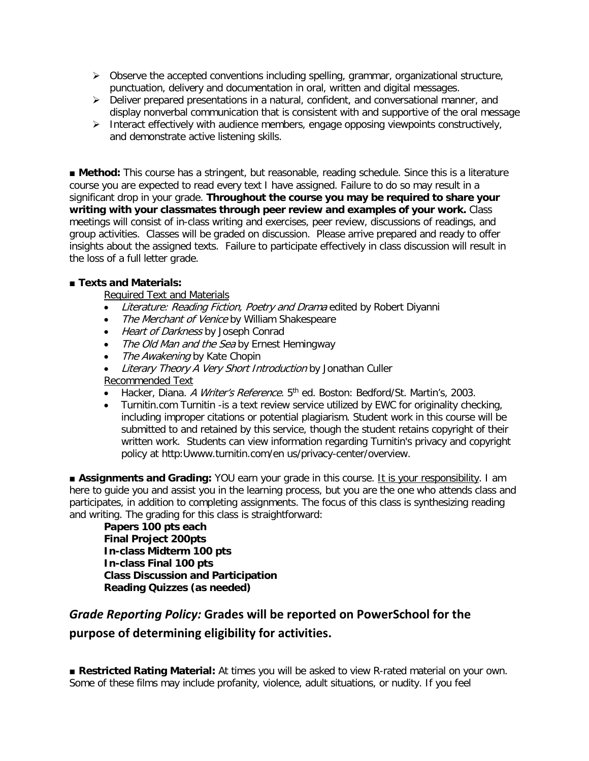- Observe the accepted conventions including spelling, grammar, organizational structure, punctuation, delivery and documentation in oral, written and digital messages.
- Deliver prepared presentations in a natural, confident, and conversational manner, and display nonverbal communication that is consistent with and supportive of the oral message
- Interact effectively with audience members, engage opposing viewpoints constructively, and demonstrate active listening skills.

■ **Method:** This course has a stringent, but reasonable, reading schedule. Since this is a literature course you are expected to read every text I have assigned. Failure to do so may result in a significant drop in your grade. **Throughout the course you may be required to share your writing with your classmates through peer review and examples of your work.** Class meetings will consist of in-class writing and exercises, peer review, discussions of readings, and group activities. Classes will be graded on discussion. Please arrive prepared and ready to offer insights about the assigned texts. Failure to participate effectively in class discussion will result in the loss of a full letter grade.

■ **Texts and Materials:**

Required Text and Materials

- *Literature: Reading Fiction, Poetry and Drama* edited by Robert Diyanni
- *The Merchant of Venice* by William Shakespeare
- *Heart of Darkness* by Joseph Conrad
- *The Old Man and the Sea* by Ernest Hemingway
- *The Awakening* by Kate Chopin
- *Literary Theory A Very Short Introduction* by Jonathan Culler

Recommended Text

- Hacker, Diana. *A Writer's Reference.* 5th ed. Boston: Bedford/St. Martin's, 2003.
- Turnitin.com Turnitin -is a text review service utilized by EWC for originality checking, including improper citations or potential plagiarism. Student work in this course will be submitted to and retained by this service, though the student retains copyright of their written work. Students can view information regarding Turnitin's privacy and copyright policy at http:Uwww.turnitin.com/en us/privacy-center/overview.

■ **Assignments and Grading:** YOU earn your grade in this course. It is your responsibility. I am here to guide you and assist you in the learning process, but you are the one who attends class and participates, in addition to completing assignments. The focus of this class is synthesizing reading and writing. The grading for this class is straightforward:

**Papers 100 pts each**
**Final Project 200pts**
**In-class Midterm 100 pts**
**In-class Final 100 pts**
**Class Discussion and Participation**
**Reading Quizzes (as needed)**

## *Grade Reporting Policy:* Grades will be reported on PowerSchool for the purpose of determining eligibility for activities.

■ **Restricted Rating Material:** At times you will be asked to view R-rated material on your own. Some of these films may include profanity, violence, adult situations, or nudity. If you feel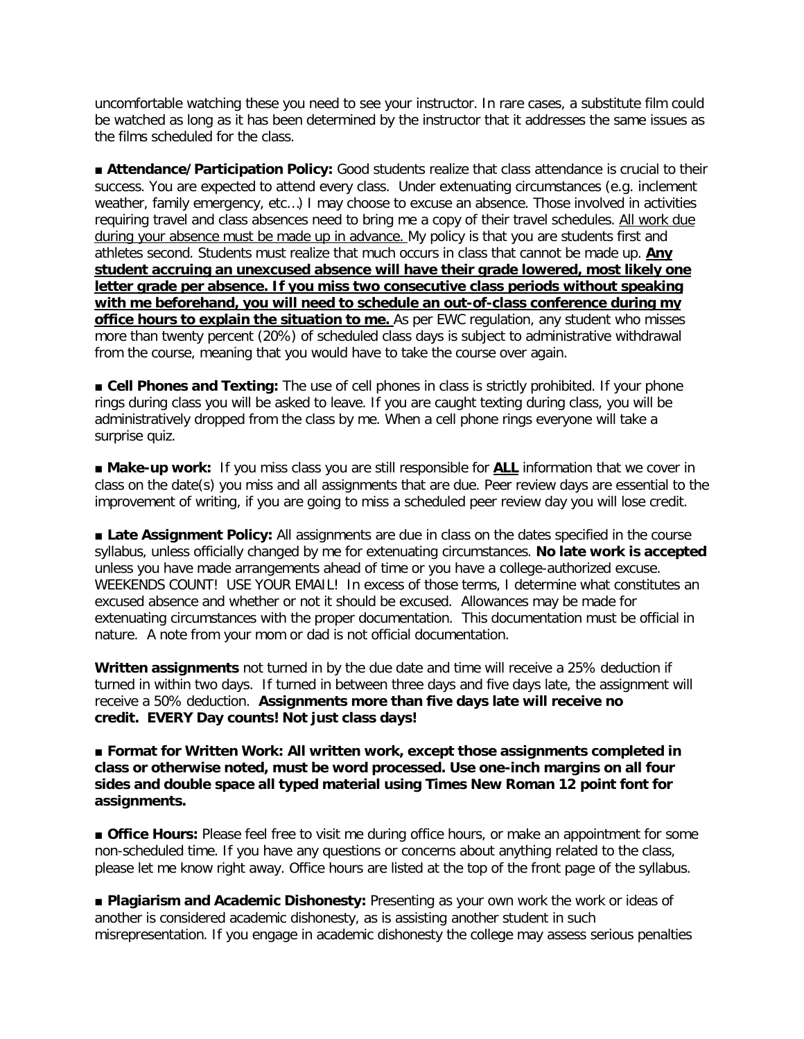uncomfortable watching these you need to see your instructor. In rare cases, a substitute film could be watched as long as it has been determined by the instructor that it addresses the same issues as the films scheduled for the class.

■ **Attendance/Participation Policy:** Good students realize that class attendance is crucial to their success. You are expected to attend every class. Under extenuating circumstances (e.g. inclement weather, family emergency, etc…) I may choose to excuse an absence. Those involved in activities requiring travel and class absences need to bring me a copy of their travel schedules. <u>All work due during your absence must be made up in advance.</u> My policy is that you are students first and athletes second. Students must realize that much occurs in class that cannot be made up. <u>**Any student accruing an unexcused absence will have their grade lowered, most likely one letter grade per absence. If you miss two consecutive class periods without speaking with me beforehand, you will need to schedule an out-of-class conference during my office hours to explain the situation to me.**</u> As per EWC regulation, any student who misses more than twenty percent (20%) of scheduled class days is subject to administrative withdrawal from the course, meaning that you would have to take the course over again.

■ **Cell Phones and Texting:** The use of cell phones in class is strictly prohibited. If your phone rings during class you will be asked to leave. If you are caught texting during class, you will be administratively dropped from the class by me. When a cell phone rings everyone will take a surprise quiz.

■ **Make-up work:** If you miss class you are still responsible for <u>**ALL**</u> information that we cover in class on the date(s) you miss and all assignments that are due. Peer review days are essential to the improvement of writing, if you are going to miss a scheduled peer review day you will lose credit.

■ **Late Assignment Policy:** All assignments are due in class on the dates specified in the course syllabus, unless officially changed by me for extenuating circumstances. **No late work is accepted** unless you have made arrangements ahead of time or you have a college-authorized excuse. WEEKENDS COUNT! USE YOUR EMAIL! In excess of those terms, I determine what constitutes an excused absence and whether or not it should be excused. Allowances may be made for extenuating circumstances with the proper documentation. This documentation must be official in nature. A note from your mom or dad is not official documentation.

**Written assignments** not turned in by the due date and time will receive a 25% deduction if turned in within two days. If turned in between three days and five days late, the assignment will receive a 50% deduction. **Assignments more than five days late will receive no credit. EVERY Day counts! Not just class days!**

■ **Format for Written Work: All written work, except those assignments completed in class or otherwise noted, must be word processed. Use one-inch margins on all four sides and double space all typed material using Times New Roman 12 point font for assignments.**

■ **Office Hours:** Please feel free to visit me during office hours, or make an appointment for some non-scheduled time. If you have any questions or concerns about anything related to the class, please let me know right away. Office hours are listed at the top of the front page of the syllabus.

■ **Plagiarism and Academic Dishonesty:** Presenting as your own work the work or ideas of another is considered academic dishonesty, as is assisting another student in such misrepresentation. If you engage in academic dishonesty the college may assess serious penalties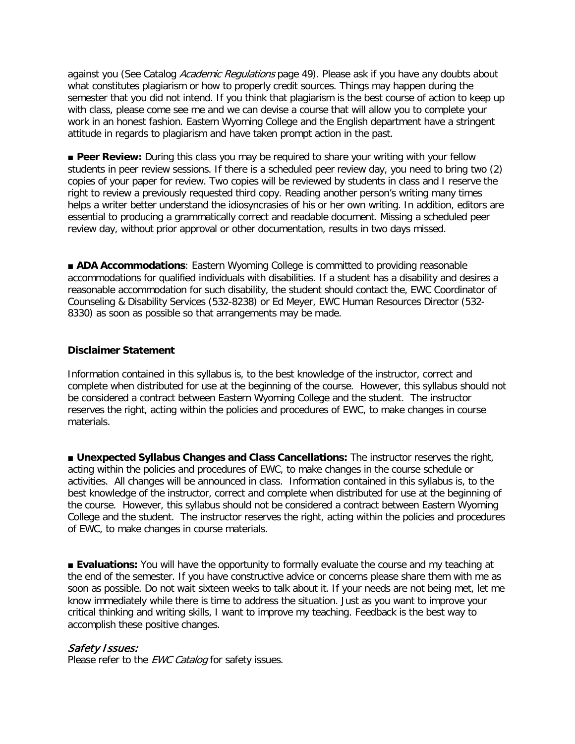against you (See Catalog *Academic Regulations* page 49). Please ask if you have any doubts about what constitutes plagiarism or how to properly credit sources. Things may happen during the semester that you did not intend. If you think that plagiarism is the best course of action to keep up with class, please come see me and we can devise a course that will allow you to complete your work in an honest fashion. Eastern Wyoming College and the English department have a stringent attitude in regards to plagiarism and have taken prompt action in the past.

■ **Peer Review:** During this class you may be required to share your writing with your fellow students in peer review sessions. If there is a scheduled peer review day, you need to bring two (2) copies of your paper for review. Two copies will be reviewed by students in class and I reserve the right to review a previously requested third copy. Reading another person's writing many times helps a writer better understand the idiosyncrasies of his or her own writing. In addition, editors are essential to producing a grammatically correct and readable document. Missing a scheduled peer review day, without prior approval or other documentation, results in two days missed.

■ **ADA Accommodations**: Eastern Wyoming College is committed to providing reasonable accommodations for qualified individuals with disabilities. If a student has a disability and desires a reasonable accommodation for such disability, the student should contact the, EWC Coordinator of Counseling & Disability Services (532-8238) or Ed Meyer, EWC Human Resources Director (532-8330) as soon as possible so that arrangements may be made.

**Disclaimer Statement**

Information contained in this syllabus is, to the best knowledge of the instructor, correct and complete when distributed for use at the beginning of the course. However, this syllabus should not be considered a contract between Eastern Wyoming College and the student. The instructor reserves the right, acting within the policies and procedures of EWC, to make changes in course materials.

■ **Unexpected Syllabus Changes and Class Cancellations:** The instructor reserves the right, acting within the policies and procedures of EWC, to make changes in the course schedule or activities. All changes will be announced in class. Information contained in this syllabus is, to the best knowledge of the instructor, correct and complete when distributed for use at the beginning of the course. However, this syllabus should not be considered a contract between Eastern Wyoming College and the student. The instructor reserves the right, acting within the policies and procedures of EWC, to make changes in course materials.

■ **Evaluations:** You will have the opportunity to formally evaluate the course and my teaching at the end of the semester. If you have constructive advice or concerns please share them with me as soon as possible. Do not wait sixteen weeks to talk about it. If your needs are not being met, let me know immediately while there is time to address the situation. Just as you want to improve your critical thinking and writing skills, I want to improve my teaching. Feedback is the best way to accomplish these positive changes.

*Safety Issues:*

Please refer to the *EWC Catalog* for safety issues.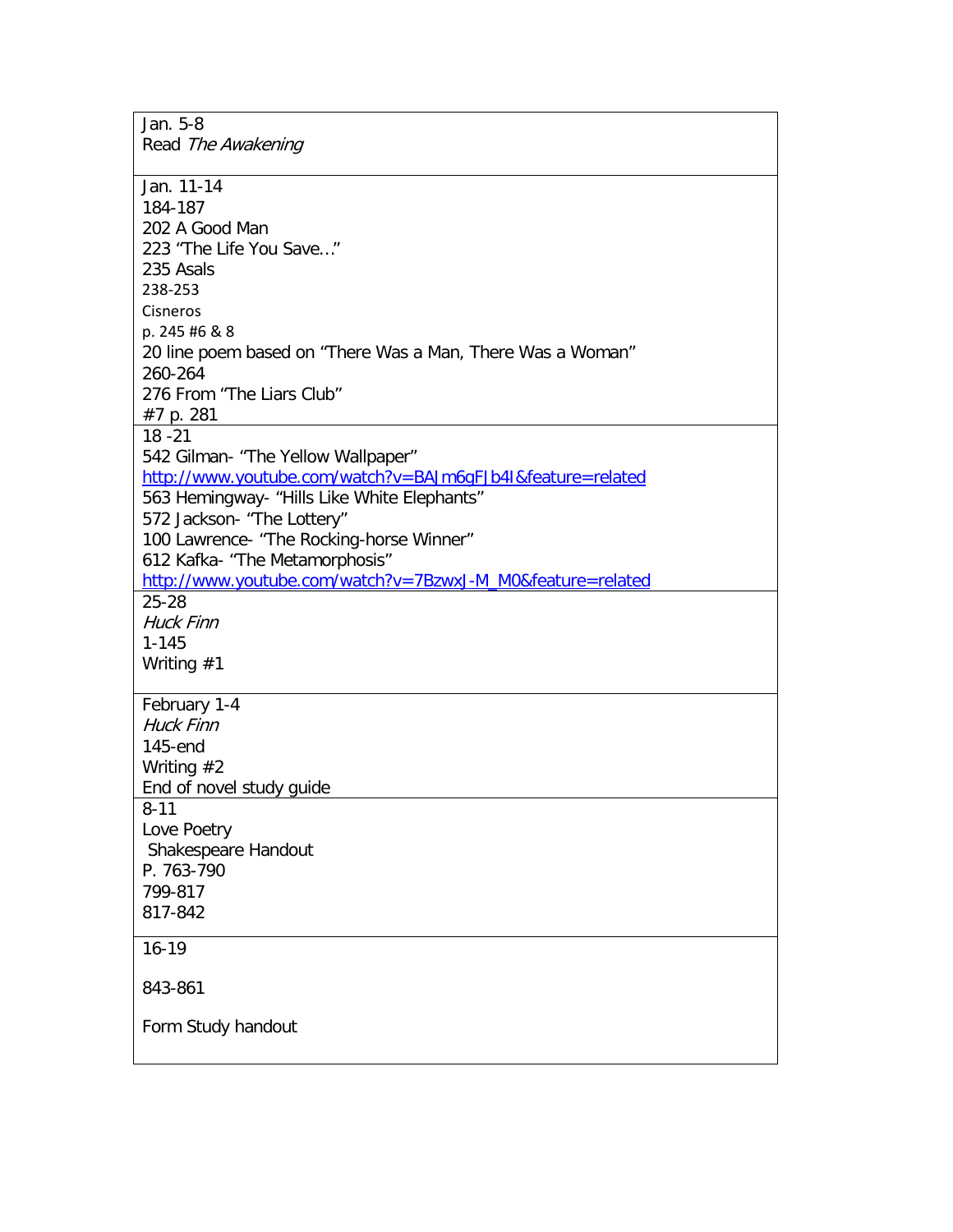| Jan. 5-8<br>Read *The Awakening* |
|---|
| Jan. 11-14<br>184-187<br>202 A Good Man<br>223 "The Life You Save…"<br>235 Asals<br>238-253<br>Cisneros<br>p. 245 #6 & 8<br>20 line poem based on "There Was a Man, There Was a Woman"<br>260-264<br>276 From "The Liars Club"<br>#7 p. 281 |
| 18 -21<br>542 Gilman- "The Yellow Wallpaper"<br>http://www.youtube.com/watch?v=BAJm6qFJb4I&feature=related<br>563 Hemingway- "Hills Like White Elephants"<br>572 Jackson- "The Lottery"<br>100 Lawrence- "The Rocking-horse Winner"<br>612 Kafka- "The Metamorphosis"<br>http://www.youtube.com/watch?v=7BzwxJ-M_M0&feature=related |
| 25-28<br>*Huck Finn*<br>1-145<br>Writing #1 |
| February 1-4<br>*Huck Finn*<br>145-end<br>Writing #2<br>End of novel study guide |
| 8-11<br>Love Poetry<br>Shakespeare Handout<br>P. 763-790<br>799-817<br>817-842 |
| 16-19<br>843-861<br>Form Study handout |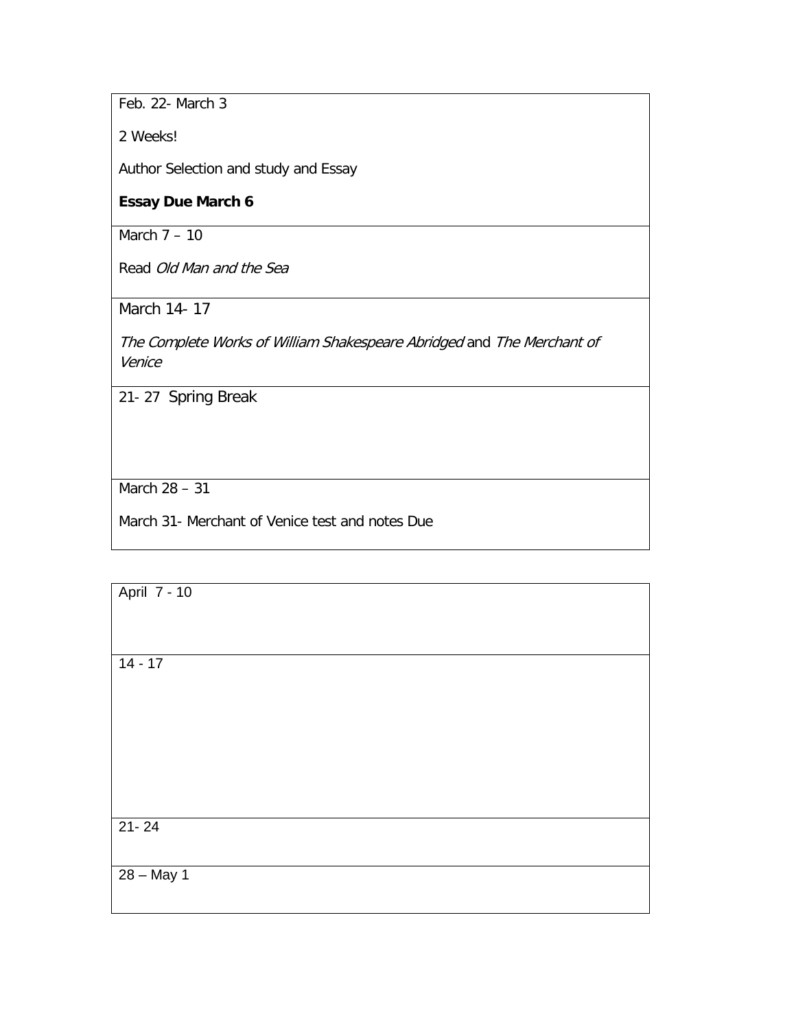| Feb. 22- March 3<br><br>2 Weeks!<br><br>Author Selection and study and Essay<br><br>**Essay Due March 6** |
|---|
| March 7 – 10<br><br>Read *Old Man and the Sea* |
| March 14- 17<br><br>*The Complete Works of William Shakespeare Abridged* and *The Merchant of Venice* |
| 21- 27 Spring Break |
| March 28 – 31<br><br>March 31- Merchant of Venice test and notes Due |

| April 7 - 10 |
|---|
| 14 - 17 |
| 21- 24 |
| 28 – May 1 |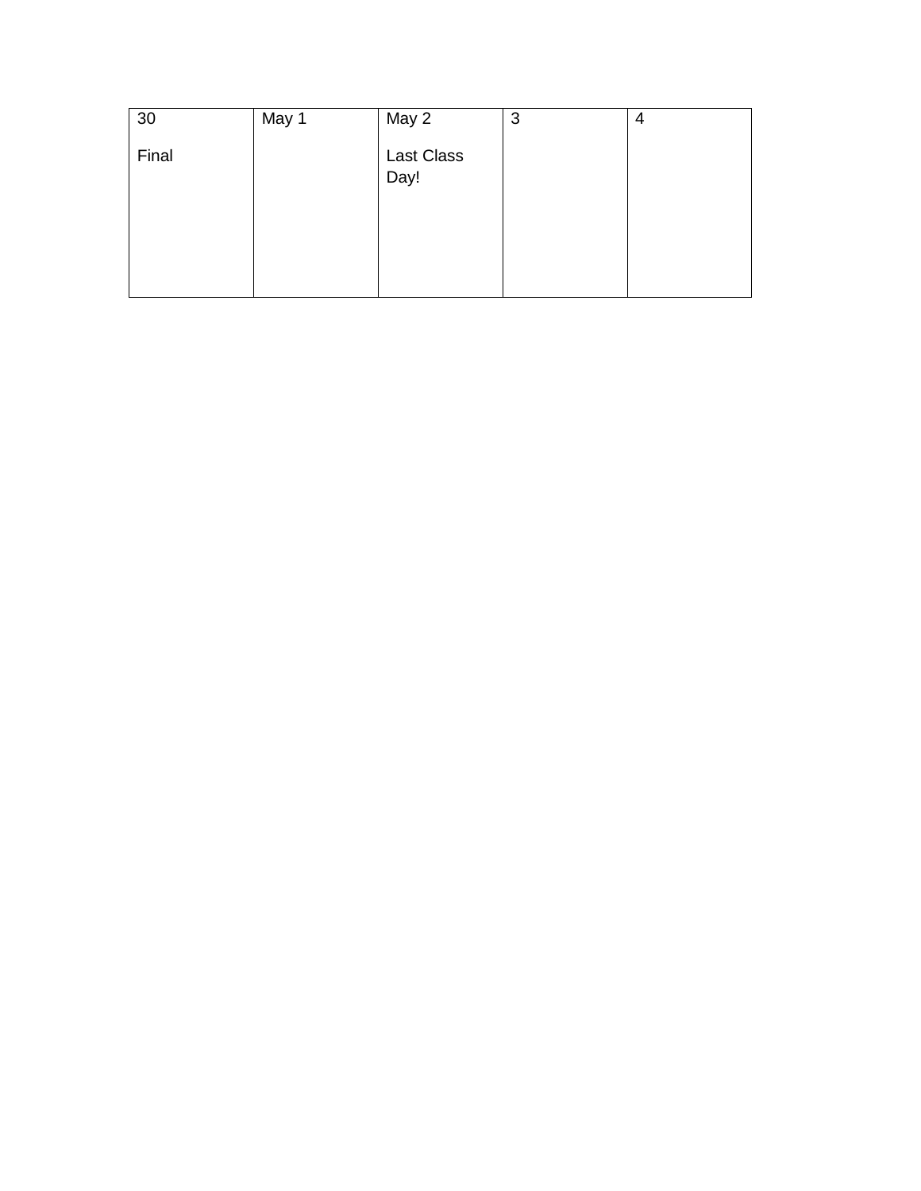| 30<br><br>Final | May 1 | May 2<br><br>Last Class Day! | 3 | 4 |
|---|---|---|---|---|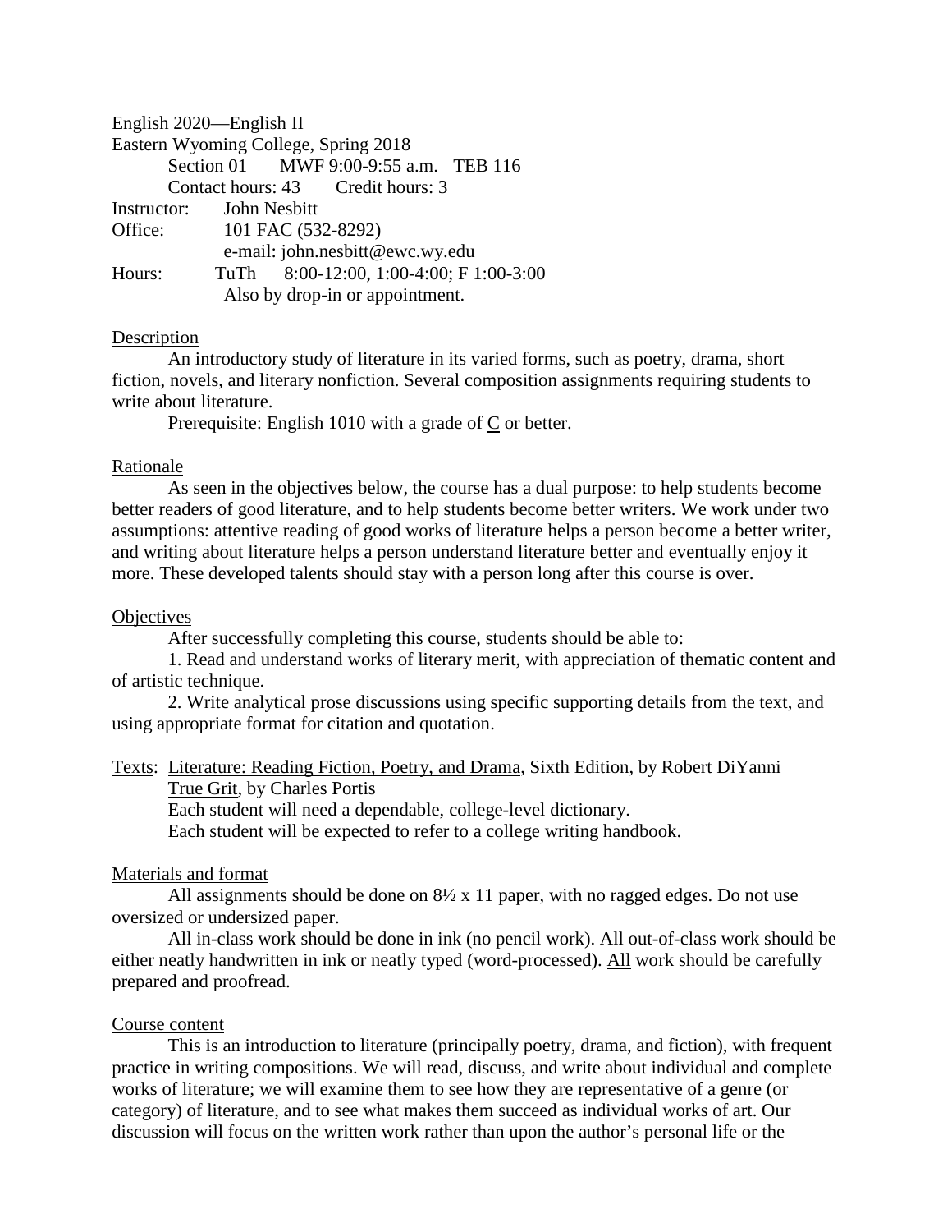English 2020—English II
Eastern Wyoming College, Spring 2018
Section 01 MWF 9:00-9:55 a.m. TEB 116
Contact hours: 43 Credit hours: 3

Instructor: John Nesbitt
Office: 101 FAC (532-8292)
e-mail: john.nesbitt@ewc.wy.edu
Hours: TuTh 8:00-12:00, 1:00-4:00; F 1:00-3:00
Also by drop-in or appointment.

## Description

An introductory study of literature in its varied forms, such as poetry, drama, short fiction, novels, and literary nonfiction. Several composition assignments requiring students to write about literature.

Prerequisite: English 1010 with a grade of C or better.

## Rationale

As seen in the objectives below, the course has a dual purpose: to help students become better readers of good literature, and to help students become better writers. We work under two assumptions: attentive reading of good works of literature helps a person become a better writer, and writing about literature helps a person understand literature better and eventually enjoy it more. These developed talents should stay with a person long after this course is over.

## Objectives

After successfully completing this course, students should be able to:

1. Read and understand works of literary merit, with appreciation of thematic content and of artistic technique.
2. Write analytical prose discussions using specific supporting details from the text, and using appropriate format for citation and quotation.

Texts: Literature: Reading Fiction, Poetry, and Drama, Sixth Edition, by Robert DiYanni
True Grit, by Charles Portis
Each student will need a dependable, college-level dictionary.
Each student will be expected to refer to a college writing handbook.

## Materials and format

All assignments should be done on 8½ x 11 paper, with no ragged edges. Do not use oversized or undersized paper.

All in-class work should be done in ink (no pencil work). All out-of-class work should be either neatly handwritten in ink or neatly typed (word-processed). All work should be carefully prepared and proofread.

## Course content

This is an introduction to literature (principally poetry, drama, and fiction), with frequent practice in writing compositions. We will read, discuss, and write about individual and complete works of literature; we will examine them to see how they are representative of a genre (or category) of literature, and to see what makes them succeed as individual works of art. Our discussion will focus on the written work rather than upon the author's personal life or the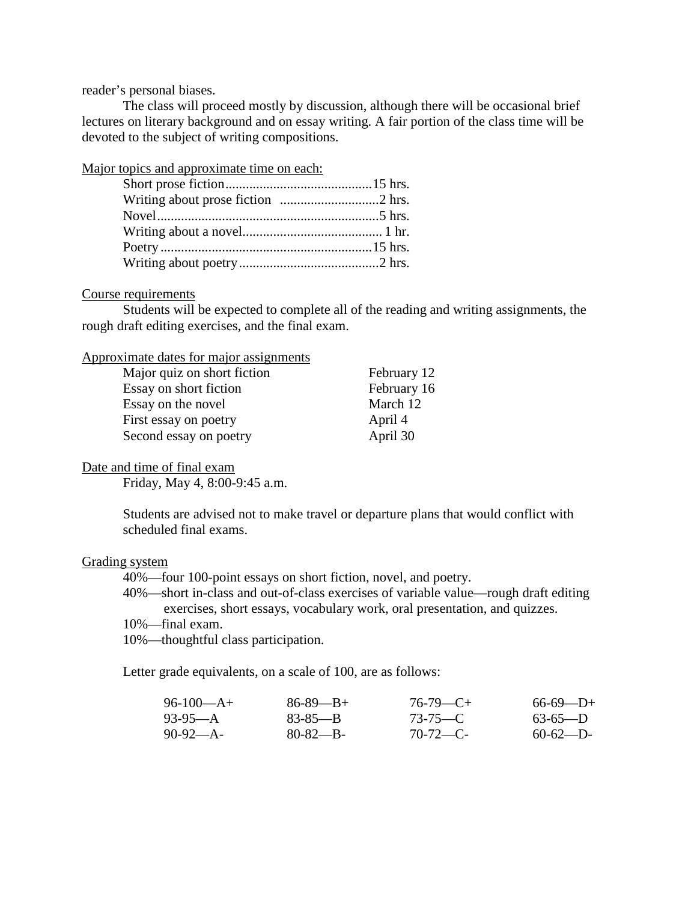reader's personal biases.

The class will proceed mostly by discussion, although there will be occasional brief lectures on literary background and on essay writing. A fair portion of the class time will be devoted to the subject of writing compositions.

Major topics and approximate time on each:

| | |
|---|---|
| Short prose fiction | 15 hrs. |
| Writing about prose fiction | 2 hrs. |
| Novel | 5 hrs. |
| Writing about a novel | 1 hr. |
| Poetry | 15 hrs. |
| Writing about poetry | 2 hrs. |

Course requirements

Students will be expected to complete all of the reading and writing assignments, the rough draft editing exercises, and the final exam.

Approximate dates for major assignments

| | |
|---|---|
| Major quiz on short fiction | February 12 |
| Essay on short fiction | February 16 |
| Essay on the novel | March 12 |
| First essay on poetry | April 4 |
| Second essay on poetry | April 30 |

Date and time of final exam

Friday, May 4, 8:00-9:45 a.m.

Students are advised not to make travel or departure plans that would conflict with scheduled final exams.

Grading system

40%—four 100-point essays on short fiction, novel, and poetry.

40%—short in-class and out-of-class exercises of variable value—rough draft editing exercises, short essays, vocabulary work, oral presentation, and quizzes.

10%—final exam.

10%—thoughtful class participation.

Letter grade equivalents, on a scale of 100, are as follows:

| | | | |
|---|---|---|---|
| 96-100—A+ | 86-89—B+ | 76-79—C+ | 66-69—D+ |
| 93-95—A | 83-85—B | 73-75—C | 63-65—D |
| 90-92—A- | 80-82—B- | 70-72—C- | 60-62—D- |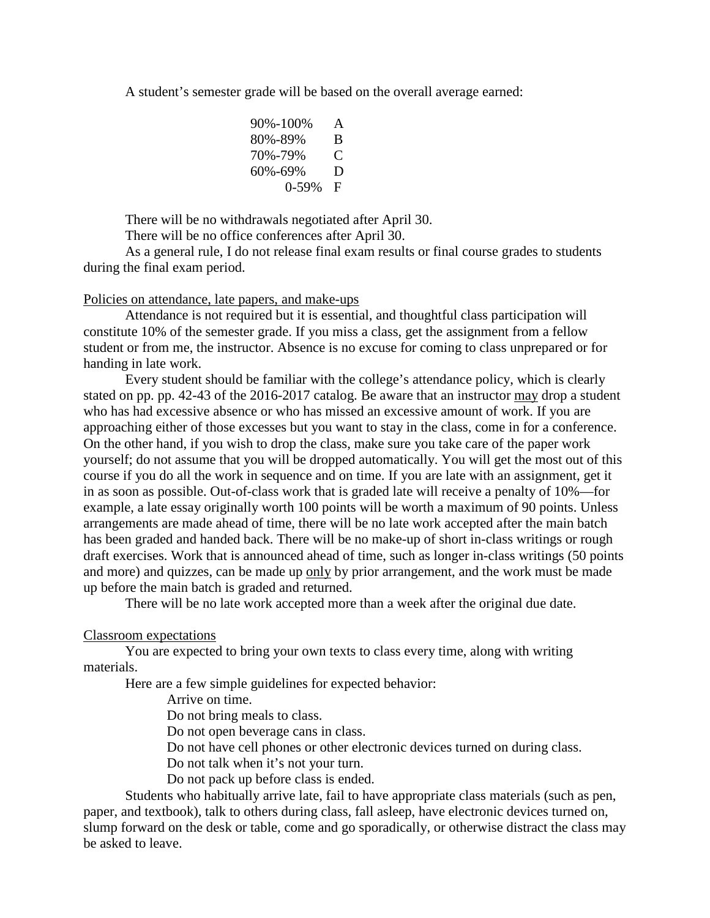A student's semester grade will be based on the overall average earned:

| | |
|---|---|
| 90%-100% | A |
| 80%-89% | B |
| 70%-79% | C |
| 60%-69% | D |
| 0-59% | F |

There will be no withdrawals negotiated after April 30.

There will be no office conferences after April 30.

As a general rule, I do not release final exam results or final course grades to students during the final exam period.

<u>Policies on attendance, late papers, and make-ups</u>

Attendance is not required but it is essential, and thoughtful class participation will constitute 10% of the semester grade. If you miss a class, get the assignment from a fellow student or from me, the instructor. Absence is no excuse for coming to class unprepared or for handing in late work.

Every student should be familiar with the college's attendance policy, which is clearly stated on pp. pp. 42-43 of the 2016-2017 catalog. Be aware that an instructor <u>may</u> drop a student who has had excessive absence or who has missed an excessive amount of work. If you are approaching either of those excesses but you want to stay in the class, come in for a conference. On the other hand, if you wish to drop the class, make sure you take care of the paper work yourself; do not assume that you will be dropped automatically. You will get the most out of this course if you do all the work in sequence and on time. If you are late with an assignment, get it in as soon as possible. Out-of-class work that is graded late will receive a penalty of 10%—for example, a late essay originally worth 100 points will be worth a maximum of 90 points. Unless arrangements are made ahead of time, there will be no late work accepted after the main batch has been graded and handed back. There will be no make-up of short in-class writings or rough draft exercises. Work that is announced ahead of time, such as longer in-class writings (50 points and more) and quizzes, can be made up <u>only</u> by prior arrangement, and the work must be made up before the main batch is graded and returned.

There will be no late work accepted more than a week after the original due date.

<u>Classroom expectations</u>

You are expected to bring your own texts to class every time, along with writing materials.

Here are a few simple guidelines for expected behavior:

- Arrive on time.
- Do not bring meals to class.
- Do not open beverage cans in class.
- Do not have cell phones or other electronic devices turned on during class.
- Do not talk when it's not your turn.
- Do not pack up before class is ended.

Students who habitually arrive late, fail to have appropriate class materials (such as pen, paper, and textbook), talk to others during class, fall asleep, have electronic devices turned on, slump forward on the desk or table, come and go sporadically, or otherwise distract the class may be asked to leave.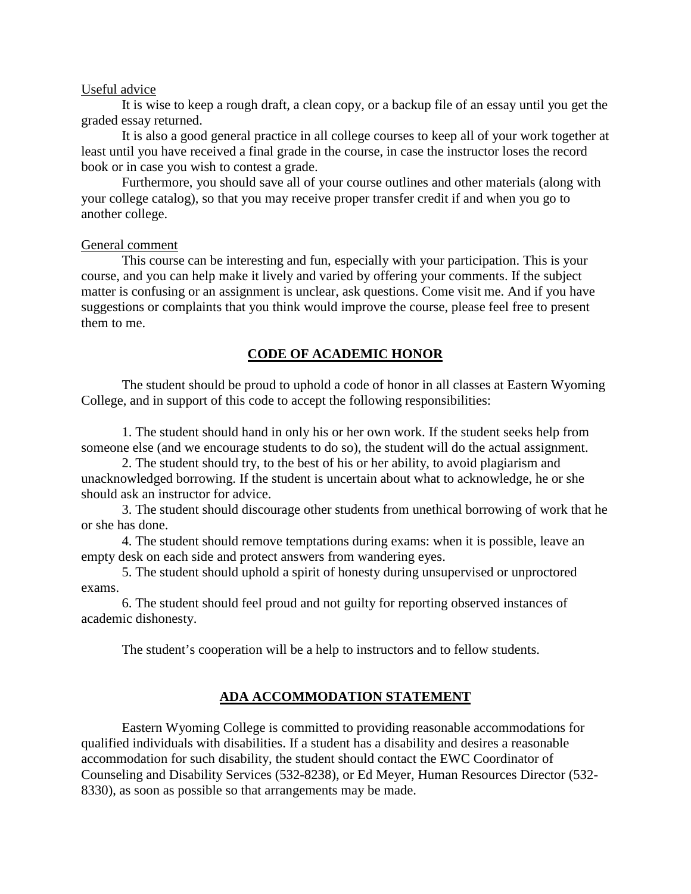<u>Useful advice</u>

It is wise to keep a rough draft, a clean copy, or a backup file of an essay until you get the graded essay returned.

It is also a good general practice in all college courses to keep all of your work together at least until you have received a final grade in the course, in case the instructor loses the record book or in case you wish to contest a grade.

Furthermore, you should save all of your course outlines and other materials (along with your college catalog), so that you may receive proper transfer credit if and when you go to another college.

<u>General comment</u>

This course can be interesting and fun, especially with your participation. This is your course, and you can help make it lively and varied by offering your comments. If the subject matter is confusing or an assignment is unclear, ask questions. Come visit me. And if you have suggestions or complaints that you think would improve the course, please feel free to present them to me.

## CODE OF ACADEMIC HONOR

The student should be proud to uphold a code of honor in all classes at Eastern Wyoming College, and in support of this code to accept the following responsibilities:

1. The student should hand in only his or her own work. If the student seeks help from someone else (and we encourage students to do so), the student will do the actual assignment.
2. The student should try, to the best of his or her ability, to avoid plagiarism and unacknowledged borrowing. If the student is uncertain about what to acknowledge, he or she should ask an instructor for advice.
3. The student should discourage other students from unethical borrowing of work that he or she has done.
4. The student should remove temptations during exams: when it is possible, leave an empty desk on each side and protect answers from wandering eyes.
5. The student should uphold a spirit of honesty during unsupervised or unproctored exams.
6. The student should feel proud and not guilty for reporting observed instances of academic dishonesty.

The student's cooperation will be a help to instructors and to fellow students.

## ADA ACCOMMODATION STATEMENT

Eastern Wyoming College is committed to providing reasonable accommodations for qualified individuals with disabilities. If a student has a disability and desires a reasonable accommodation for such disability, the student should contact the EWC Coordinator of Counseling and Disability Services (532-8238), or Ed Meyer, Human Resources Director (532-8330), as soon as possible so that arrangements may be made.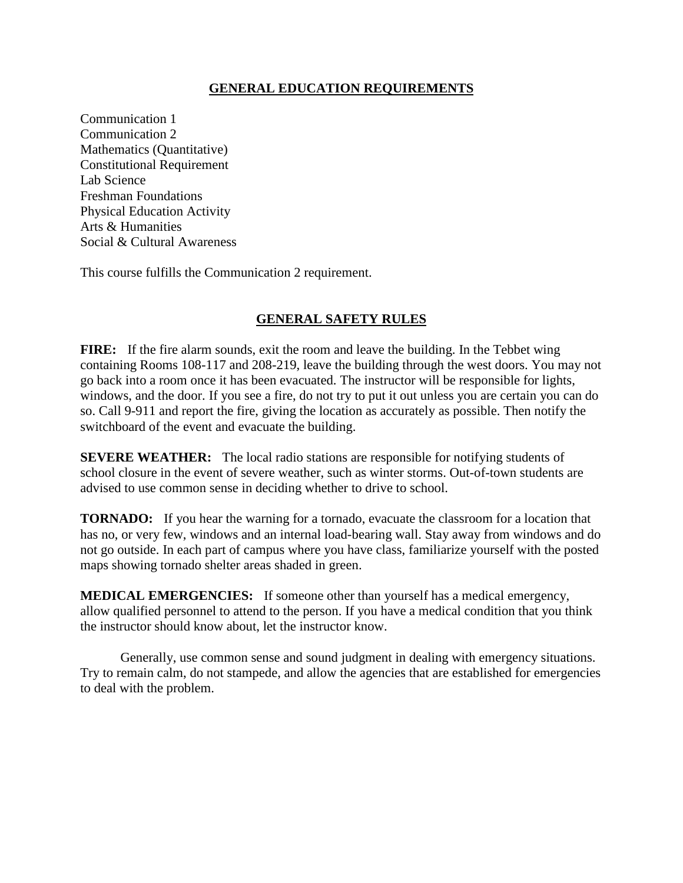## GENERAL EDUCATION REQUIREMENTS

Communication 1
Communication 2
Mathematics (Quantitative)
Constitutional Requirement
Lab Science
Freshman Foundations
Physical Education Activity
Arts & Humanities
Social & Cultural Awareness

This course fulfills the Communication 2 requirement.

## GENERAL SAFETY RULES

**FIRE:** If the fire alarm sounds, exit the room and leave the building. In the Tebbet wing containing Rooms 108-117 and 208-219, leave the building through the west doors. You may not go back into a room once it has been evacuated. The instructor will be responsible for lights, windows, and the door. If you see a fire, do not try to put it out unless you are certain you can do so. Call 9-911 and report the fire, giving the location as accurately as possible. Then notify the switchboard of the event and evacuate the building.

**SEVERE WEATHER:** The local radio stations are responsible for notifying students of school closure in the event of severe weather, such as winter storms. Out-of-town students are advised to use common sense in deciding whether to drive to school.

**TORNADO:** If you hear the warning for a tornado, evacuate the classroom for a location that has no, or very few, windows and an internal load-bearing wall. Stay away from windows and do not go outside. In each part of campus where you have class, familiarize yourself with the posted maps showing tornado shelter areas shaded in green.

**MEDICAL EMERGENCIES:** If someone other than yourself has a medical emergency, allow qualified personnel to attend to the person. If you have a medical condition that you think the instructor should know about, let the instructor know.

Generally, use common sense and sound judgment in dealing with emergency situations. Try to remain calm, do not stampede, and allow the agencies that are established for emergencies to deal with the problem.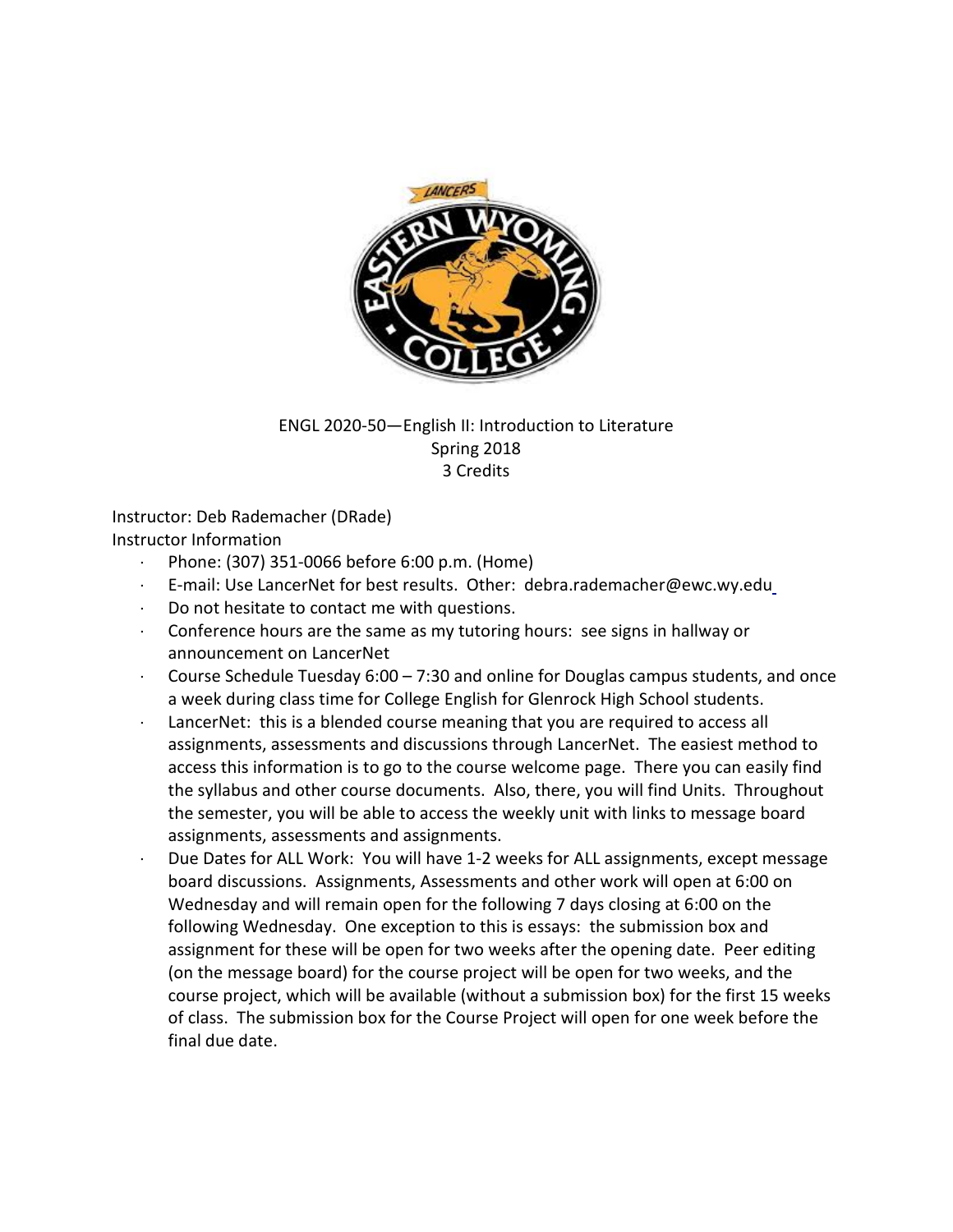ENGL 2020-50—English II: Introduction to Literature
Spring 2018
3 Credits

Instructor: Deb Rademacher (DRade)

Instructor Information

- Phone: (307) 351-0066 before 6:00 p.m. (Home)
- E-mail: Use LancerNet for best results. Other: debra.rademacher@ewc.wy.edu
- Do not hesitate to contact me with questions.
- Conference hours are the same as my tutoring hours: see signs in hallway or announcement on LancerNet
- Course Schedule Tuesday 6:00 – 7:30 and online for Douglas campus students, and once a week during class time for College English for Glenrock High School students.
- LancerNet: this is a blended course meaning that you are required to access all assignments, assessments and discussions through LancerNet. The easiest method to access this information is to go to the course welcome page. There you can easily find the syllabus and other course documents. Also, there, you will find Units. Throughout the semester, you will be able to access the weekly unit with links to message board assignments, assessments and assignments.
- Due Dates for ALL Work: You will have 1-2 weeks for ALL assignments, except message board discussions. Assignments, Assessments and other work will open at 6:00 on Wednesday and will remain open for the following 7 days closing at 6:00 on the following Wednesday. One exception to this is essays: the submission box and assignment for these will be open for two weeks after the opening date. Peer editing (on the message board) for the course project will be open for two weeks, and the course project, which will be available (without a submission box) for the first 15 weeks of class. The submission box for the Course Project will open for one week before the final due date.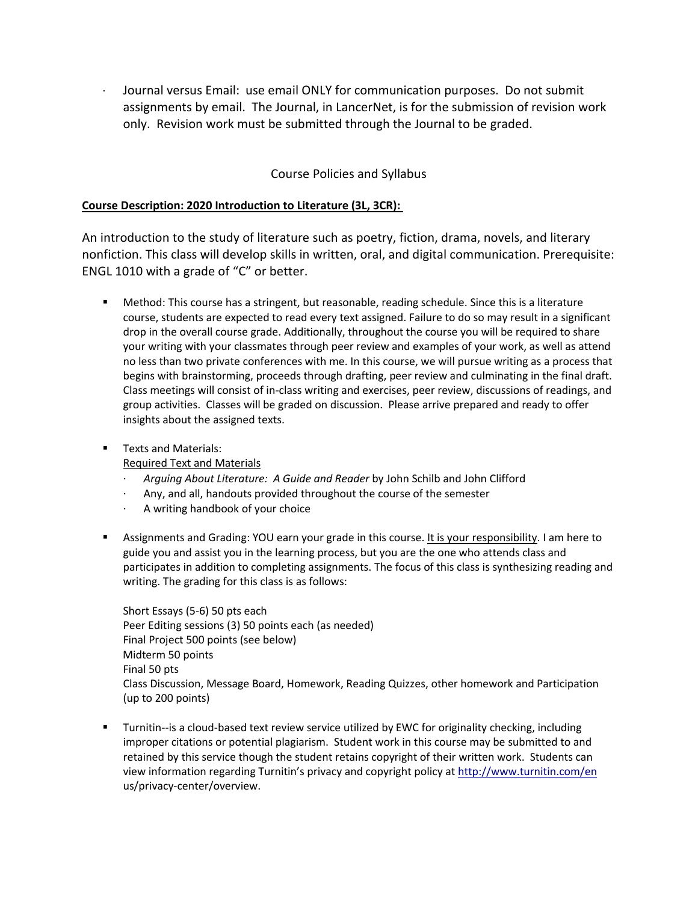- Journal versus Email: use email ONLY for communication purposes. Do not submit assignments by email. The Journal, in LancerNet, is for the submission of revision work only. Revision work must be submitted through the Journal to be graded.

Course Policies and Syllabus

**Course Description: 2020 Introduction to Literature (3L, 3CR):**

An introduction to the study of literature such as poetry, fiction, drama, novels, and literary nonfiction. This class will develop skills in written, oral, and digital communication. Prerequisite: ENGL 1010 with a grade of "C" or better.

- Method: This course has a stringent, but reasonable, reading schedule. Since this is a literature course, students are expected to read every text assigned. Failure to do so may result in a significant drop in the overall course grade. Additionally, throughout the course you will be required to share your writing with your classmates through peer review and examples of your work, as well as attend no less than two private conferences with me. In this course, we will pursue writing as a process that begins with brainstorming, proceeds through drafting, peer review and culminating in the final draft. Class meetings will consist of in-class writing and exercises, peer review, discussions of readings, and group activities. Classes will be graded on discussion. Please arrive prepared and ready to offer insights about the assigned texts.

- Texts and Materials:
  Required Text and Materials
  - *Arguing About Literature: A Guide and Reader* by John Schilb and John Clifford
  - Any, and all, handouts provided throughout the course of the semester
  - A writing handbook of your choice

- Assignments and Grading: YOU earn your grade in this course. It is your responsibility. I am here to guide you and assist you in the learning process, but you are the one who attends class and participates in addition to completing assignments. The focus of this class is synthesizing reading and writing. The grading for this class is as follows:

  Short Essays (5-6) 50 pts each
  Peer Editing sessions (3) 50 points each (as needed)
  Final Project 500 points (see below)
  Midterm 50 points
  Final 50 pts
  Class Discussion, Message Board, Homework, Reading Quizzes, other homework and Participation (up to 200 points)

- Turnitin--is a cloud-based text review service utilized by EWC for originality checking, including improper citations or potential plagiarism. Student work in this course may be submitted to and retained by this service though the student retains copyright of their written work. Students can view information regarding Turnitin's privacy and copyright policy at http://www.turnitin.com/en us/privacy-center/overview.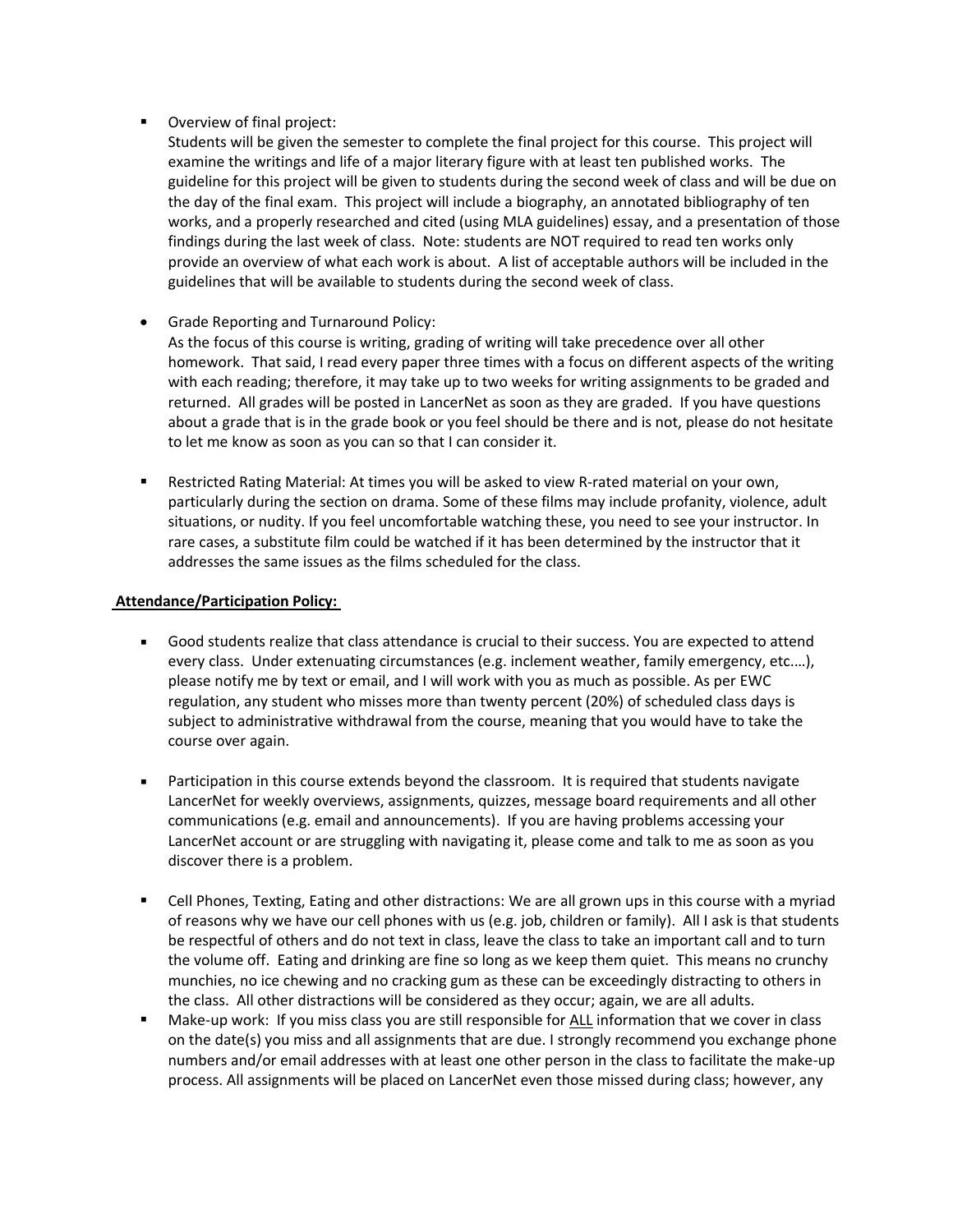- Overview of final project:
  Students will be given the semester to complete the final project for this course. This project will examine the writings and life of a major literary figure with at least ten published works. The guideline for this project will be given to students during the second week of class and will be due on the day of the final exam. This project will include a biography, an annotated bibliography of ten works, and a properly researched and cited (using MLA guidelines) essay, and a presentation of those findings during the last week of class. Note: students are NOT required to read ten works only provide an overview of what each work is about. A list of acceptable authors will be included in the guidelines that will be available to students during the second week of class.

- Grade Reporting and Turnaround Policy:
  As the focus of this course is writing, grading of writing will take precedence over all other homework. That said, I read every paper three times with a focus on different aspects of the writing with each reading; therefore, it may take up to two weeks for writing assignments to be graded and returned. All grades will be posted in LancerNet as soon as they are graded. If you have questions about a grade that is in the grade book or you feel should be there and is not, please do not hesitate to let me know as soon as you can so that I can consider it.

- Restricted Rating Material: At times you will be asked to view R-rated material on your own, particularly during the section on drama. Some of these films may include profanity, violence, adult situations, or nudity. If you feel uncomfortable watching these, you need to see your instructor. In rare cases, a substitute film could be watched if it has been determined by the instructor that it addresses the same issues as the films scheduled for the class.

**Attendance/Participation Policy:**

- Good students realize that class attendance is crucial to their success. You are expected to attend every class. Under extenuating circumstances (e.g. inclement weather, family emergency, etc.…), please notify me by text or email, and I will work with you as much as possible. As per EWC regulation, any student who misses more than twenty percent (20%) of scheduled class days is subject to administrative withdrawal from the course, meaning that you would have to take the course over again.

- Participation in this course extends beyond the classroom. It is required that students navigate LancerNet for weekly overviews, assignments, quizzes, message board requirements and all other communications (e.g. email and announcements). If you are having problems accessing your LancerNet account or are struggling with navigating it, please come and talk to me as soon as you discover there is a problem.

- Cell Phones, Texting, Eating and other distractions: We are all grown ups in this course with a myriad of reasons why we have our cell phones with us (e.g. job, children or family). All I ask is that students be respectful of others and do not text in class, leave the class to take an important call and to turn the volume off. Eating and drinking are fine so long as we keep them quiet. This means no crunchy munchies, no ice chewing and no cracking gum as these can be exceedingly distracting to others in the class. All other distractions will be considered as they occur; again, we are all adults.
- Make-up work: If you miss class you are still responsible for ALL information that we cover in class on the date(s) you miss and all assignments that are due. I strongly recommend you exchange phone numbers and/or email addresses with at least one other person in the class to facilitate the make-up process. All assignments will be placed on LancerNet even those missed during class; however, any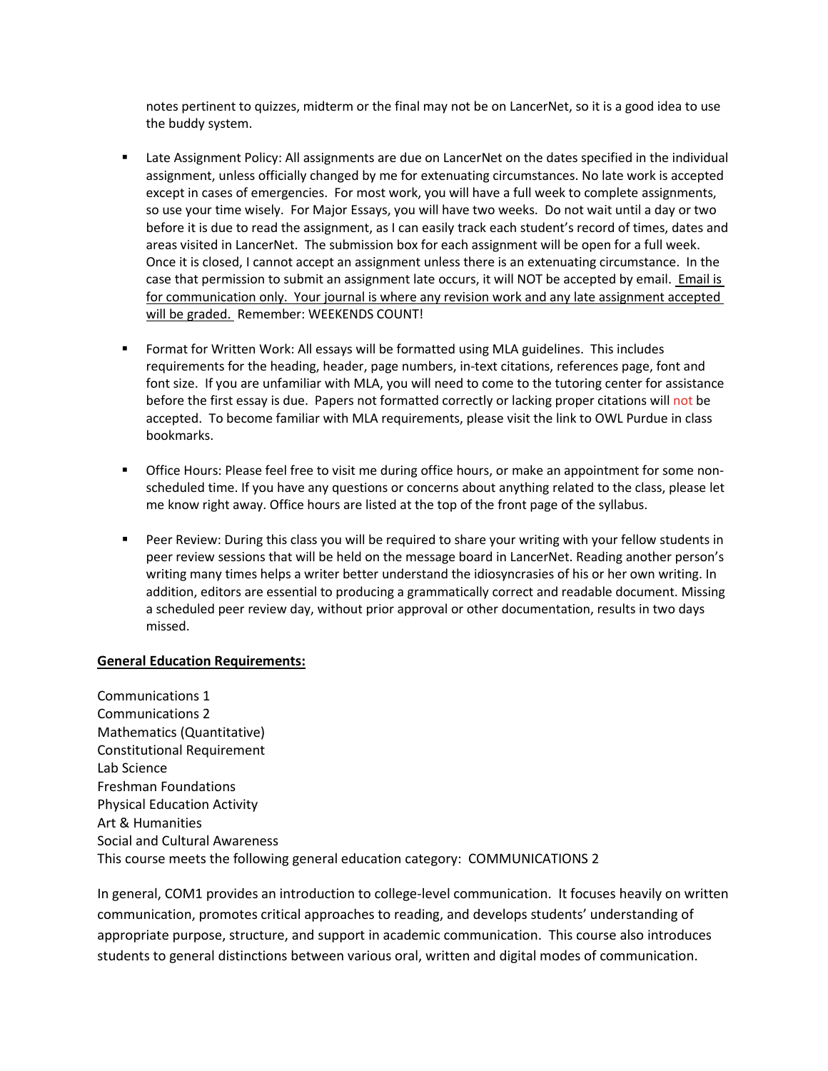notes pertinent to quizzes, midterm or the final may not be on LancerNet, so it is a good idea to use the buddy system.

- Late Assignment Policy: All assignments are due on LancerNet on the dates specified in the individual assignment, unless officially changed by me for extenuating circumstances. No late work is accepted except in cases of emergencies. For most work, you will have a full week to complete assignments, so use your time wisely. For Major Essays, you will have two weeks. Do not wait until a day or two before it is due to read the assignment, as I can easily track each student's record of times, dates and areas visited in LancerNet. The submission box for each assignment will be open for a full week. Once it is closed, I cannot accept an assignment unless there is an extenuating circumstance. In the case that permission to submit an assignment late occurs, it will NOT be accepted by email. <u>Email is for communication only. Your journal is where any revision work and any late assignment accepted will be graded.</u> Remember: WEEKENDS COUNT!

- Format for Written Work: All essays will be formatted using MLA guidelines. This includes requirements for the heading, header, page numbers, in-text citations, references page, font and font size. If you are unfamiliar with MLA, you will need to come to the tutoring center for assistance before the first essay is due. Papers not formatted correctly or lacking proper citations will not be accepted. To become familiar with MLA requirements, please visit the link to OWL Purdue in class bookmarks.

- Office Hours: Please feel free to visit me during office hours, or make an appointment for some non-scheduled time. If you have any questions or concerns about anything related to the class, please let me know right away. Office hours are listed at the top of the front page of the syllabus.

- Peer Review: During this class you will be required to share your writing with your fellow students in peer review sessions that will be held on the message board in LancerNet. Reading another person's writing many times helps a writer better understand the idiosyncrasies of his or her own writing. In addition, editors are essential to producing a grammatically correct and readable document. Missing a scheduled peer review day, without prior approval or other documentation, results in two days missed.

**<u>General Education Requirements:</u>**

Communications 1
Communications 2
Mathematics (Quantitative)
Constitutional Requirement
Lab Science
Freshman Foundations
Physical Education Activity
Art & Humanities
Social and Cultural Awareness
This course meets the following general education category: COMMUNICATIONS 2

In general, COM1 provides an introduction to college-level communication. It focuses heavily on written communication, promotes critical approaches to reading, and develops students' understanding of appropriate purpose, structure, and support in academic communication. This course also introduces students to general distinctions between various oral, written and digital modes of communication.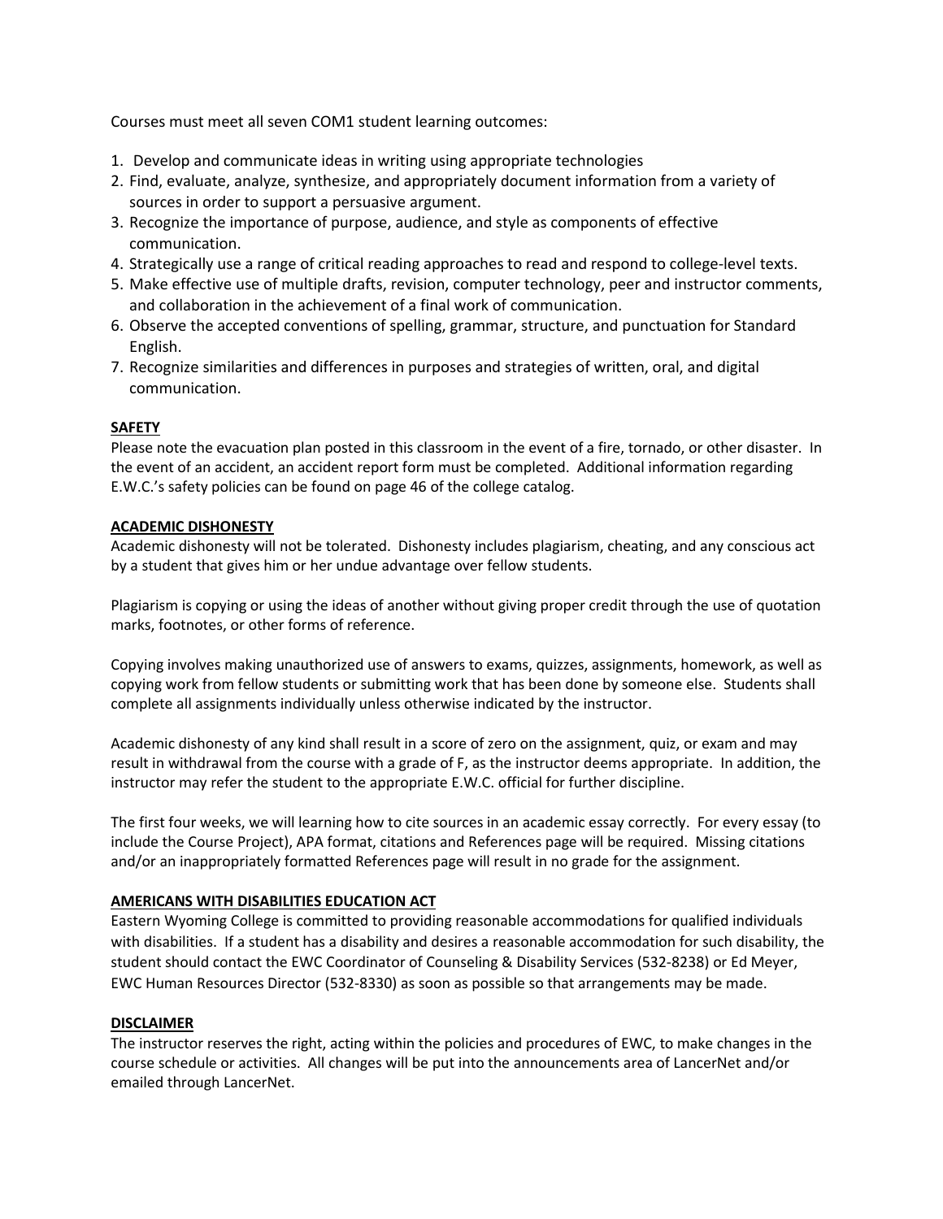Courses must meet all seven COM1 student learning outcomes:

1. Develop and communicate ideas in writing using appropriate technologies
2. Find, evaluate, analyze, synthesize, and appropriately document information from a variety of sources in order to support a persuasive argument.
3. Recognize the importance of purpose, audience, and style as components of effective communication.
4. Strategically use a range of critical reading approaches to read and respond to college-level texts.
5. Make effective use of multiple drafts, revision, computer technology, peer and instructor comments, and collaboration in the achievement of a final work of communication.
6. Observe the accepted conventions of spelling, grammar, structure, and punctuation for Standard English.
7. Recognize similarities and differences in purposes and strategies of written, oral, and digital communication.

**SAFETY**

Please note the evacuation plan posted in this classroom in the event of a fire, tornado, or other disaster. In the event of an accident, an accident report form must be completed. Additional information regarding E.W.C.'s safety policies can be found on page 46 of the college catalog.

**ACADEMIC DISHONESTY**

Academic dishonesty will not be tolerated. Dishonesty includes plagiarism, cheating, and any conscious act by a student that gives him or her undue advantage over fellow students.

Plagiarism is copying or using the ideas of another without giving proper credit through the use of quotation marks, footnotes, or other forms of reference.

Copying involves making unauthorized use of answers to exams, quizzes, assignments, homework, as well as copying work from fellow students or submitting work that has been done by someone else. Students shall complete all assignments individually unless otherwise indicated by the instructor.

Academic dishonesty of any kind shall result in a score of zero on the assignment, quiz, or exam and may result in withdrawal from the course with a grade of F, as the instructor deems appropriate. In addition, the instructor may refer the student to the appropriate E.W.C. official for further discipline.

The first four weeks, we will learning how to cite sources in an academic essay correctly. For every essay (to include the Course Project), APA format, citations and References page will be required. Missing citations and/or an inappropriately formatted References page will result in no grade for the assignment.

**AMERICANS WITH DISABILITIES EDUCATION ACT**

Eastern Wyoming College is committed to providing reasonable accommodations for qualified individuals with disabilities. If a student has a disability and desires a reasonable accommodation for such disability, the student should contact the EWC Coordinator of Counseling & Disability Services (532-8238) or Ed Meyer, EWC Human Resources Director (532-8330) as soon as possible so that arrangements may be made.

**DISCLAIMER**

The instructor reserves the right, acting within the policies and procedures of EWC, to make changes in the course schedule or activities. All changes will be put into the announcements area of LancerNet and/or emailed through LancerNet.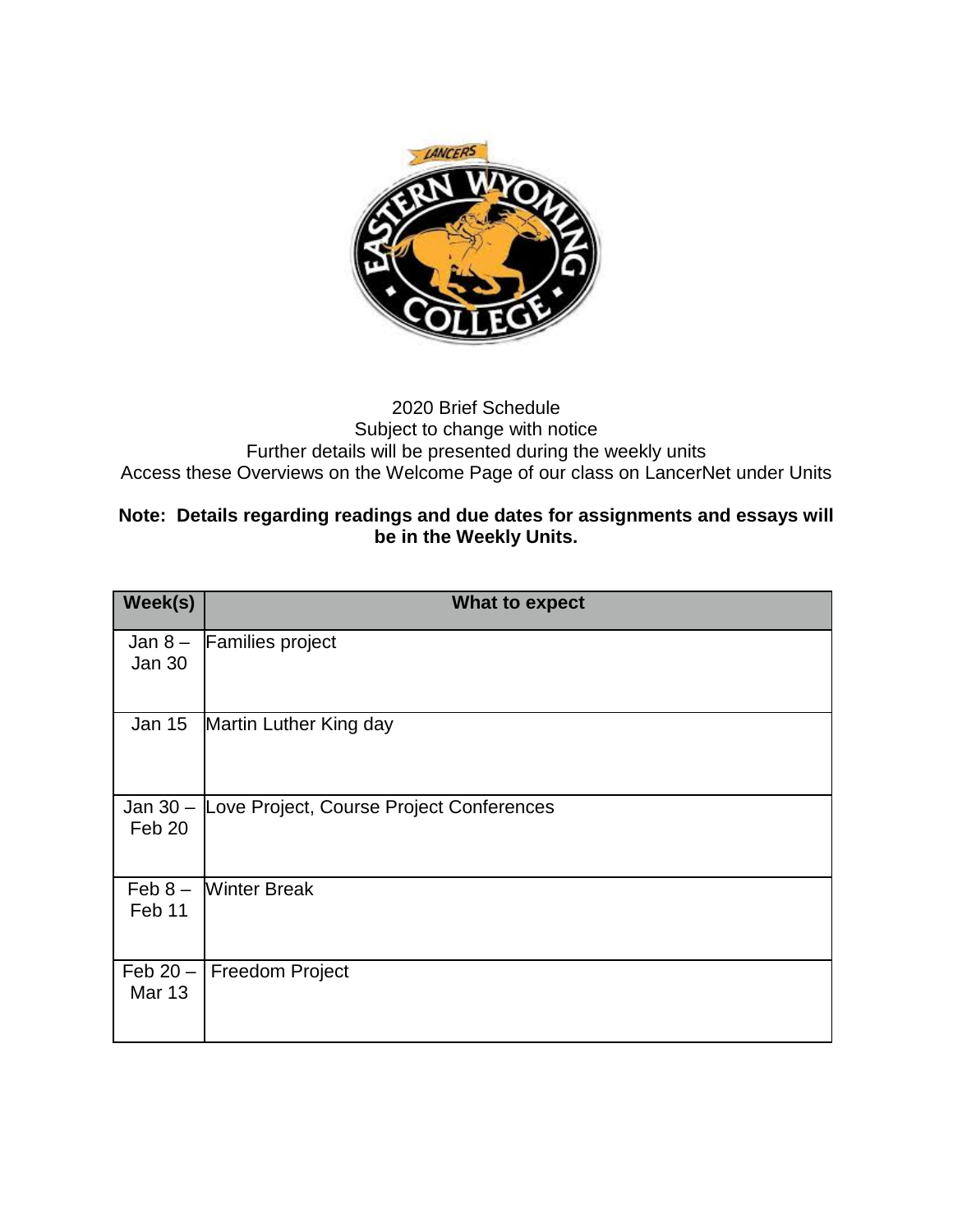2020 Brief Schedule
Subject to change with notice
Further details will be presented during the weekly units
Access these Overviews on the Welcome Page of our class on LancerNet under Units

**Note: Details regarding readings and due dates for assignments and essays will be in the Weekly Units.**

| Week(s) | What to expect |
|---|---|
| Jan 8 – Jan 30 | Families project |
| Jan 15 | Martin Luther King day |
| Jan 30 – Feb 20 | Love Project, Course Project Conferences |
| Feb 8 – Feb 11 | Winter Break |
| Feb 20 – Mar 13 | Freedom Project |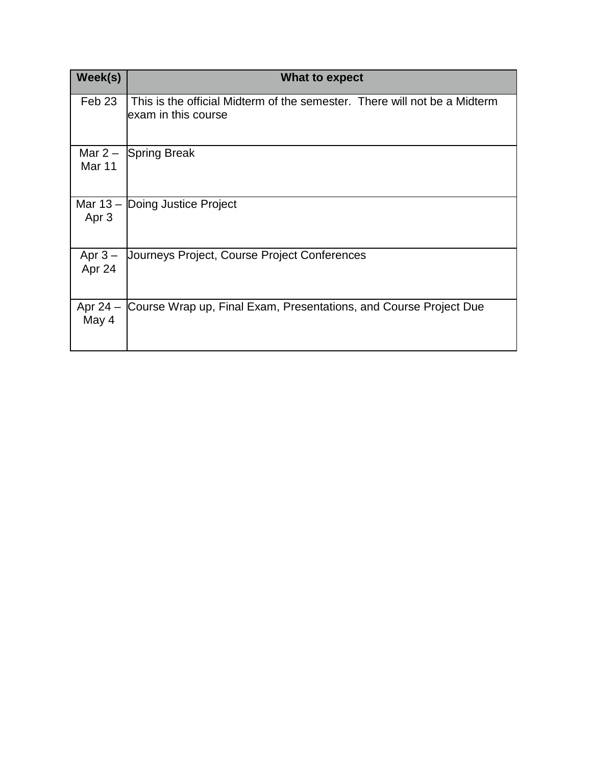| Week(s) | What to expect |
| --- | --- |
| Feb 23 | This is the official Midterm of the semester. There will not be a Midterm exam in this course |
| Mar 2 – Mar 11 | Spring Break |
| Mar 13 – Apr 3 | Doing Justice Project |
| Apr 3 – Apr 24 | Journeys Project, Course Project Conferences |
| Apr 24 – May 4 | Course Wrap up, Final Exam, Presentations, and Course Project Due |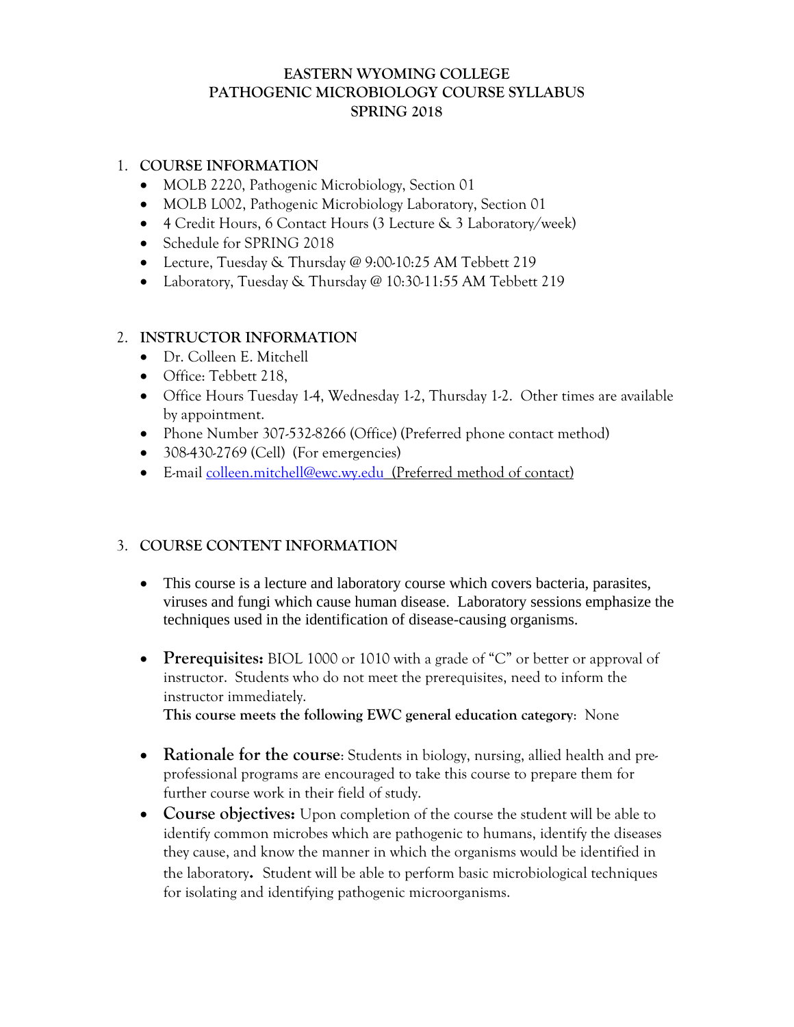# EASTERN WYOMING COLLEGE
# PATHOGENIC MICROBIOLOGY COURSE SYLLABUS
# SPRING 2018

## 1. COURSE INFORMATION

- MOLB 2220, Pathogenic Microbiology, Section 01
- MOLB L002, Pathogenic Microbiology Laboratory, Section 01
- 4 Credit Hours, 6 Contact Hours (3 Lecture & 3 Laboratory/week)
- Schedule for SPRING 2018
- Lecture, Tuesday & Thursday @ 9:00-10:25 AM Tebbett 219
- Laboratory, Tuesday & Thursday @ 10:30-11:55 AM Tebbett 219

## 2. INSTRUCTOR INFORMATION

- Dr. Colleen E. Mitchell
- Office: Tebbett 218,
- Office Hours Tuesday 1-4, Wednesday 1-2, Thursday 1-2. Other times are available by appointment.
- Phone Number 307-532-8266 (Office) (Preferred phone contact method)
- 308-430-2769 (Cell) (For emergencies)
- E-mail colleen.mitchell@ewc.wy.edu (Preferred method of contact)

## 3. COURSE CONTENT INFORMATION

- This course is a lecture and laboratory course which covers bacteria, parasites, viruses and fungi which cause human disease. Laboratory sessions emphasize the techniques used in the identification of disease-causing organisms.

- **Prerequisites:** BIOL 1000 or 1010 with a grade of "C" or better or approval of instructor. Students who do not meet the prerequisites, need to inform the instructor immediately.
  **This course meets the following EWC general education category**: None

- **Rationale for the course**: Students in biology, nursing, allied health and pre-professional programs are encouraged to take this course to prepare them for further course work in their field of study.
- **Course objectives:** Upon completion of the course the student will be able to identify common microbes which are pathogenic to humans, identify the diseases they cause, and know the manner in which the organisms would be identified in the laboratory**.** Student will be able to perform basic microbiological techniques for isolating and identifying pathogenic microorganisms.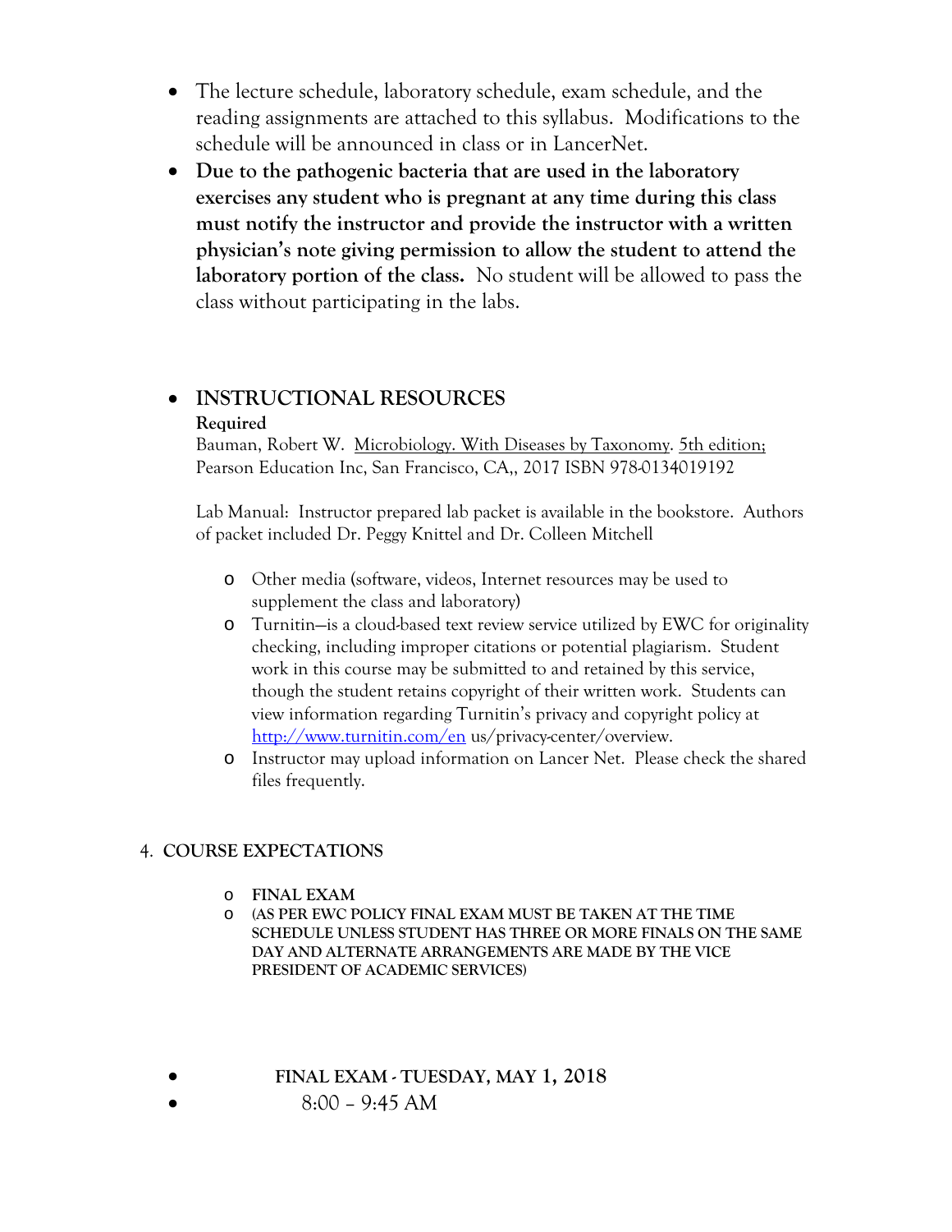- The lecture schedule, laboratory schedule, exam schedule, and the reading assignments are attached to this syllabus. Modifications to the schedule will be announced in class or in LancerNet.
- **Due to the pathogenic bacteria that are used in the laboratory exercises any student who is pregnant at any time during this class must notify the instructor and provide the instructor with a written physician's note giving permission to allow the student to attend the laboratory portion of the class.** No student will be allowed to pass the class without participating in the labs.

- **INSTRUCTIONAL RESOURCES**

  **Required**

  Bauman, Robert W. Microbiology. With Diseases by Taxonomy. 5th edition; Pearson Education Inc, San Francisco, CA,, 2017 ISBN 978-0134019192

  Lab Manual: Instructor prepared lab packet is available in the bookstore. Authors of packet included Dr. Peggy Knittel and Dr. Colleen Mitchell

  - Other media (software, videos, Internet resources may be used to supplement the class and laboratory)
  - Turnitin—is a cloud-based text review service utilized by EWC for originality checking, including improper citations or potential plagiarism. Student work in this course may be submitted to and retained by this service, though the student retains copyright of their written work. Students can view information regarding Turnitin's privacy and copyright policy at http://www.turnitin.com/en us/privacy-center/overview.
  - Instructor may upload information on Lancer Net. Please check the shared files frequently.

## 4. COURSE EXPECTATIONS

- **FINAL EXAM**
- **(AS PER EWC POLICY FINAL EXAM MUST BE TAKEN AT THE TIME SCHEDULE UNLESS STUDENT HAS THREE OR MORE FINALS ON THE SAME DAY AND ALTERNATE ARRANGEMENTS ARE MADE BY THE VICE PRESIDENT OF ACADEMIC SERVICES)**

- **FINAL EXAM - TUESDAY, MAY 1, 2018**
- 8:00 – 9:45 AM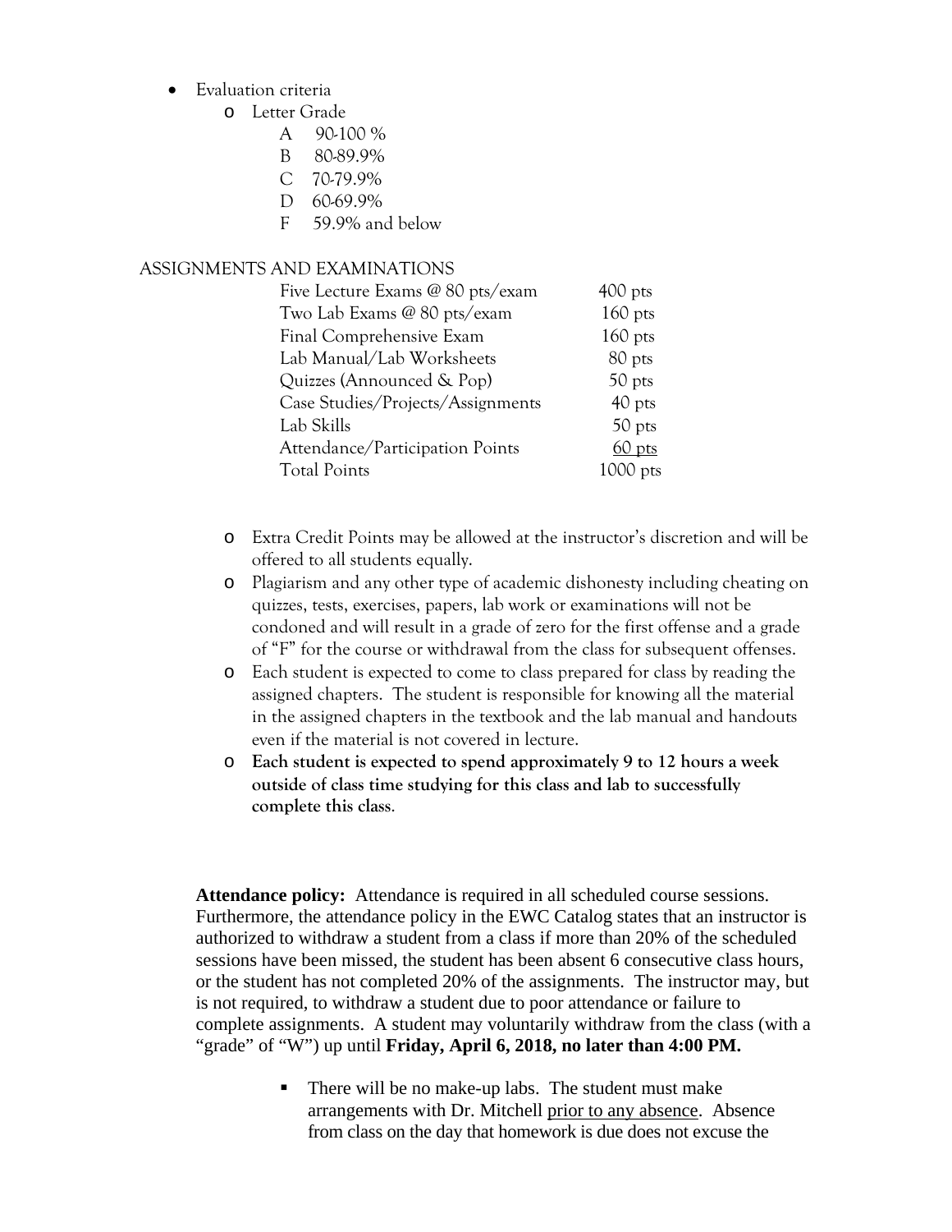- Evaluation criteria
  - Letter Grade
    - A 90-100 %
    - B 80-89.9%
    - C 70-79.9%
    - D 60-69.9%
    - F 59.9% and below

ASSIGNMENTS AND EXAMINATIONS

| | |
|---|---|
| Five Lecture Exams @ 80 pts/exam | 400 pts |
| Two Lab Exams @ 80 pts/exam | 160 pts |
| Final Comprehensive Exam | 160 pts |
| Lab Manual/Lab Worksheets | 80 pts |
| Quizzes (Announced & Pop) | 50 pts |
| Case Studies/Projects/Assignments | 40 pts |
| Lab Skills | 50 pts |
| Attendance/Participation Points | 60 pts |
| Total Points | 1000 pts |

- Extra Credit Points may be allowed at the instructor's discretion and will be offered to all students equally.
- Plagiarism and any other type of academic dishonesty including cheating on quizzes, tests, exercises, papers, lab work or examinations will not be condoned and will result in a grade of zero for the first offense and a grade of "F" for the course or withdrawal from the class for subsequent offenses.
- Each student is expected to come to class prepared for class by reading the assigned chapters. The student is responsible for knowing all the material in the assigned chapters in the textbook and the lab manual and handouts even if the material is not covered in lecture.
- **Each student is expected to spend approximately 9 to 12 hours a week outside of class time studying for this class and lab to successfully complete this class**.

**Attendance policy:** Attendance is required in all scheduled course sessions. Furthermore, the attendance policy in the EWC Catalog states that an instructor is authorized to withdraw a student from a class if more than 20% of the scheduled sessions have been missed, the student has been absent 6 consecutive class hours, or the student has not completed 20% of the assignments. The instructor may, but is not required, to withdraw a student due to poor attendance or failure to complete assignments. A student may voluntarily withdraw from the class (with a "grade" of "W") up until **Friday, April 6, 2018, no later than 4:00 PM.**

- There will be no make-up labs. The student must make arrangements with Dr. Mitchell prior to any absence. Absence from class on the day that homework is due does not excuse the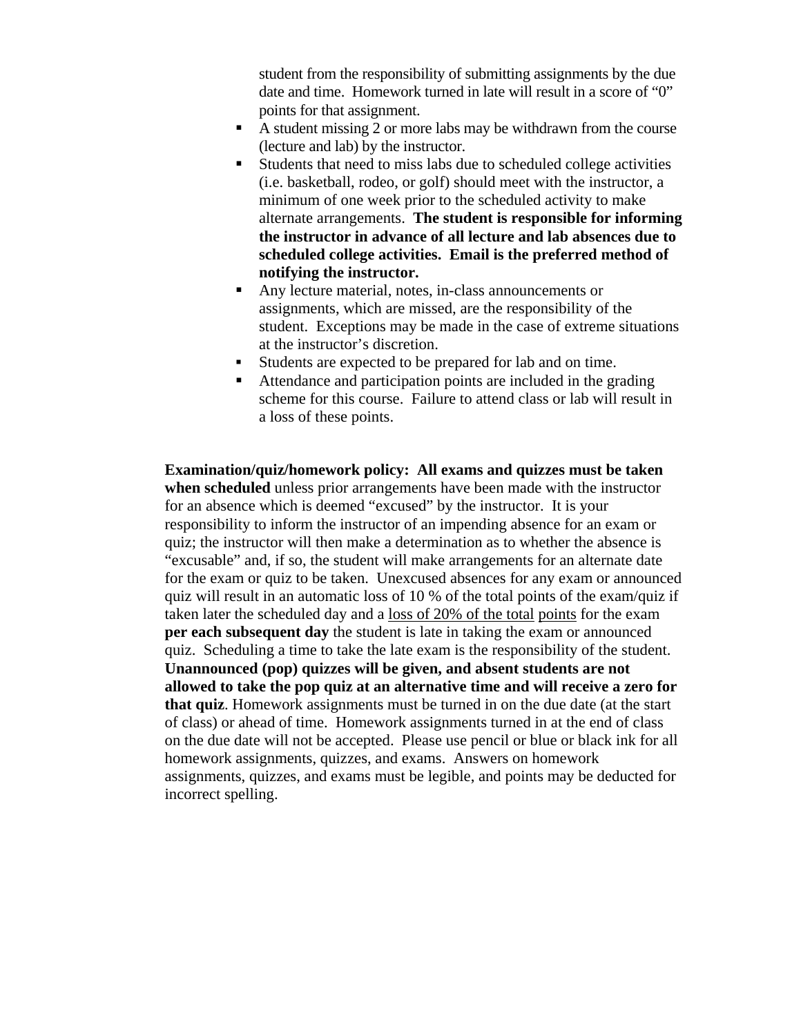student from the responsibility of submitting assignments by the due date and time. Homework turned in late will result in a score of "0" points for that assignment.

- A student missing 2 or more labs may be withdrawn from the course (lecture and lab) by the instructor.
- Students that need to miss labs due to scheduled college activities (i.e. basketball, rodeo, or golf) should meet with the instructor, a minimum of one week prior to the scheduled activity to make alternate arrangements. **The student is responsible for informing the instructor in advance of all lecture and lab absences due to scheduled college activities. Email is the preferred method of notifying the instructor.**
- Any lecture material, notes, in-class announcements or assignments, which are missed, are the responsibility of the student. Exceptions may be made in the case of extreme situations at the instructor's discretion.
- Students are expected to be prepared for lab and on time.
- Attendance and participation points are included in the grading scheme for this course. Failure to attend class or lab will result in a loss of these points.

**Examination/quiz/homework policy: All exams and quizzes must be taken when scheduled** unless prior arrangements have been made with the instructor for an absence which is deemed "excused" by the instructor. It is your responsibility to inform the instructor of an impending absence for an exam or quiz; the instructor will then make a determination as to whether the absence is "excusable" and, if so, the student will make arrangements for an alternate date for the exam or quiz to be taken. Unexcused absences for any exam or announced quiz will result in an automatic loss of 10 % of the total points of the exam/quiz if taken later the scheduled day and a loss of 20% of the total points for the exam **per each subsequent day** the student is late in taking the exam or announced quiz. Scheduling a time to take the late exam is the responsibility of the student. **Unannounced (pop) quizzes will be given, and absent students are not allowed to take the pop quiz at an alternative time and will receive a zero for that quiz**. Homework assignments must be turned in on the due date (at the start of class) or ahead of time. Homework assignments turned in at the end of class on the due date will not be accepted. Please use pencil or blue or black ink for all homework assignments, quizzes, and exams. Answers on homework assignments, quizzes, and exams must be legible, and points may be deducted for incorrect spelling.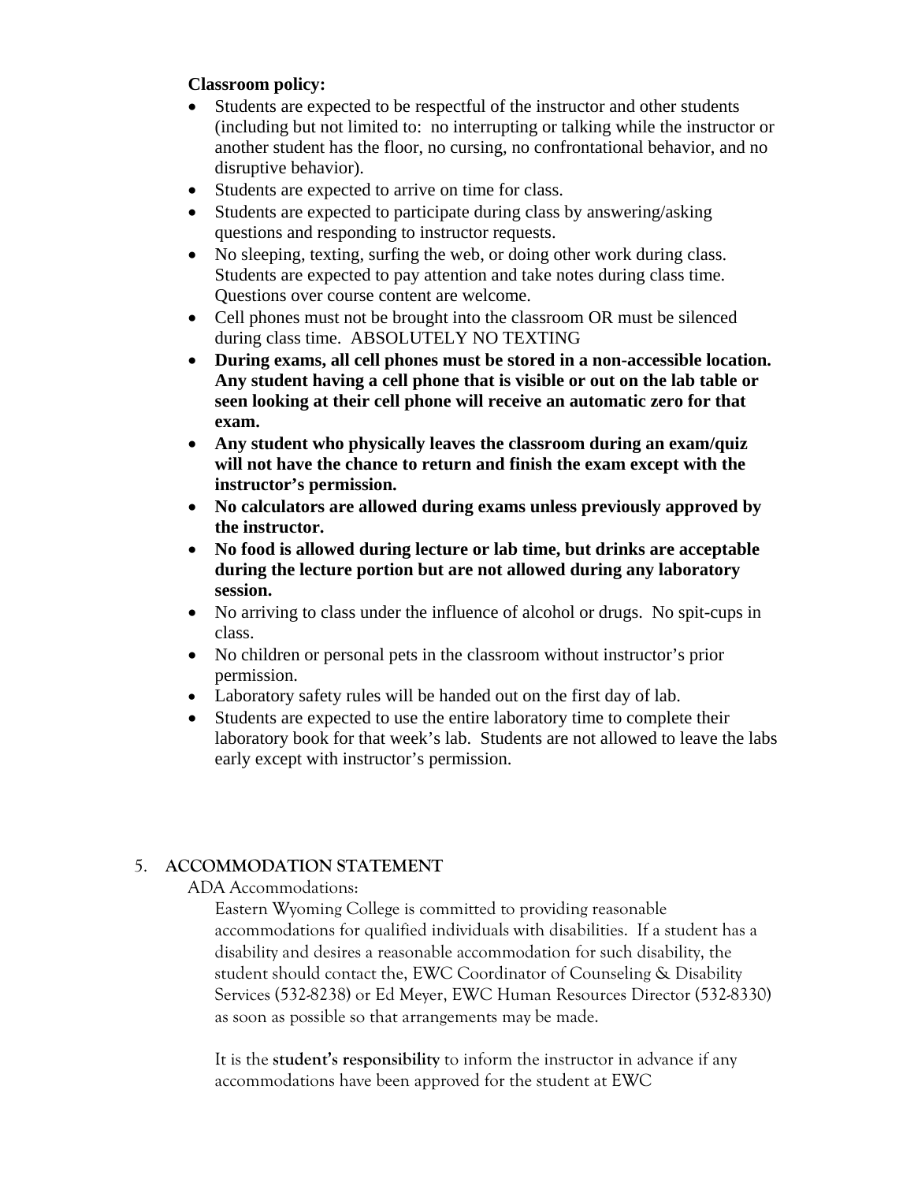**Classroom policy:**

- Students are expected to be respectful of the instructor and other students (including but not limited to: no interrupting or talking while the instructor or another student has the floor, no cursing, no confrontational behavior, and no disruptive behavior).
- Students are expected to arrive on time for class.
- Students are expected to participate during class by answering/asking questions and responding to instructor requests.
- No sleeping, texting, surfing the web, or doing other work during class. Students are expected to pay attention and take notes during class time. Questions over course content are welcome.
- Cell phones must not be brought into the classroom OR must be silenced during class time. ABSOLUTELY NO TEXTING
- **During exams, all cell phones must be stored in a non-accessible location. Any student having a cell phone that is visible or out on the lab table or seen looking at their cell phone will receive an automatic zero for that exam.**
- **Any student who physically leaves the classroom during an exam/quiz will not have the chance to return and finish the exam except with the instructor's permission.**
- **No calculators are allowed during exams unless previously approved by the instructor.**
- **No food is allowed during lecture or lab time, but drinks are acceptable during the lecture portion but are not allowed during any laboratory session.**
- No arriving to class under the influence of alcohol or drugs. No spit-cups in class.
- No children or personal pets in the classroom without instructor's prior permission.
- Laboratory safety rules will be handed out on the first day of lab.
- Students are expected to use the entire laboratory time to complete their laboratory book for that week's lab. Students are not allowed to leave the labs early except with instructor's permission.

## 5. ACCOMMODATION STATEMENT

ADA Accommodations:

Eastern Wyoming College is committed to providing reasonable accommodations for qualified individuals with disabilities. If a student has a disability and desires a reasonable accommodation for such disability, the student should contact the, EWC Coordinator of Counseling & Disability Services (532-8238) or Ed Meyer, EWC Human Resources Director (532-8330) as soon as possible so that arrangements may be made.

It is the **student's responsibility** to inform the instructor in advance if any accommodations have been approved for the student at EWC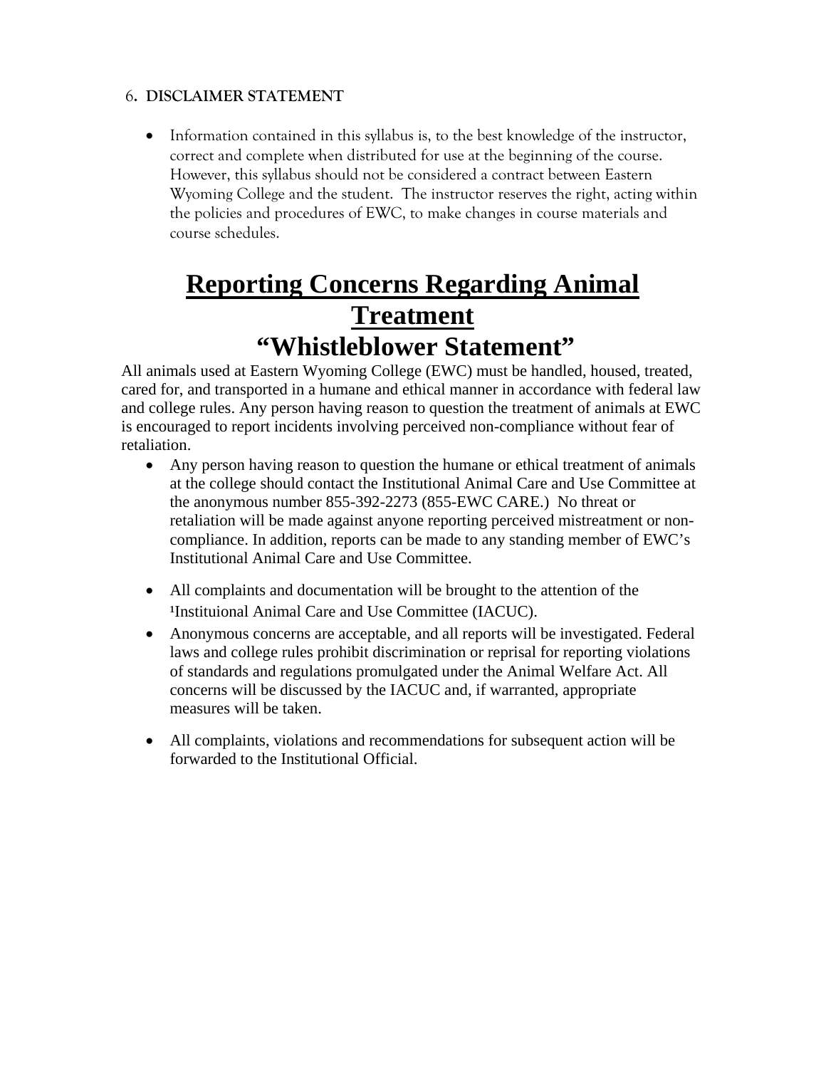6. **DISCLAIMER STATEMENT**

- Information contained in this syllabus is, to the best knowledge of the instructor, correct and complete when distributed for use at the beginning of the course. However, this syllabus should not be considered a contract between Eastern Wyoming College and the student. The instructor reserves the right, acting within the policies and procedures of EWC, to make changes in course materials and course schedules.

# Reporting Concerns Regarding Animal Treatment
# "Whistleblower Statement"

All animals used at Eastern Wyoming College (EWC) must be handled, housed, treated, cared for, and transported in a humane and ethical manner in accordance with federal law and college rules. Any person having reason to question the treatment of animals at EWC is encouraged to report incidents involving perceived non-compliance without fear of retaliation.

- Any person having reason to question the humane or ethical treatment of animals at the college should contact the Institutional Animal Care and Use Committee at the anonymous number 855-392-2273 (855-EWC CARE.) No threat or retaliation will be made against anyone reporting perceived mistreatment or non-compliance. In addition, reports can be made to any standing member of EWC's Institutional Animal Care and Use Committee.
- All complaints and documentation will be brought to the attention of the [1]Instituional Animal Care and Use Committee (IACUC).
- Anonymous concerns are acceptable, and all reports will be investigated. Federal laws and college rules prohibit discrimination or reprisal for reporting violations of standards and regulations promulgated under the Animal Welfare Act. All concerns will be discussed by the IACUC and, if warranted, appropriate measures will be taken.
- All complaints, violations and recommendations for subsequent action will be forwarded to the Institutional Official.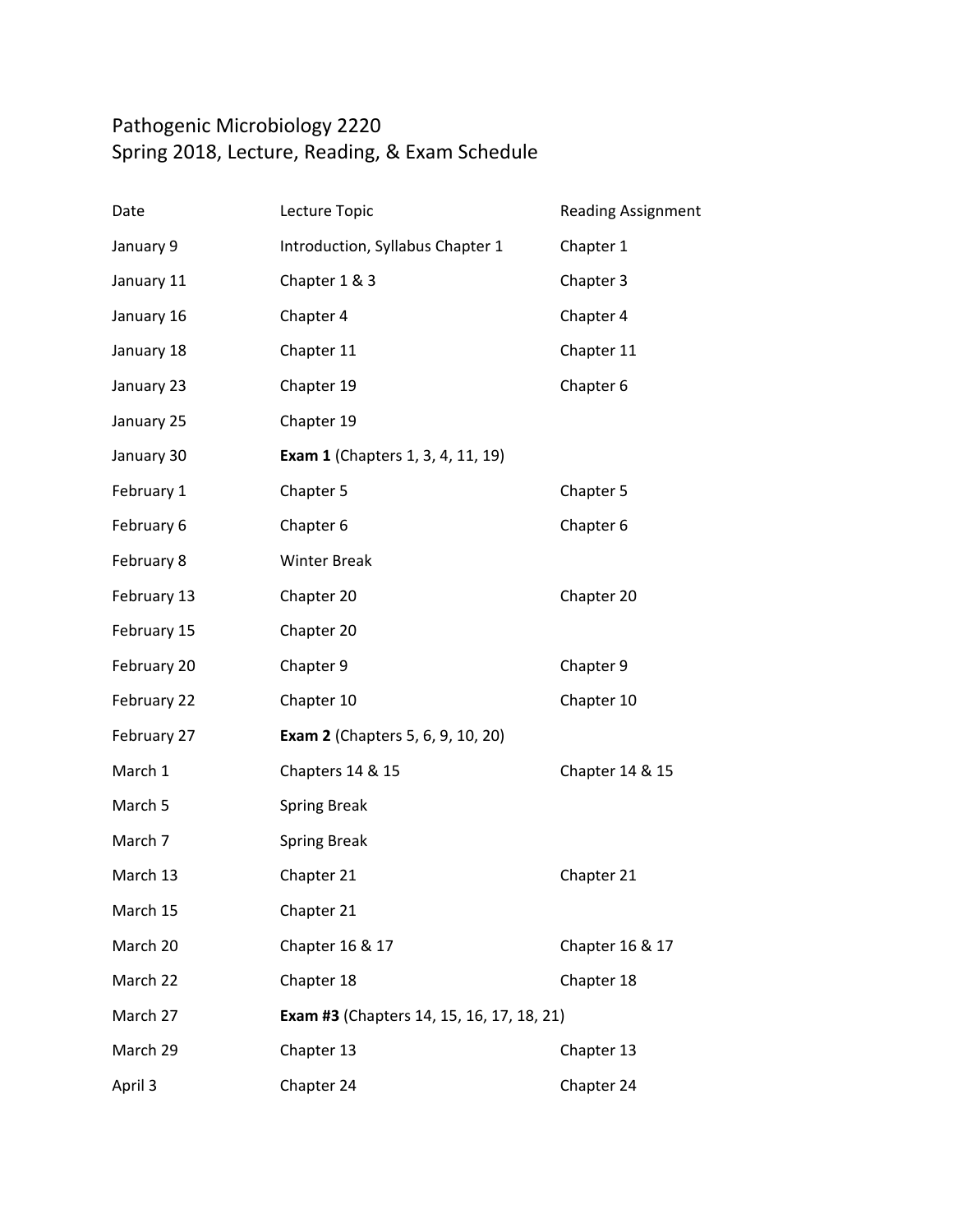# Pathogenic Microbiology 2220
## Spring 2018, Lecture, Reading, & Exam Schedule

| Date | Lecture Topic | Reading Assignment |
|---|---|---|
| January 9 | Introduction, Syllabus Chapter 1 | Chapter 1 |
| January 11 | Chapter 1 & 3 | Chapter 3 |
| January 16 | Chapter 4 | Chapter 4 |
| January 18 | Chapter 11 | Chapter 11 |
| January 23 | Chapter 19 | Chapter 6 |
| January 25 | Chapter 19 | |
| January 30 | **Exam 1** (Chapters 1, 3, 4, 11, 19) | |
| February 1 | Chapter 5 | Chapter 5 |
| February 6 | Chapter 6 | Chapter 6 |
| February 8 | Winter Break | |
| February 13 | Chapter 20 | Chapter 20 |
| February 15 | Chapter 20 | |
| February 20 | Chapter 9 | Chapter 9 |
| February 22 | Chapter 10 | Chapter 10 |
| February 27 | **Exam 2** (Chapters 5, 6, 9, 10, 20) | |
| March 1 | Chapters 14 & 15 | Chapter 14 & 15 |
| March 5 | Spring Break | |
| March 7 | Spring Break | |
| March 13 | Chapter 21 | Chapter 21 |
| March 15 | Chapter 21 | |
| March 20 | Chapter 16 & 17 | Chapter 16 & 17 |
| March 22 | Chapter 18 | Chapter 18 |
| March 27 | **Exam #3** (Chapters 14, 15, 16, 17, 18, 21) | |
| March 29 | Chapter 13 | Chapter 13 |
| April 3 | Chapter 24 | Chapter 24 |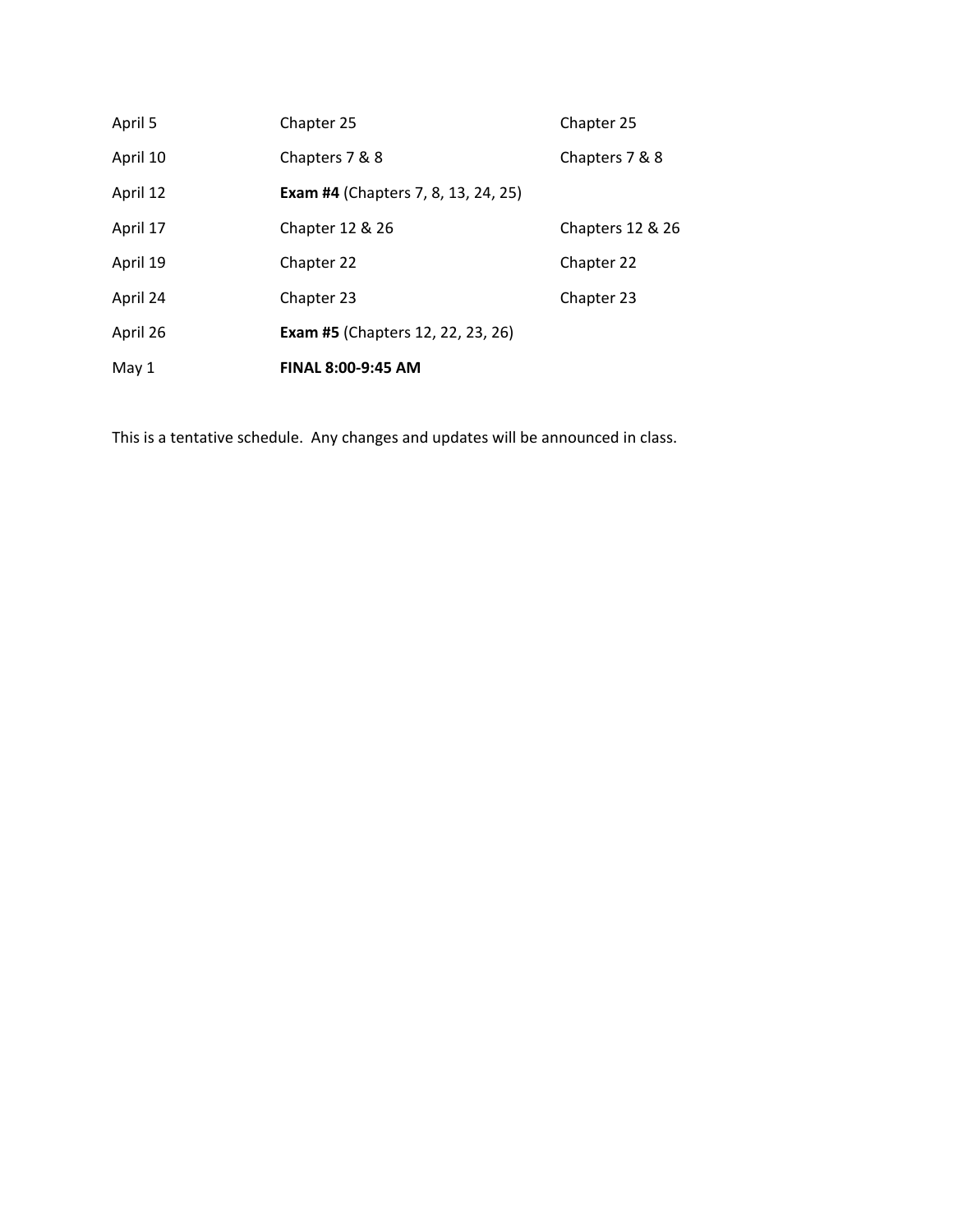| | | |
|---|---|---|
| April 5 | Chapter 25 | Chapter 25 |
| April 10 | Chapters 7 & 8 | Chapters 7 & 8 |
| April 12 | **Exam #4** (Chapters 7, 8, 13, 24, 25) | |
| April 17 | Chapter 12 & 26 | Chapters 12 & 26 |
| April 19 | Chapter 22 | Chapter 22 |
| April 24 | Chapter 23 | Chapter 23 |
| April 26 | **Exam #5** (Chapters 12, 22, 23, 26) | |
| May 1 | **FINAL 8:00-9:45 AM** | |

This is a tentative schedule. Any changes and updates will be announced in class.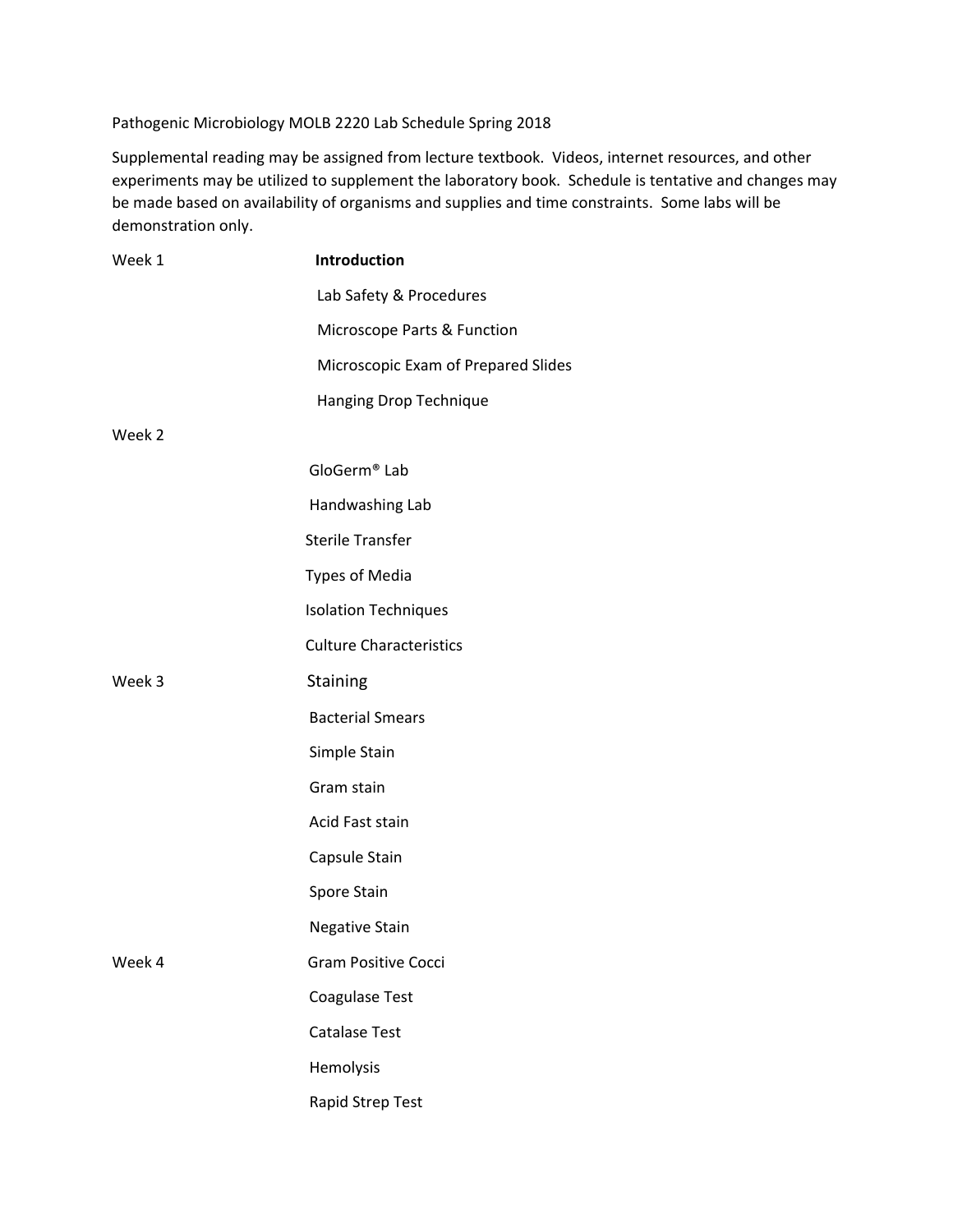Pathogenic Microbiology MOLB 2220 Lab Schedule Spring 2018

Supplemental reading may be assigned from lecture textbook. Videos, internet resources, and other experiments may be utilized to supplement the laboratory book. Schedule is tentative and changes may be made based on availability of organisms and supplies and time constraints. Some labs will be demonstration only.

Week 1 **Introduction**

- Lab Safety & Procedures
- Microscope Parts & Function
- Microscopic Exam of Prepared Slides
- Hanging Drop Technique

Week 2

- GloGerm® Lab
- Handwashing Lab
- Sterile Transfer
- Types of Media
- Isolation Techniques
- Culture Characteristics

Week 3 Staining

- Bacterial Smears
- Simple Stain
- Gram stain
- Acid Fast stain
- Capsule Stain
- Spore Stain
- Negative Stain

Week 4 Gram Positive Cocci

- Coagulase Test
- Catalase Test
- Hemolysis
- Rapid Strep Test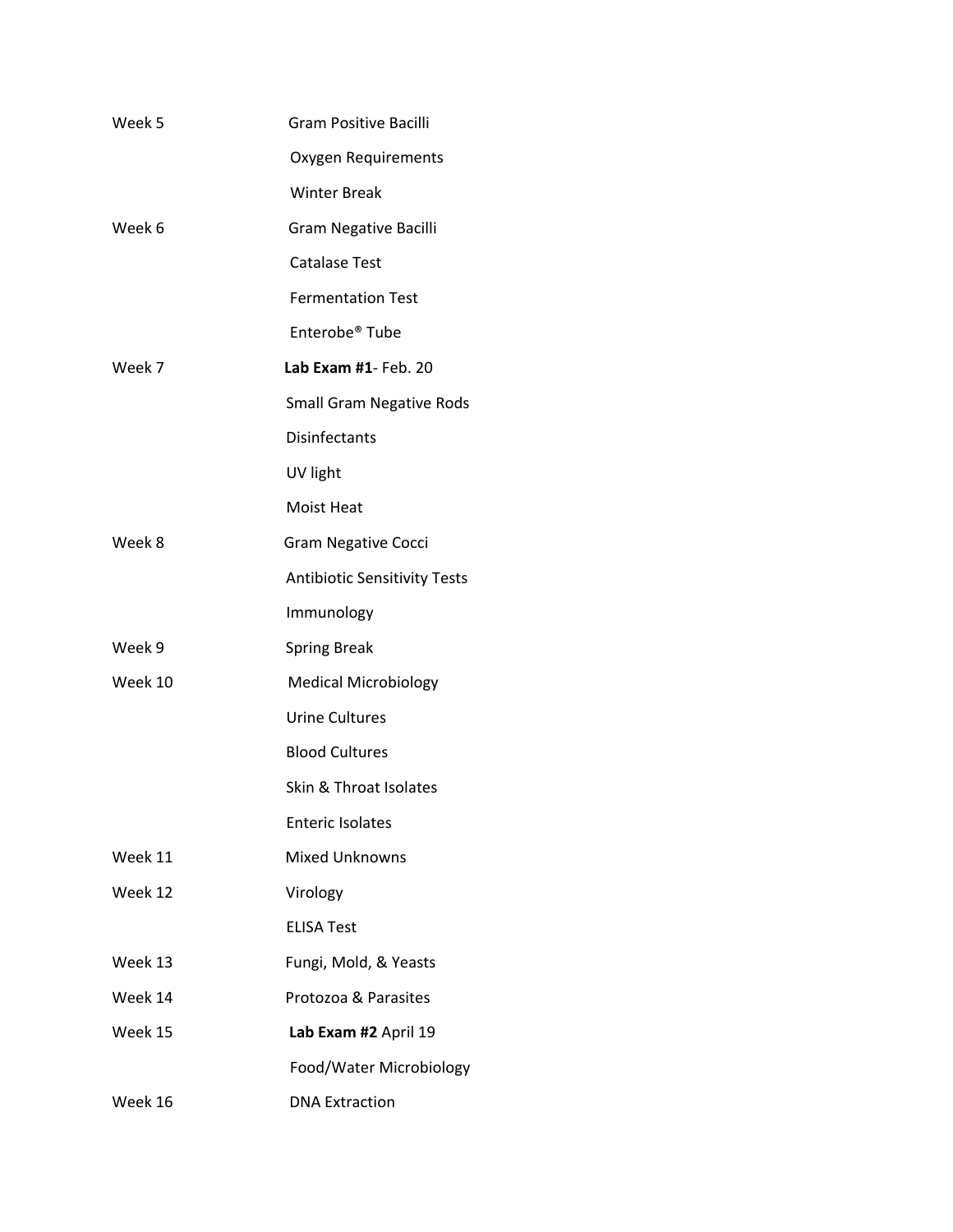| | |
|---|---|
| Week 5 | Gram Positive Bacilli |
| | Oxygen Requirements |
| | Winter Break |
| Week 6 | Gram Negative Bacilli |
| | Catalase Test |
| | Fermentation Test |
| | Enterobe® Tube |
| Week 7 | **Lab Exam #1**- Feb. 20 |
| | Small Gram Negative Rods |
| | Disinfectants |
| | UV light |
| | Moist Heat |
| Week 8 | Gram Negative Cocci |
| | Antibiotic Sensitivity Tests |
| | Immunology |
| Week 9 | Spring Break |
| Week 10 | Medical Microbiology |
| | Urine Cultures |
| | Blood Cultures |
| | Skin & Throat Isolates |
| | Enteric Isolates |
| Week 11 | Mixed Unknowns |
| Week 12 | Virology |
| | ELISA Test |
| Week 13 | Fungi, Mold, & Yeasts |
| Week 14 | Protozoa & Parasites |
| Week 15 | **Lab Exam #2** April 19 |
| | Food/Water Microbiology |
| Week 16 | DNA Extraction |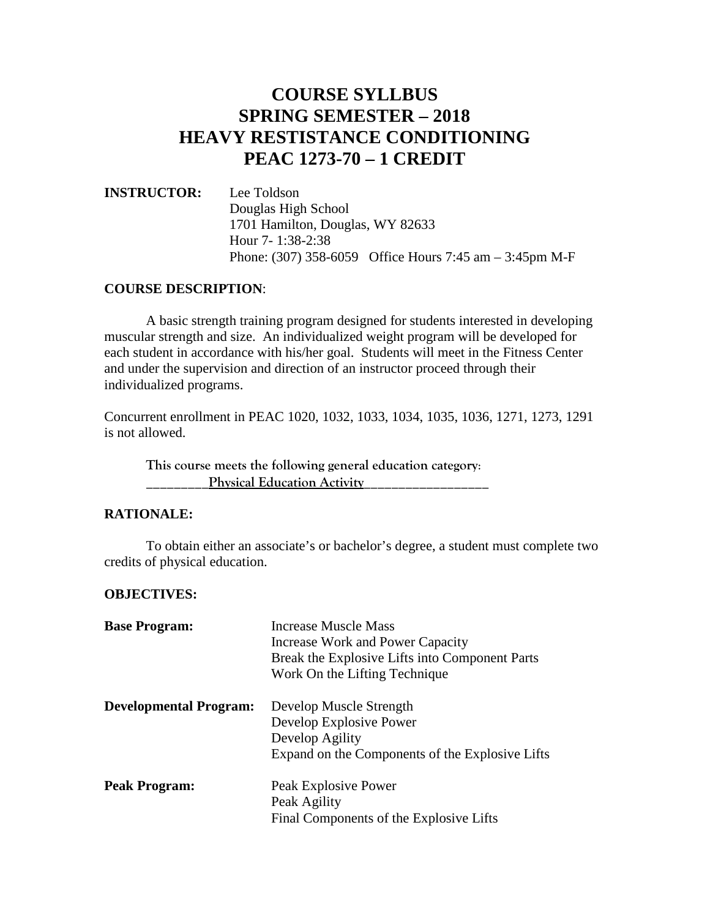# COURSE SYLLBUS
# SPRING SEMESTER – 2018
# HEAVY RESTISTANCE CONDITIONING
# PEAC 1273-70 – 1 CREDIT

**INSTRUCTOR:** Lee Toldson
Douglas High School
1701 Hamilton, Douglas, WY 82633
Hour 7- 1:38-2:38
Phone: (307) 358-6059 Office Hours 7:45 am – 3:45pm M-F

**COURSE DESCRIPTION**:

A basic strength training program designed for students interested in developing muscular strength and size. An individualized weight program will be developed for each student in accordance with his/her goal. Students will meet in the Fitness Center and under the supervision and direction of an instructor proceed through their individualized programs.

Concurrent enrollment in PEAC 1020, 1032, 1033, 1034, 1035, 1036, 1271, 1273, 1291 is not allowed.

**This course meets the following general education category:**
________<u>**Physical Education Activity**</u>_________________

**RATIONALE:**

To obtain either an associate's or bachelor's degree, a student must complete two credits of physical education.

**OBJECTIVES:**

**Base Program:**
- Increase Muscle Mass
- Increase Work and Power Capacity
- Break the Explosive Lifts into Component Parts
- Work On the Lifting Technique

**Developmental Program:**
- Develop Muscle Strength
- Develop Explosive Power
- Develop Agility
- Expand on the Components of the Explosive Lifts

**Peak Program:**
- Peak Explosive Power
- Peak Agility
- Final Components of the Explosive Lifts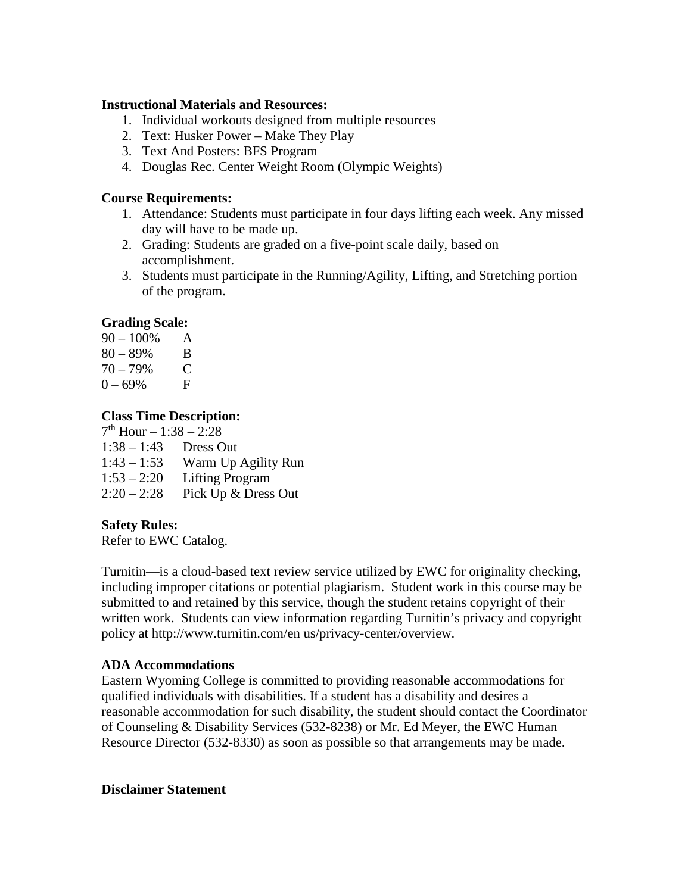**Instructional Materials and Resources:**

1. Individual workouts designed from multiple resources
2. Text: Husker Power – Make They Play
3. Text And Posters: BFS Program
4. Douglas Rec. Center Weight Room (Olympic Weights)

**Course Requirements:**

1. Attendance: Students must participate in four days lifting each week. Any missed day will have to be made up.
2. Grading: Students are graded on a five-point scale daily, based on accomplishment.
3. Students must participate in the Running/Agility, Lifting, and Stretching portion of the program.

**Grading Scale:**

| | |
|---|---|
| 90 – 100% | A |
| 80 – 89% | B |
| 70 – 79% | C |
| 0 – 69% | F |

**Class Time Description:**

7th Hour – 1:38 – 2:28

| | |
|---|---|
| 1:38 – 1:43 | Dress Out |
| 1:43 – 1:53 | Warm Up Agility Run |
| 1:53 – 2:20 | Lifting Program |
| 2:20 – 2:28 | Pick Up & Dress Out |

**Safety Rules:**

Refer to EWC Catalog.

Turnitin—is a cloud-based text review service utilized by EWC for originality checking, including improper citations or potential plagiarism. Student work in this course may be submitted to and retained by this service, though the student retains copyright of their written work. Students can view information regarding Turnitin's privacy and copyright policy at http://www.turnitin.com/en us/privacy-center/overview.

**ADA Accommodations**

Eastern Wyoming College is committed to providing reasonable accommodations for qualified individuals with disabilities. If a student has a disability and desires a reasonable accommodation for such disability, the student should contact the Coordinator of Counseling & Disability Services (532-8238) or Mr. Ed Meyer, the EWC Human Resource Director (532-8330) as soon as possible so that arrangements may be made.

**Disclaimer Statement**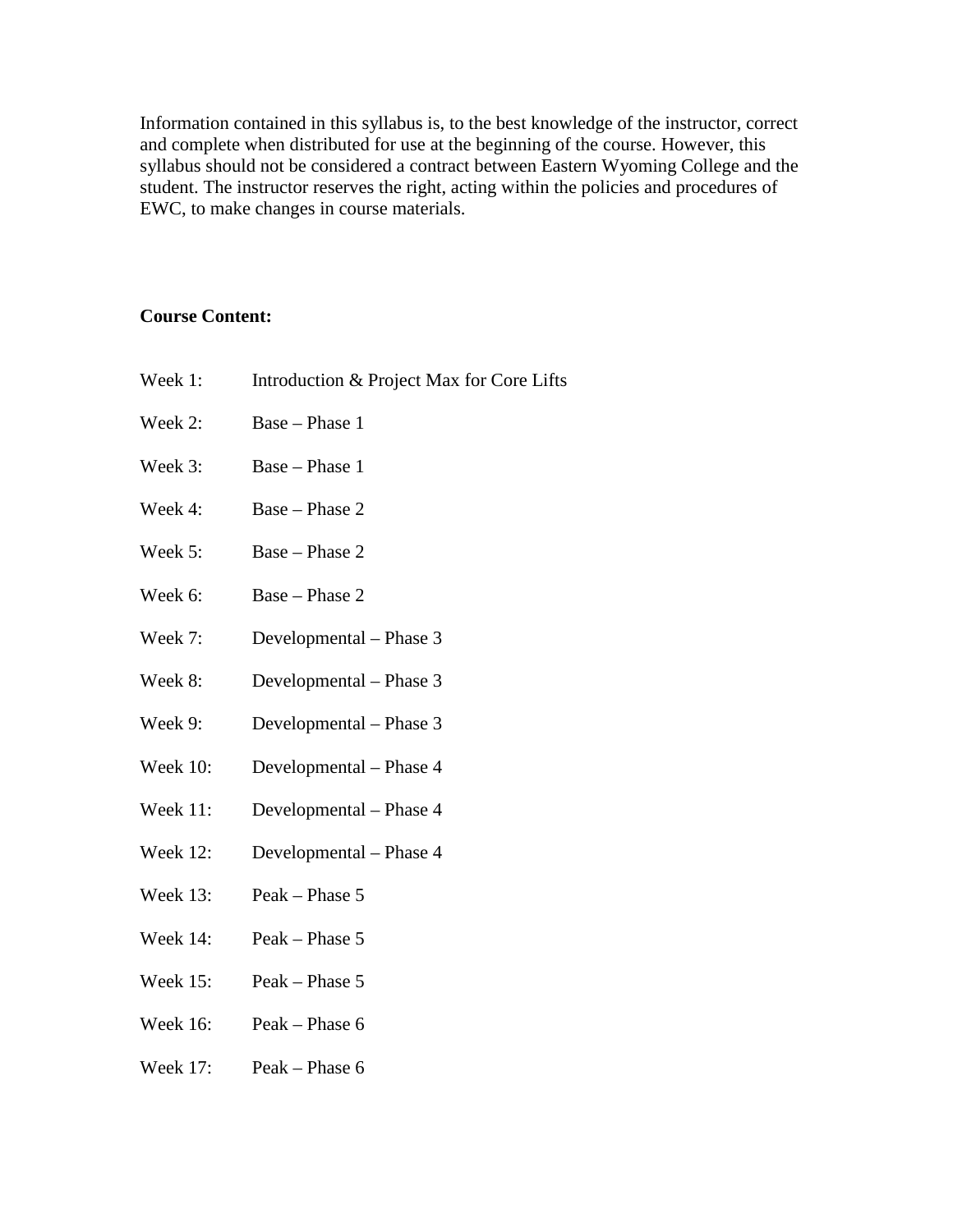Information contained in this syllabus is, to the best knowledge of the instructor, correct and complete when distributed for use at the beginning of the course. However, this syllabus should not be considered a contract between Eastern Wyoming College and the student. The instructor reserves the right, acting within the policies and procedures of EWC, to make changes in course materials.

**Course Content:**

Week 1: Introduction & Project Max for Core Lifts

Week 2: Base – Phase 1

Week 3: Base – Phase 1

Week 4: Base – Phase 2

Week 5: Base – Phase 2

Week 6: Base – Phase 2

Week 7: Developmental – Phase 3

Week 8: Developmental – Phase 3

Week 9: Developmental – Phase 3

Week 10: Developmental – Phase 4

Week 11: Developmental – Phase 4

Week 12: Developmental – Phase 4

Week 13: Peak – Phase 5

Week 14: Peak – Phase 5

Week 15: Peak – Phase 5

Week 16: Peak – Phase 6

Week 17: Peak – Phase 6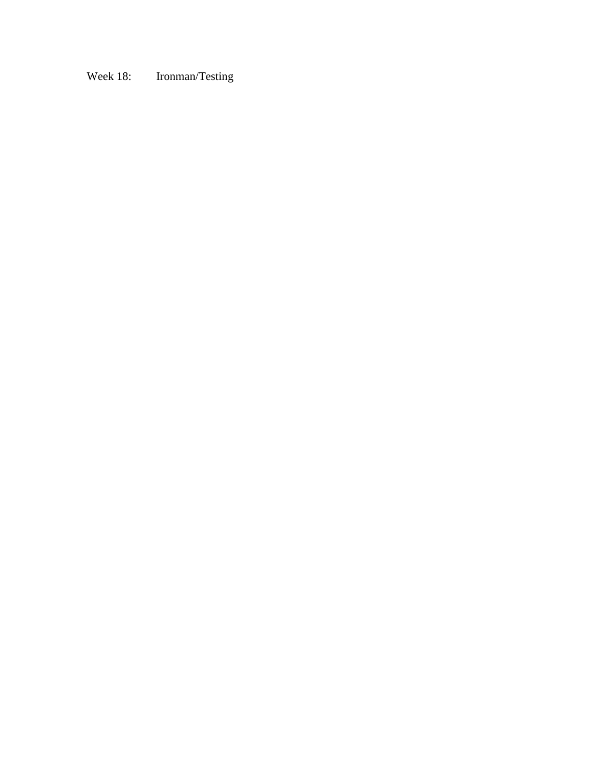Week 18: Ironman/Testing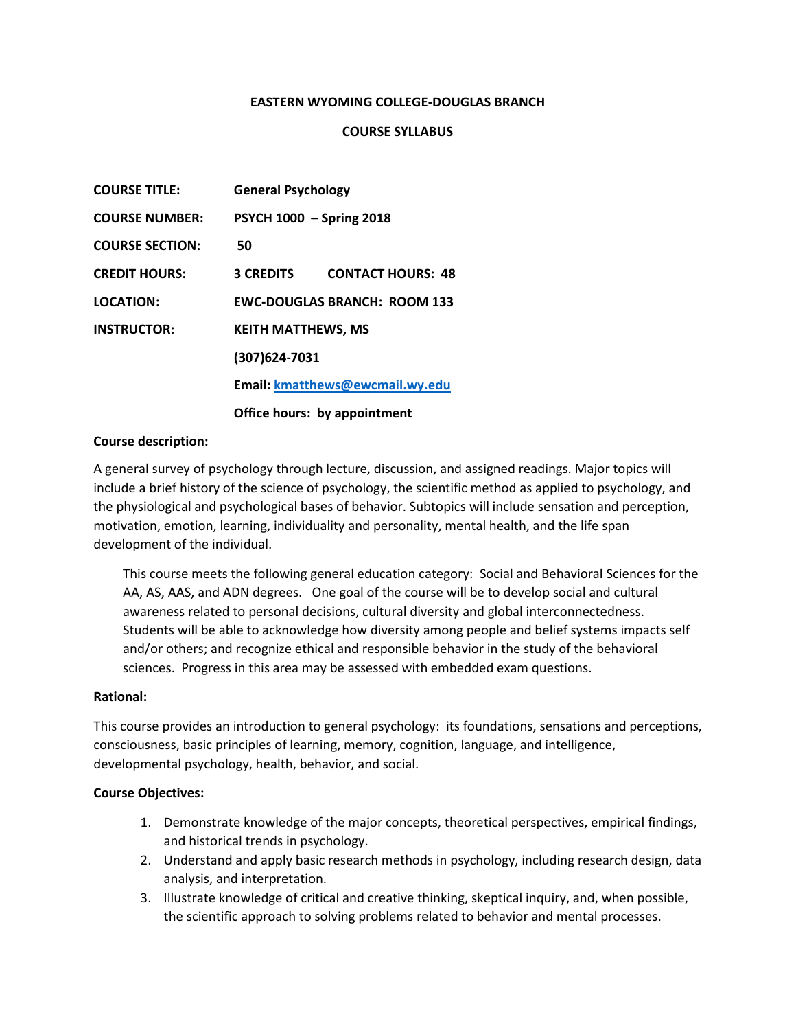**EASTERN WYOMING COLLEGE-DOUGLAS BRANCH**

**COURSE SYLLABUS**

| | |
|---|---|
| **COURSE TITLE:** | **General Psychology** |
| **COURSE NUMBER:** | **PSYCH 1000 – Spring 2018** |
| **COURSE SECTION:** | **50** |
| **CREDIT HOURS:** | **3 CREDITS CONTACT HOURS: 48** |
| **LOCATION:** | **EWC-DOUGLAS BRANCH: ROOM 133** |
| **INSTRUCTOR:** | **KEITH MATTHEWS, MS** |
| | **(307)624-7031** |
| | **Email: kmatthews@ewcmail.wy.edu** |
| | **Office hours: by appointment** |

**Course description:**

A general survey of psychology through lecture, discussion, and assigned readings. Major topics will include a brief history of the science of psychology, the scientific method as applied to psychology, and the physiological and psychological bases of behavior. Subtopics will include sensation and perception, motivation, emotion, learning, individuality and personality, mental health, and the life span development of the individual.

> This course meets the following general education category: Social and Behavioral Sciences for the AA, AS, AAS, and ADN degrees. One goal of the course will be to develop social and cultural awareness related to personal decisions, cultural diversity and global interconnectedness. Students will be able to acknowledge how diversity among people and belief systems impacts self and/or others; and recognize ethical and responsible behavior in the study of the behavioral sciences. Progress in this area may be assessed with embedded exam questions.

**Rational:**

This course provides an introduction to general psychology: its foundations, sensations and perceptions, consciousness, basic principles of learning, memory, cognition, language, and intelligence, developmental psychology, health, behavior, and social.

**Course Objectives:**

1. Demonstrate knowledge of the major concepts, theoretical perspectives, empirical findings, and historical trends in psychology.
2. Understand and apply basic research methods in psychology, including research design, data analysis, and interpretation.
3. Illustrate knowledge of critical and creative thinking, skeptical inquiry, and, when possible, the scientific approach to solving problems related to behavior and mental processes.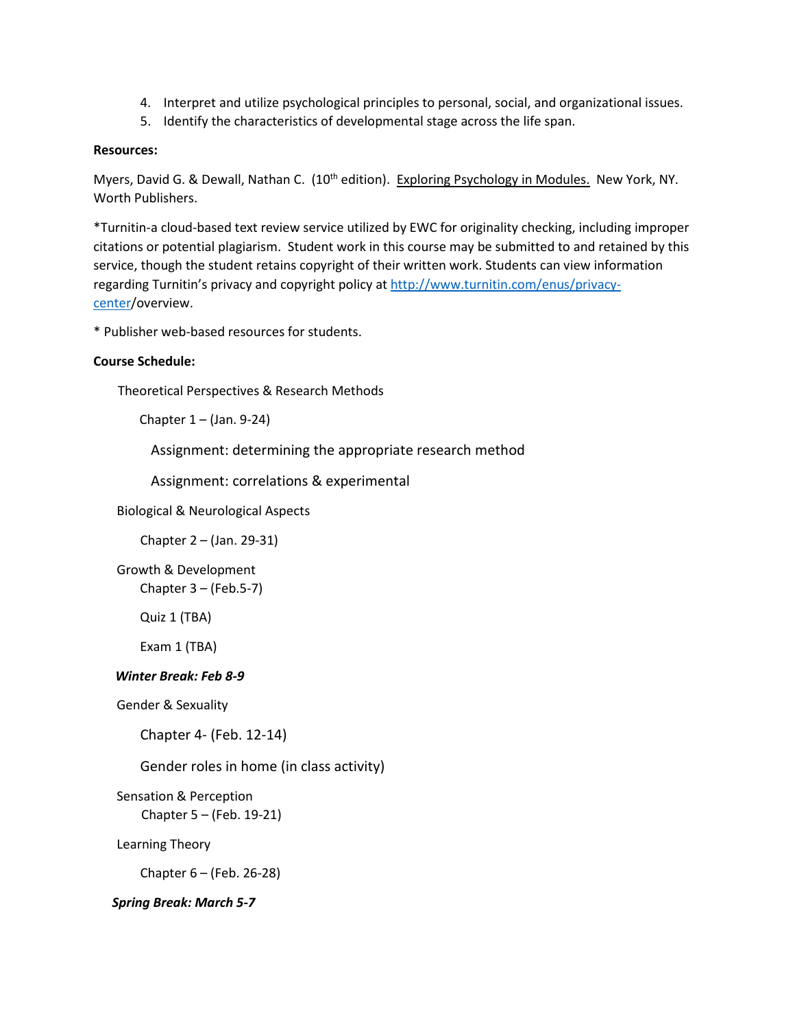4. Interpret and utilize psychological principles to personal, social, and organizational issues.
5. Identify the characteristics of developmental stage across the life span.

**Resources:**

Myers, David G. & Dewall, Nathan C. (10th edition). Exploring Psychology in Modules. New York, NY. Worth Publishers.

*Turnitin-a cloud-based text review service utilized by EWC for originality checking, including improper citations or potential plagiarism. Student work in this course may be submitted to and retained by this service, though the student retains copyright of their written work. Students can view information regarding Turnitin's privacy and copyright policy at http://www.turnitin.com/enus/privacy-center/overview.

* Publisher web-based resources for students.

**Course Schedule:**

Theoretical Perspectives & Research Methods

- Chapter 1 – (Jan. 9-24)
  - Assignment: determining the appropriate research method
  - Assignment: correlations & experimental

Biological & Neurological Aspects

- Chapter 2 – (Jan. 29-31)

Growth & Development

- Chapter 3 – (Feb.5-7)
- Quiz 1 (TBA)
- Exam 1 (TBA)

***Winter Break: Feb 8-9***

Gender & Sexuality

- Chapter 4- (Feb. 12-14)
- Gender roles in home (in class activity)

Sensation & Perception

- Chapter 5 – (Feb. 19-21)

Learning Theory

- Chapter 6 – (Feb. 26-28)

***Spring Break: March 5-7***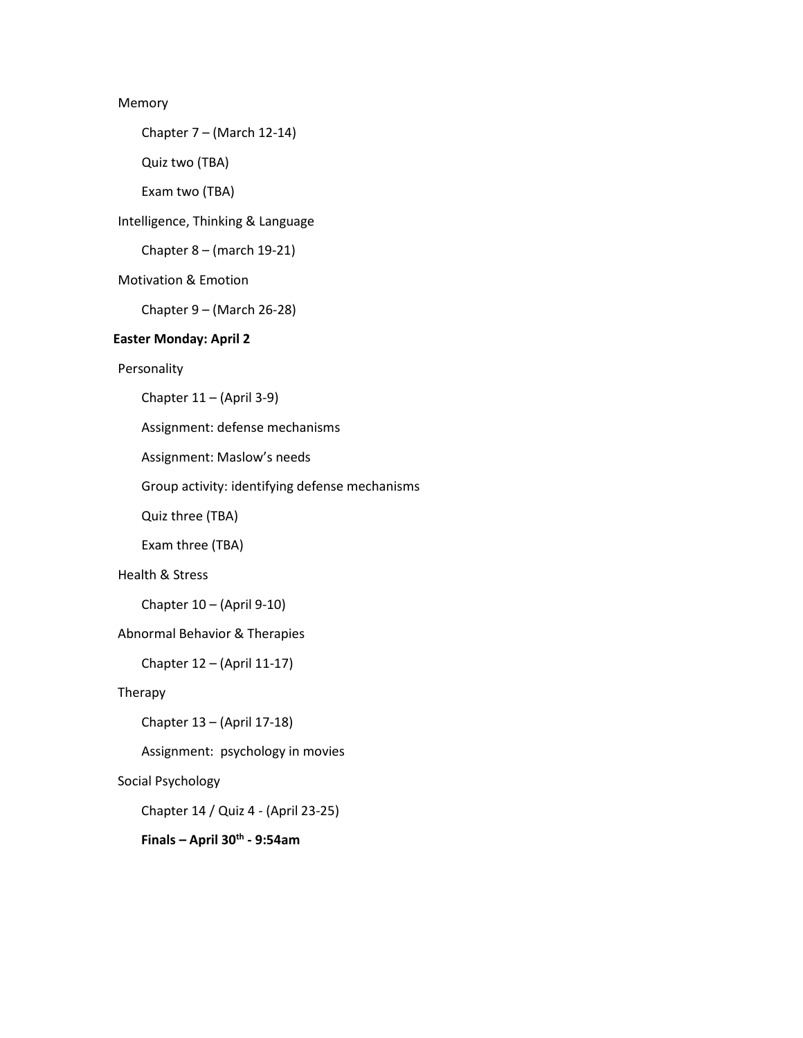Memory

- Chapter 7 – (March 12-14)
- Quiz two (TBA)
- Exam two (TBA)

Intelligence, Thinking & Language

- Chapter 8 – (march 19-21)

Motivation & Emotion

- Chapter 9 – (March 26-28)

**Easter Monday: April 2**

Personality

- Chapter 11 – (April 3-9)
- Assignment: defense mechanisms
- Assignment: Maslow's needs
- Group activity: identifying defense mechanisms
- Quiz three (TBA)
- Exam three (TBA)

Health & Stress

- Chapter 10 – (April 9-10)

Abnormal Behavior & Therapies

- Chapter 12 – (April 11-17)

Therapy

- Chapter 13 – (April 17-18)
- Assignment: psychology in movies

Social Psychology

- Chapter 14 / Quiz 4 - (April 23-25)
- **Finals – April 30th - 9:54am**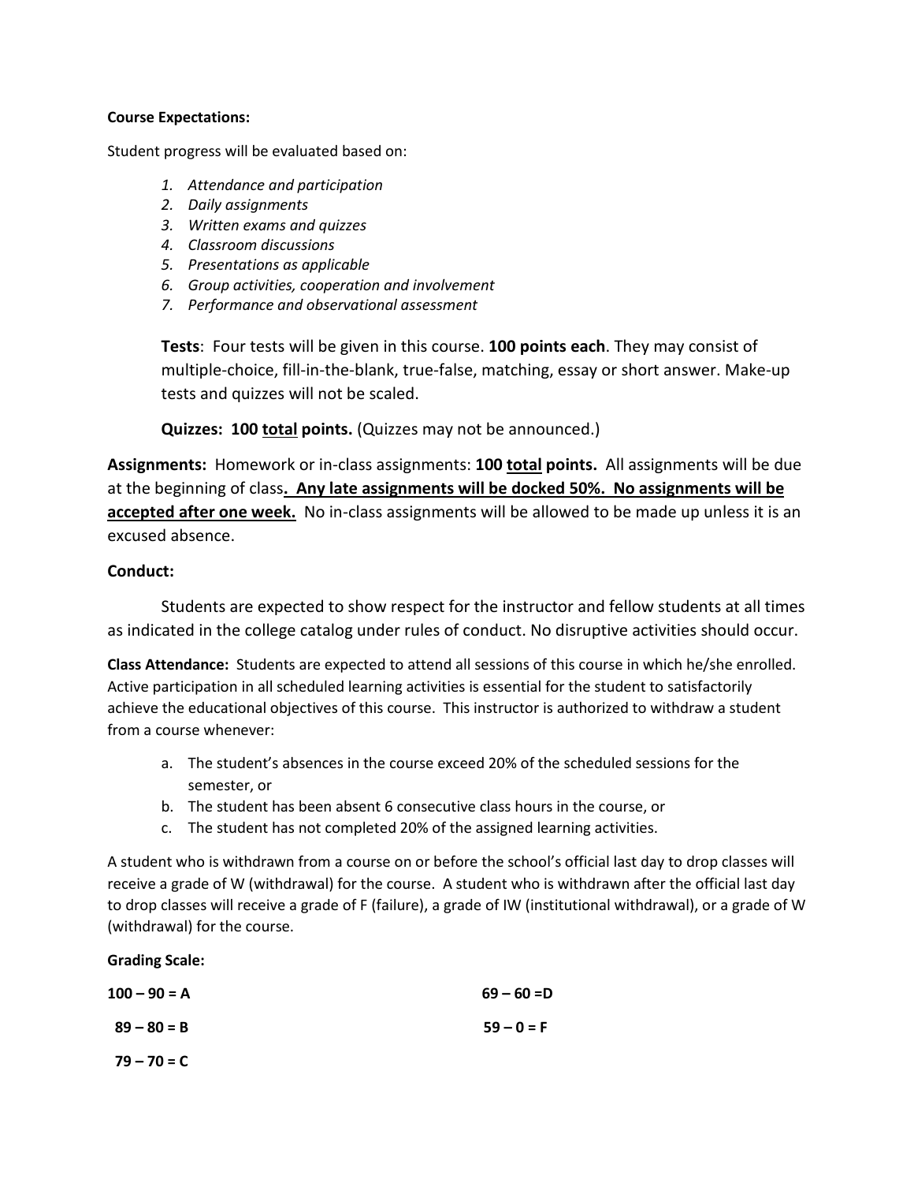**Course Expectations:**

Student progress will be evaluated based on:

1. *Attendance and participation*
2. *Daily assignments*
3. *Written exams and quizzes*
4. *Classroom discussions*
5. *Presentations as applicable*
6. *Group activities, cooperation and involvement*
7. *Performance and observational assessment*

**Tests**: Four tests will be given in this course. **100 points each**. They may consist of multiple-choice, fill-in-the-blank, true-false, matching, essay or short answer. Make-up tests and quizzes will not be scaled.

**Quizzes: 100 <u>total</u> points.** (Quizzes may not be announced.)

**Assignments:** Homework or in-class assignments: **100 <u>total</u> points.** All assignments will be due at the beginning of class**. <u>Any late assignments will be docked 50%. No assignments will be accepted after one week.</u>** No in-class assignments will be allowed to be made up unless it is an excused absence.

**Conduct:**

Students are expected to show respect for the instructor and fellow students at all times as indicated in the college catalog under rules of conduct. No disruptive activities should occur.

**Class Attendance:** Students are expected to attend all sessions of this course in which he/she enrolled. Active participation in all scheduled learning activities is essential for the student to satisfactorily achieve the educational objectives of this course. This instructor is authorized to withdraw a student from a course whenever:

a. The student's absences in the course exceed 20% of the scheduled sessions for the semester, or
b. The student has been absent 6 consecutive class hours in the course, or
c. The student has not completed 20% of the assigned learning activities.

A student who is withdrawn from a course on or before the school's official last day to drop classes will receive a grade of W (withdrawal) for the course. A student who is withdrawn after the official last day to drop classes will receive a grade of F (failure), a grade of IW (institutional withdrawal), or a grade of W (withdrawal) for the course.

**Grading Scale:**

**100 – 90 = A**

**89 – 80 = B**

**79 – 70 = C**

**69 – 60 =D**

**59 – 0 = F**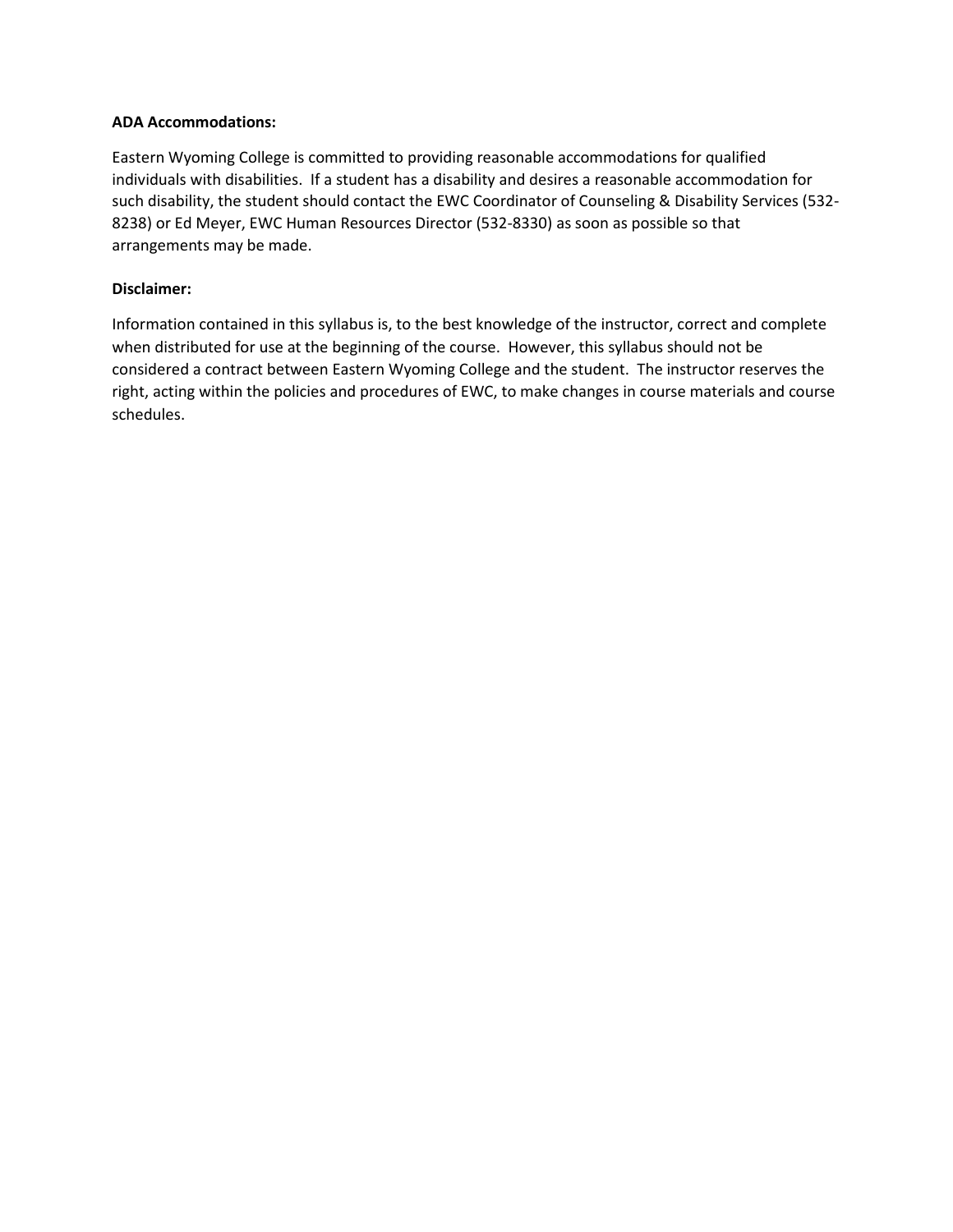**ADA Accommodations:**

Eastern Wyoming College is committed to providing reasonable accommodations for qualified individuals with disabilities. If a student has a disability and desires a reasonable accommodation for such disability, the student should contact the EWC Coordinator of Counseling & Disability Services (532-8238) or Ed Meyer, EWC Human Resources Director (532-8330) as soon as possible so that arrangements may be made.

**Disclaimer:**

Information contained in this syllabus is, to the best knowledge of the instructor, correct and complete when distributed for use at the beginning of the course. However, this syllabus should not be considered a contract between Eastern Wyoming College and the student. The instructor reserves the right, acting within the policies and procedures of EWC, to make changes in course materials and course schedules.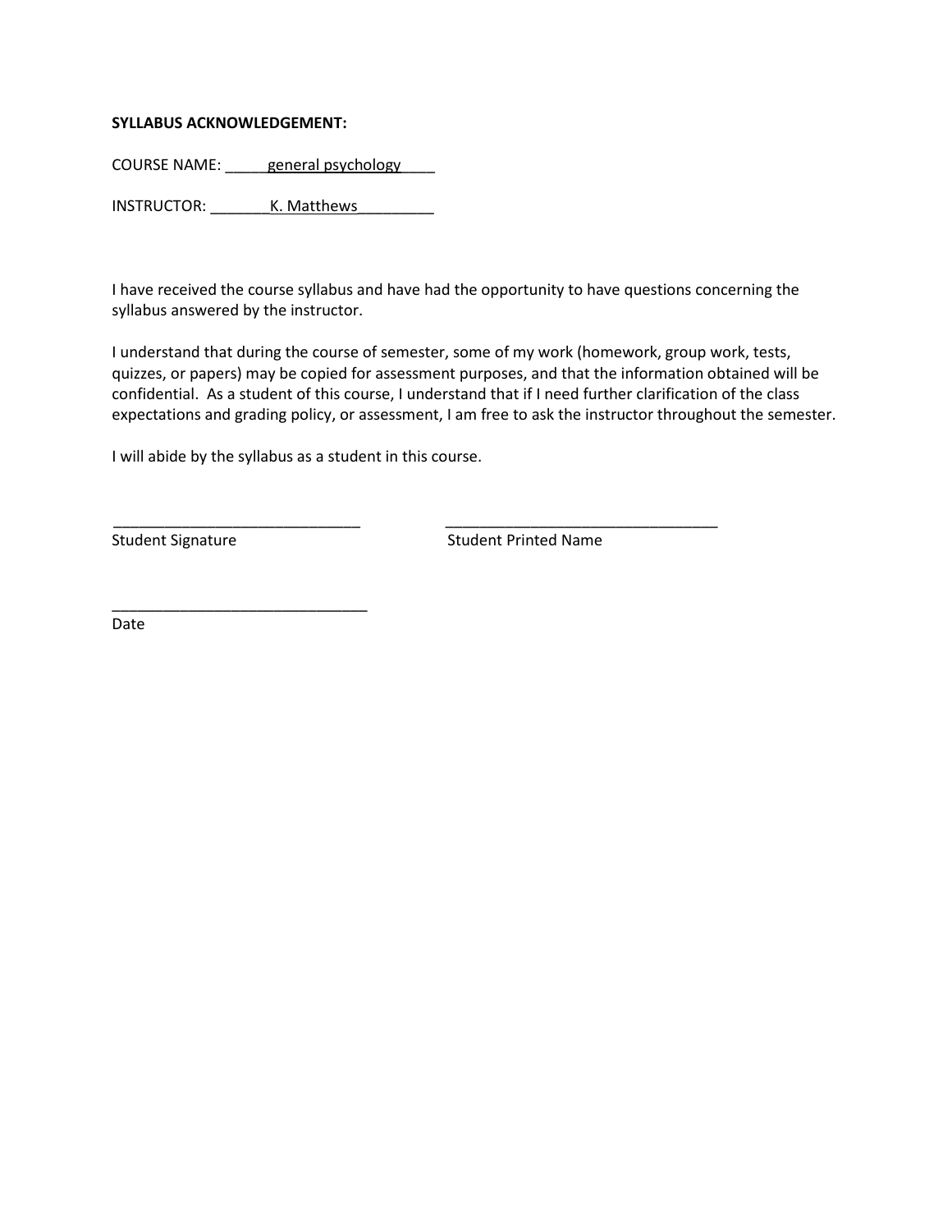**SYLLABUS ACKNOWLEDGEMENT:**

COURSE NAME: _____general psychology_____

INSTRUCTOR: _______K. Matthews_________

I have received the course syllabus and have had the opportunity to have questions concerning the syllabus answered by the instructor.

I understand that during the course of semester, some of my work (homework, group work, tests, quizzes, or papers) may be copied for assessment purposes, and that the information obtained will be confidential. As a student of this course, I understand that if I need further clarification of the class expectations and grading policy, or assessment, I am free to ask the instructor throughout the semester.

I will abide by the syllabus as a student in this course.

_____________________________ Student Signature

________________________________ Student Printed Name

______________________________ Date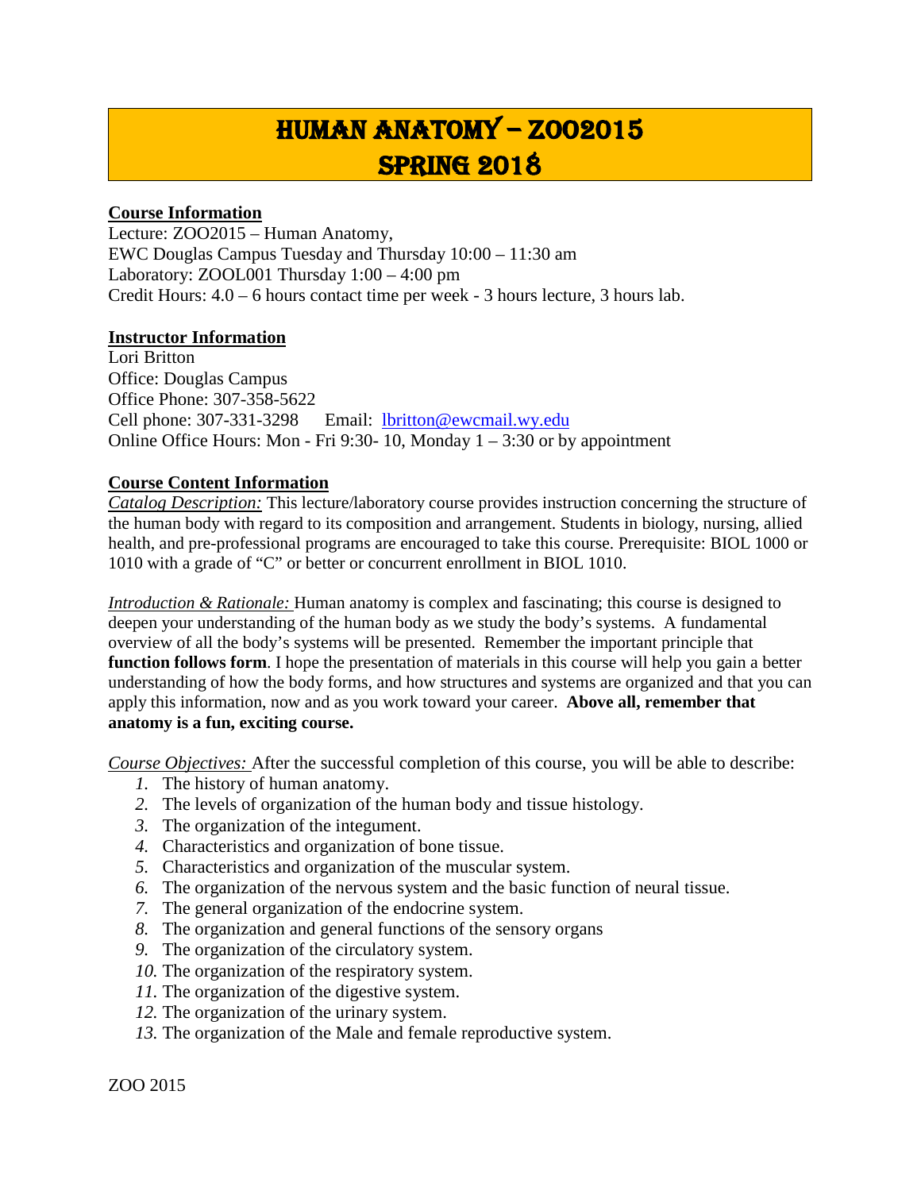# HUMAN ANATOMY – ZOO2015
# SPRING 2018

**Course Information**

Lecture: ZOO2015 – Human Anatomy,
EWC Douglas Campus Tuesday and Thursday 10:00 – 11:30 am
Laboratory: ZOOL001 Thursday 1:00 – 4:00 pm
Credit Hours: 4.0 – 6 hours contact time per week - 3 hours lecture, 3 hours lab.

**Instructor Information**

Lori Britton
Office: Douglas Campus
Office Phone: 307-358-5622
Cell phone: 307-331-3298 Email: lbritton@ewcmail.wy.edu
Online Office Hours: Mon - Fri 9:30- 10, Monday 1 – 3:30 or by appointment

**Course Content Information**

*Catalog Description:* This lecture/laboratory course provides instruction concerning the structure of the human body with regard to its composition and arrangement. Students in biology, nursing, allied health, and pre-professional programs are encouraged to take this course. Prerequisite: BIOL 1000 or 1010 with a grade of "C" or better or concurrent enrollment in BIOL 1010.

*Introduction & Rationale:* Human anatomy is complex and fascinating; this course is designed to deepen your understanding of the human body as we study the body's systems. A fundamental overview of all the body's systems will be presented. Remember the important principle that **function follows form**. I hope the presentation of materials in this course will help you gain a better understanding of how the body forms, and how structures and systems are organized and that you can apply this information, now and as you work toward your career. **Above all, remember that anatomy is a fun, exciting course.**

*Course Objectives:* After the successful completion of this course, you will be able to describe:

1. The history of human anatomy.
2. The levels of organization of the human body and tissue histology.
3. The organization of the integument.
4. Characteristics and organization of bone tissue.
5. Characteristics and organization of the muscular system.
6. The organization of the nervous system and the basic function of neural tissue.
7. The general organization of the endocrine system.
8. The organization and general functions of the sensory organs
9. The organization of the circulatory system.
10. The organization of the respiratory system.
11. The organization of the digestive system.
12. The organization of the urinary system.
13. The organization of the Male and female reproductive system.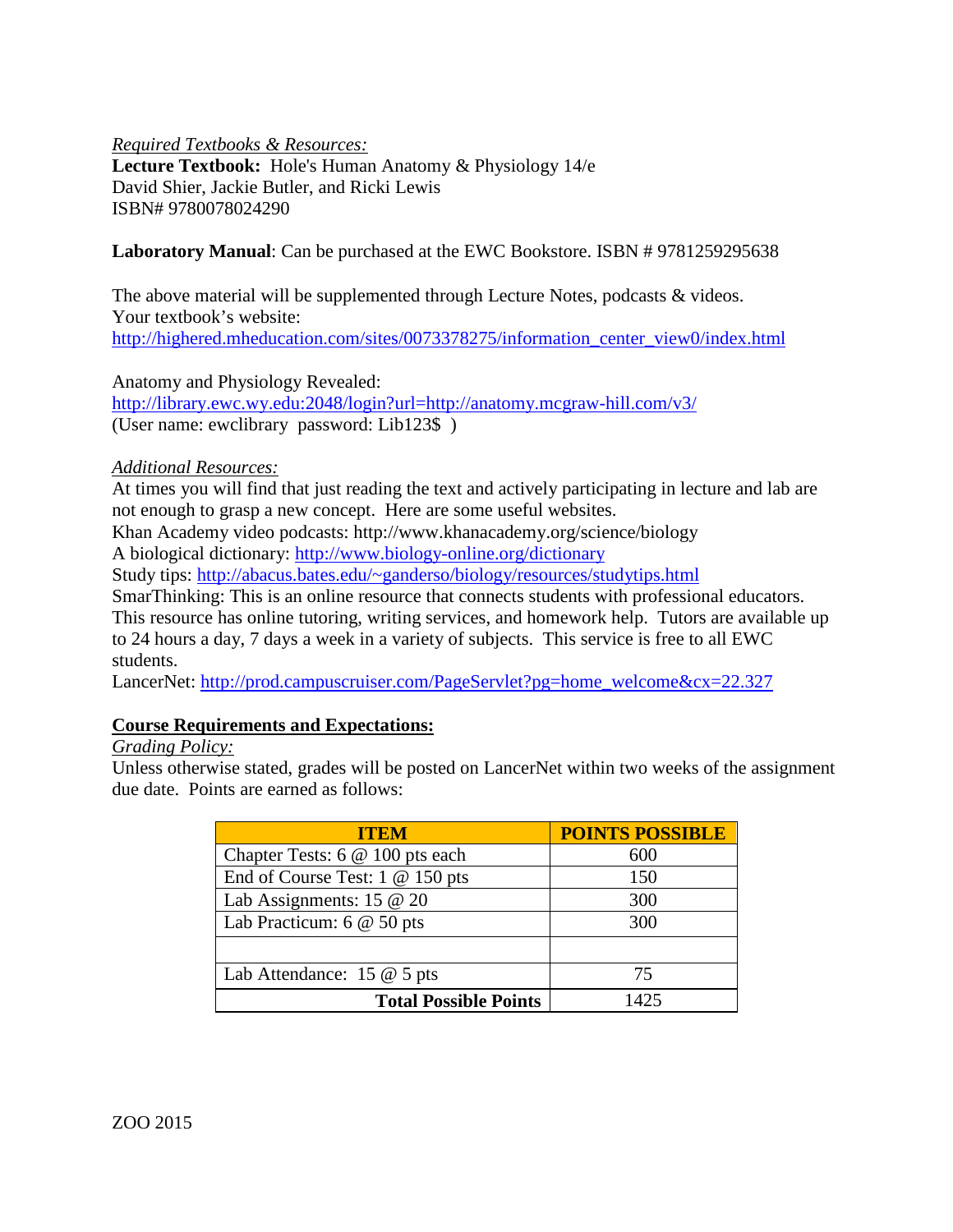*Required Textbooks & Resources:*

**Lecture Textbook:** Hole's Human Anatomy & Physiology 14/e
David Shier, Jackie Butler, and Ricki Lewis
ISBN# 9780078024290

**Laboratory Manual**: Can be purchased at the EWC Bookstore. ISBN # 9781259295638

The above material will be supplemented through Lecture Notes, podcasts & videos.
Your textbook's website:
http://highered.mheducation.com/sites/0073378275/information_center_view0/index.html

Anatomy and Physiology Revealed:
http://library.ewc.wy.edu:2048/login?url=http://anatomy.mcgraw-hill.com/v3/
(User name: ewclibrary password: Lib123$ )

*Additional Resources:*

At times you will find that just reading the text and actively participating in lecture and lab are not enough to grasp a new concept. Here are some useful websites.
Khan Academy video podcasts: http://www.khanacademy.org/science/biology
A biological dictionary: http://www.biology-online.org/dictionary
Study tips: http://abacus.bates.edu/~ganderso/biology/resources/studytips.html
SmarThinking: This is an online resource that connects students with professional educators. This resource has online tutoring, writing services, and homework help. Tutors are available up to 24 hours a day, 7 days a week in a variety of subjects. This service is free to all EWC students.
LancerNet: http://prod.campuscruiser.com/PageServlet?pg=home_welcome&cx=22.327

**Course Requirements and Expectations:**

*Grading Policy:*

Unless otherwise stated, grades will be posted on LancerNet within two weeks of the assignment due date. Points are earned as follows:

| ITEM | POINTS POSSIBLE |
|---|---|
| Chapter Tests: 6 @ 100 pts each | 600 |
| End of Course Test: 1 @ 150 pts | 150 |
| Lab Assignments: 15 @ 20 | 300 |
| Lab Practicum: 6 @ 50 pts | 300 |
| | |
| Lab Attendance: 15 @ 5 pts | 75 |
| **Total Possible Points** | 1425 |

ZOO 2015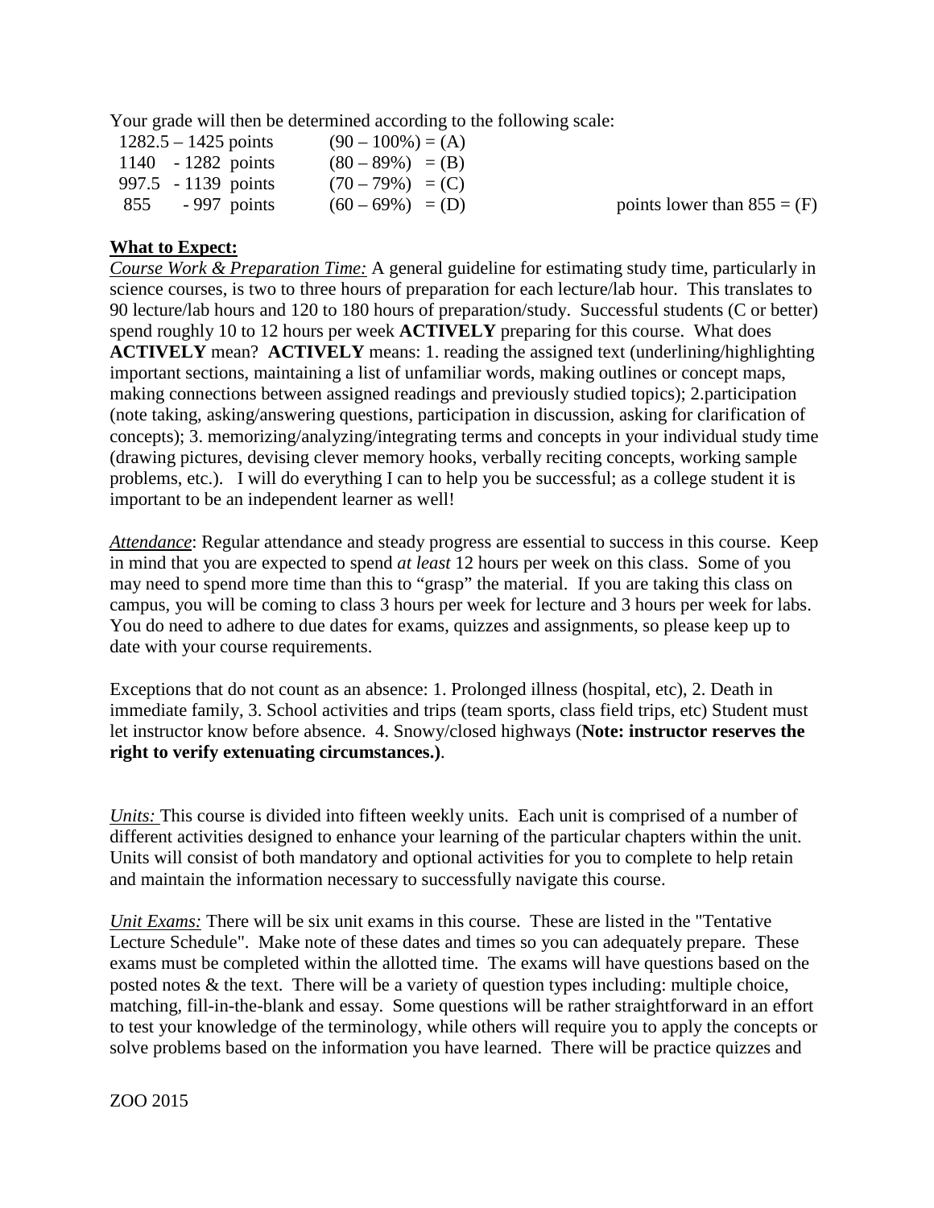Your grade will then be determined according to the following scale:

| | | |
|---|---|---|
| 1282.5 – 1425 points | (90 – 100%) = (A) | |
| 1140 - 1282 points | (80 – 89%) = (B) | |
| 997.5 - 1139 points | (70 – 79%) = (C) | |
| 855 - 997 points | (60 – 69%) = (D) | points lower than 855 = (F) |

**What to Expect:**

*Course Work & Preparation Time:* A general guideline for estimating study time, particularly in science courses, is two to three hours of preparation for each lecture/lab hour. This translates to 90 lecture/lab hours and 120 to 180 hours of preparation/study. Successful students (C or better) spend roughly 10 to 12 hours per week **ACTIVELY** preparing for this course. What does **ACTIVELY** mean? **ACTIVELY** means: 1. reading the assigned text (underlining/highlighting important sections, maintaining a list of unfamiliar words, making outlines or concept maps, making connections between assigned readings and previously studied topics); 2.participation (note taking, asking/answering questions, participation in discussion, asking for clarification of concepts); 3. memorizing/analyzing/integrating terms and concepts in your individual study time (drawing pictures, devising clever memory hooks, verbally reciting concepts, working sample problems, etc.). I will do everything I can to help you be successful; as a college student it is important to be an independent learner as well!

*Attendance*: Regular attendance and steady progress are essential to success in this course. Keep in mind that you are expected to spend *at least* 12 hours per week on this class. Some of you may need to spend more time than this to "grasp" the material. If you are taking this class on campus, you will be coming to class 3 hours per week for lecture and 3 hours per week for labs. You do need to adhere to due dates for exams, quizzes and assignments, so please keep up to date with your course requirements.

Exceptions that do not count as an absence: 1. Prolonged illness (hospital, etc), 2. Death in immediate family, 3. School activities and trips (team sports, class field trips, etc) Student must let instructor know before absence. 4. Snowy/closed highways (**Note: instructor reserves the right to verify extenuating circumstances.)**.

*Units:* This course is divided into fifteen weekly units. Each unit is comprised of a number of different activities designed to enhance your learning of the particular chapters within the unit. Units will consist of both mandatory and optional activities for you to complete to help retain and maintain the information necessary to successfully navigate this course.

*Unit Exams:* There will be six unit exams in this course. These are listed in the "Tentative Lecture Schedule". Make note of these dates and times so you can adequately prepare. These exams must be completed within the allotted time. The exams will have questions based on the posted notes & the text. There will be a variety of question types including: multiple choice, matching, fill-in-the-blank and essay. Some questions will be rather straightforward in an effort to test your knowledge of the terminology, while others will require you to apply the concepts or solve problems based on the information you have learned. There will be practice quizzes and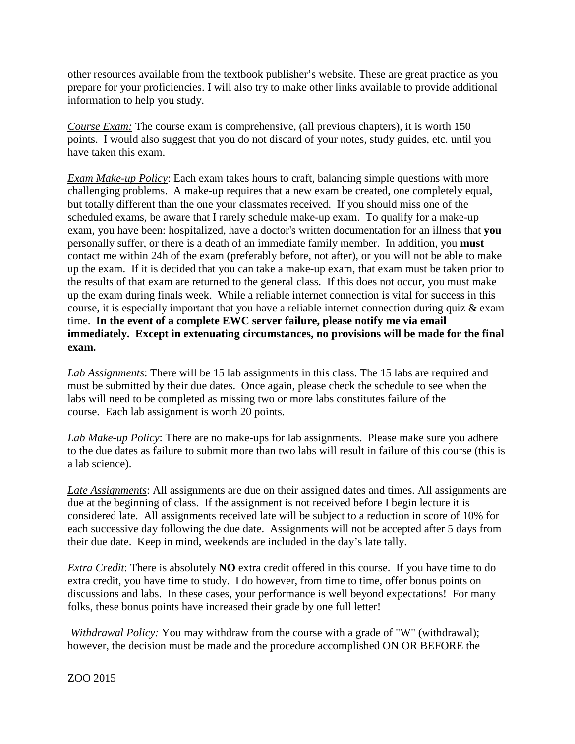other resources available from the textbook publisher's website. These are great practice as you prepare for your proficiencies. I will also try to make other links available to provide additional information to help you study.

*Course Exam:* The course exam is comprehensive, (all previous chapters), it is worth 150 points. I would also suggest that you do not discard of your notes, study guides, etc. until you have taken this exam.

*Exam Make-up Policy*: Each exam takes hours to craft, balancing simple questions with more challenging problems. A make-up requires that a new exam be created, one completely equal, but totally different than the one your classmates received. If you should miss one of the scheduled exams, be aware that I rarely schedule make-up exam. To qualify for a make-up exam, you have been: hospitalized, have a doctor's written documentation for an illness that **you** personally suffer, or there is a death of an immediate family member. In addition, you **must** contact me within 24h of the exam (preferably before, not after), or you will not be able to make up the exam. If it is decided that you can take a make-up exam, that exam must be taken prior to the results of that exam are returned to the general class. If this does not occur, you must make up the exam during finals week. While a reliable internet connection is vital for success in this course, it is especially important that you have a reliable internet connection during quiz & exam time. **In the event of a complete EWC server failure, please notify me via email immediately. Except in extenuating circumstances, no provisions will be made for the final exam.**

*Lab Assignments*: There will be 15 lab assignments in this class. The 15 labs are required and must be submitted by their due dates. Once again, please check the schedule to see when the labs will need to be completed as missing two or more labs constitutes failure of the course. Each lab assignment is worth 20 points.

*Lab Make-up Policy*: There are no make-ups for lab assignments. Please make sure you adhere to the due dates as failure to submit more than two labs will result in failure of this course (this is a lab science).

*Late Assignments*: All assignments are due on their assigned dates and times. All assignments are due at the beginning of class. If the assignment is not received before I begin lecture it is considered late. All assignments received late will be subject to a reduction in score of 10% for each successive day following the due date. Assignments will not be accepted after 5 days from their due date. Keep in mind, weekends are included in the day's late tally.

*Extra Credit*: There is absolutely **NO** extra credit offered in this course. If you have time to do extra credit, you have time to study. I do however, from time to time, offer bonus points on discussions and labs. In these cases, your performance is well beyond expectations! For many folks, these bonus points have increased their grade by one full letter!

*Withdrawal Policy:* You may withdraw from the course with a grade of "W" (withdrawal); however, the decision must be made and the procedure accomplished ON OR BEFORE the

ZOO 2015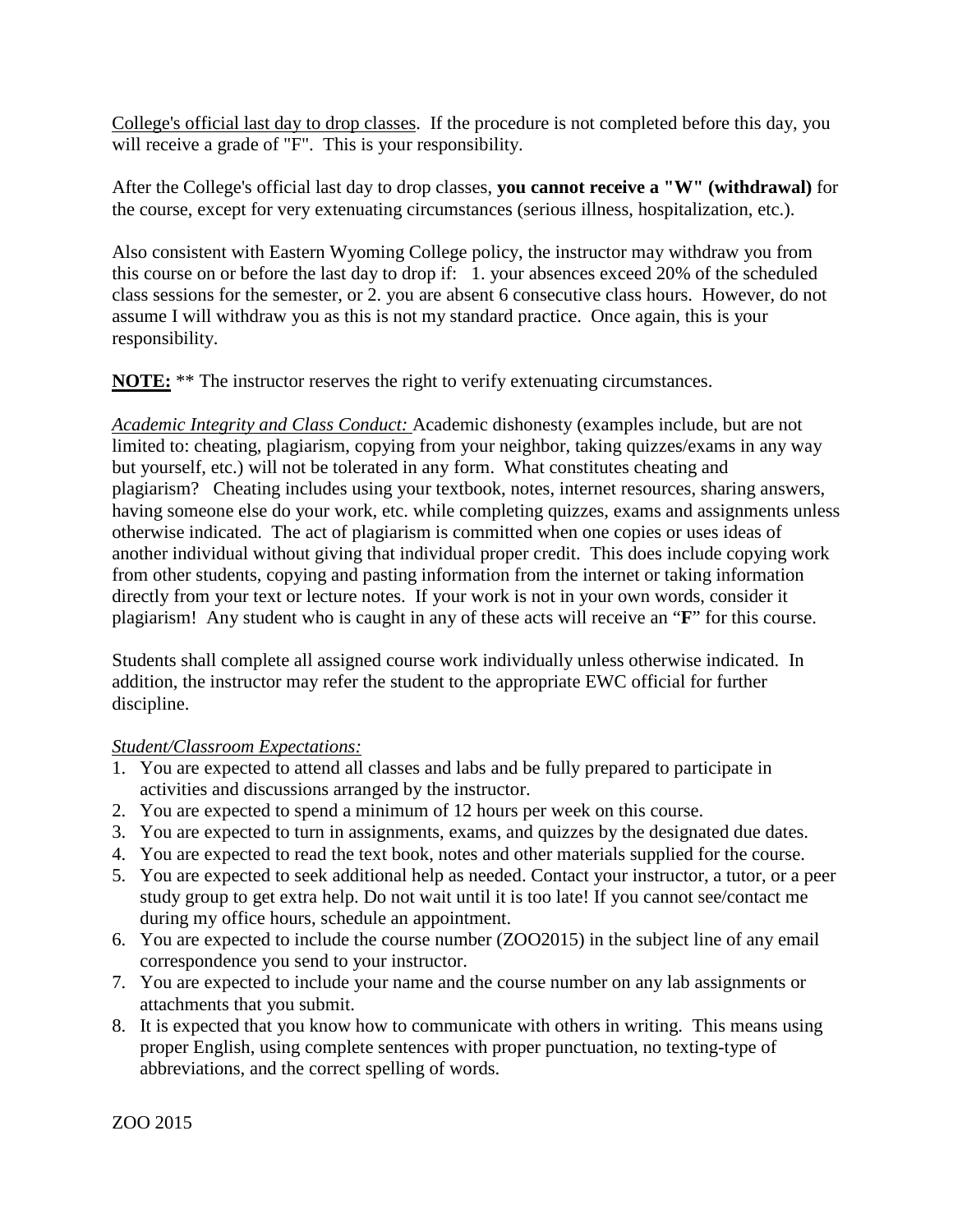College's official last day to drop classes. If the procedure is not completed before this day, you will receive a grade of "F". This is your responsibility.

After the College's official last day to drop classes, **you cannot receive a "W" (withdrawal)** for the course, except for very extenuating circumstances (serious illness, hospitalization, etc.).

Also consistent with Eastern Wyoming College policy, the instructor may withdraw you from this course on or before the last day to drop if: 1. your absences exceed 20% of the scheduled class sessions for the semester, or 2. you are absent 6 consecutive class hours. However, do not assume I will withdraw you as this is not my standard practice. Once again, this is your responsibility.

**NOTE:** ** The instructor reserves the right to verify extenuating circumstances.

*Academic Integrity and Class Conduct:* Academic dishonesty (examples include, but are not limited to: cheating, plagiarism, copying from your neighbor, taking quizzes/exams in any way but yourself, etc.) will not be tolerated in any form. What constitutes cheating and plagiarism? Cheating includes using your textbook, notes, internet resources, sharing answers, having someone else do your work, etc. while completing quizzes, exams and assignments unless otherwise indicated. The act of plagiarism is committed when one copies or uses ideas of another individual without giving that individual proper credit. This does include copying work from other students, copying and pasting information from the internet or taking information directly from your text or lecture notes. If your work is not in your own words, consider it plagiarism! Any student who is caught in any of these acts will receive an "**F**" for this course.

Students shall complete all assigned course work individually unless otherwise indicated. In addition, the instructor may refer the student to the appropriate EWC official for further discipline.

*Student/Classroom Expectations:*

1. You are expected to attend all classes and labs and be fully prepared to participate in activities and discussions arranged by the instructor.
2. You are expected to spend a minimum of 12 hours per week on this course.
3. You are expected to turn in assignments, exams, and quizzes by the designated due dates.
4. You are expected to read the text book, notes and other materials supplied for the course.
5. You are expected to seek additional help as needed. Contact your instructor, a tutor, or a peer study group to get extra help. Do not wait until it is too late! If you cannot see/contact me during my office hours, schedule an appointment.
6. You are expected to include the course number (ZOO2015) in the subject line of any email correspondence you send to your instructor.
7. You are expected to include your name and the course number on any lab assignments or attachments that you submit.
8. It is expected that you know how to communicate with others in writing. This means using proper English, using complete sentences with proper punctuation, no texting-type of abbreviations, and the correct spelling of words.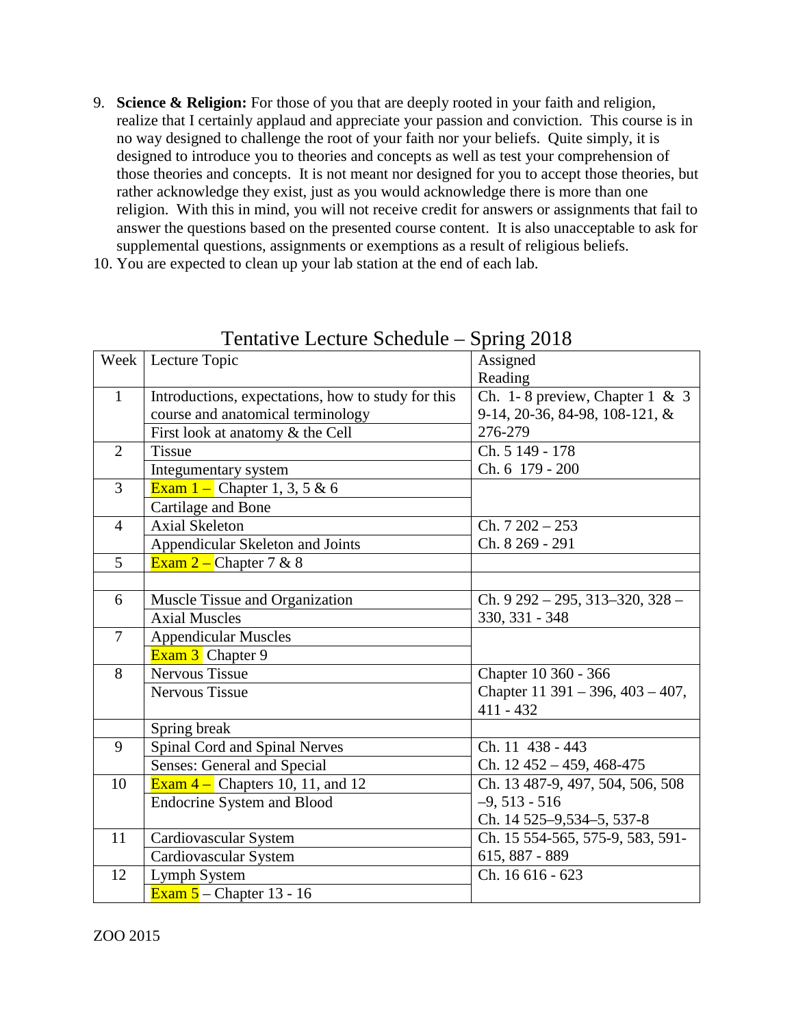9. **Science & Religion:** For those of you that are deeply rooted in your faith and religion, realize that I certainly applaud and appreciate your passion and conviction. This course is in no way designed to challenge the root of your faith nor your beliefs. Quite simply, it is designed to introduce you to theories and concepts as well as test your comprehension of those theories and concepts. It is not meant nor designed for you to accept those theories, but rather acknowledge they exist, just as you would acknowledge there is more than one religion. With this in mind, you will not receive credit for answers or assignments that fail to answer the questions based on the presented course content. It is also unacceptable to ask for supplemental questions, assignments or exemptions as a result of religious beliefs.
10. You are expected to clean up your lab station at the end of each lab.

## Tentative Lecture Schedule – Spring 2018

| Week | Lecture Topic | Assigned Reading |
|---|---|---|
| 1 | Introductions, expectations, how to study for this course and anatomical terminology | Ch. 1- 8 preview, Chapter 1 & 3 9-14, 20-36, 84-98, 108-121, & 276-279 |
| | First look at anatomy & the Cell | |
| 2 | Tissue | Ch. 5 149 - 178 |
| | Integumentary system | Ch. 6 179 - 200 |
| 3 | Exam 1 – Chapter 1, 3, 5 & 6 | |
| | Cartilage and Bone | |
| 4 | Axial Skeleton | Ch. 7 202 – 253 |
| | Appendicular Skeleton and Joints | Ch. 8 269 - 291 |
| 5 | Exam 2 – Chapter 7 & 8 | |
| | | |
| 6 | Muscle Tissue and Organization | Ch. 9 292 – 295, 313–320, 328 – 330, 331 - 348 |
| | Axial Muscles | |
| 7 | Appendicular Muscles | |
| | Exam 3 Chapter 9 | |
| 8 | Nervous Tissue | Chapter 10 360 - 366 |
| | Nervous Tissue | Chapter 11 391 – 396, 403 – 407, 411 - 432 |
| | Spring break | |
| 9 | Spinal Cord and Spinal Nerves | Ch. 11 438 - 443 |
| | Senses: General and Special | Ch. 12 452 – 459, 468-475 |
| 10 | Exam 4 – Chapters 10, 11, and 12 | Ch. 13 487-9, 497, 504, 506, 508 –9, 513 - 516 |
| | Endocrine System and Blood | Ch. 14 525–9,534–5, 537-8 |
| 11 | Cardiovascular System | Ch. 15 554-565, 575-9, 583, 591-615, 887 - 889 |
| | Cardiovascular System | |
| 12 | Lymph System | Ch. 16 616 - 623 |
| | Exam 5 – Chapter 13 - 16 | |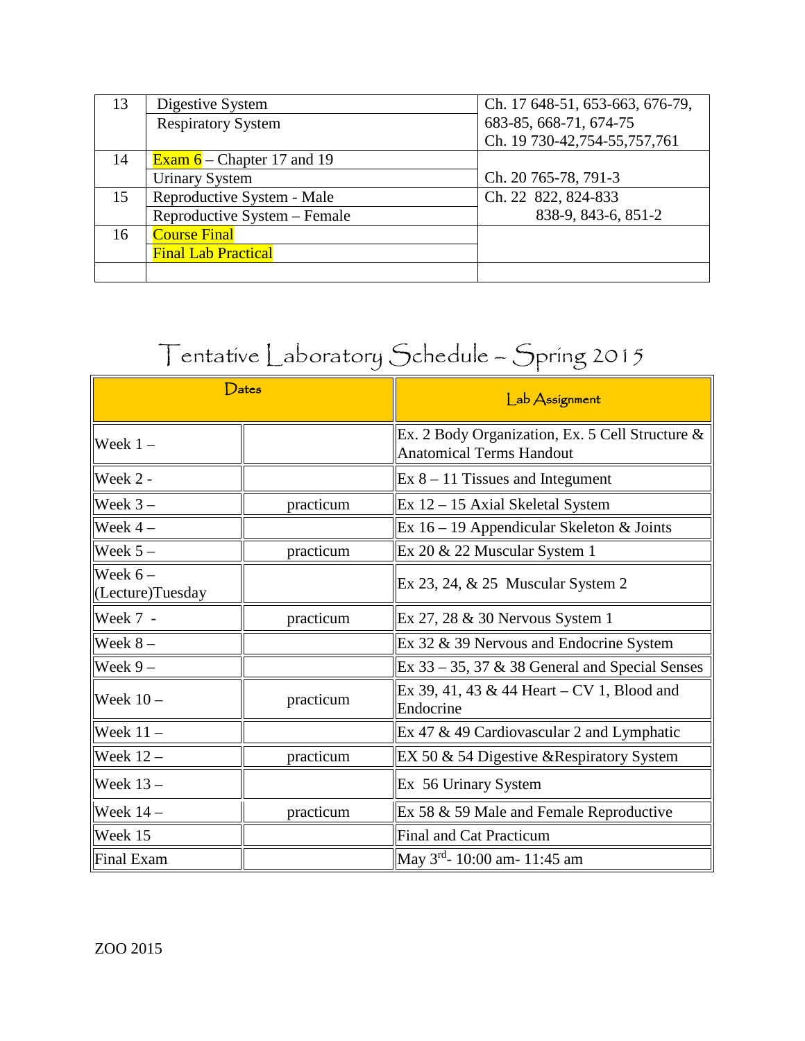| 13 | Digestive System | Ch. 17 648-51, 653-663, 676-79, |
|---|---|---|
| | Respiratory System | 683-85, 668-71, 674-75 |
| | | Ch. 19 730-42,754-55,757,761 |
| 14 | Exam 6 – Chapter 17 and 19 | |
| | Urinary System | Ch. 20 765-78, 791-3 |
| 15 | Reproductive System - Male | Ch. 22 822, 824-833 |
| | Reproductive System – Female | 838-9, 843-6, 851-2 |
| 16 | Course Final | |
| | Final Lab Practical | |
| | | |

# Tentative Laboratory Schedule – Spring 2015

| Dates | | Lab Assignment |
|---|---|---|
| Week 1 – | | Ex. 2 Body Organization, Ex. 5 Cell Structure & Anatomical Terms Handout |
| Week 2 - | | Ex 8 – 11 Tissues and Integument |
| Week 3 – | practicum | Ex 12 – 15 Axial Skeletal System |
| Week 4 – | | Ex 16 – 19 Appendicular Skeleton & Joints |
| Week 5 – | practicum | Ex 20 & 22 Muscular System 1 |
| Week 6 – (Lecture)Tuesday | | Ex 23, 24, & 25 Muscular System 2 |
| Week 7 - | practicum | Ex 27, 28 & 30 Nervous System 1 |
| Week 8 – | | Ex 32 & 39 Nervous and Endocrine System |
| Week 9 – | | Ex 33 – 35, 37 & 38 General and Special Senses |
| Week 10 – | practicum | Ex 39, 41, 43 & 44 Heart – CV 1, Blood and Endocrine |
| Week 11 – | | Ex 47 & 49 Cardiovascular 2 and Lymphatic |
| Week 12 – | practicum | EX 50 & 54 Digestive &Respiratory System |
| Week 13 – | | Ex 56 Urinary System |
| Week 14 – | practicum | Ex 58 & 59 Male and Female Reproductive |
| Week 15 | | Final and Cat Practicum |
| Final Exam | | May 3rd- 10:00 am- 11:45 am |

ZOO 2015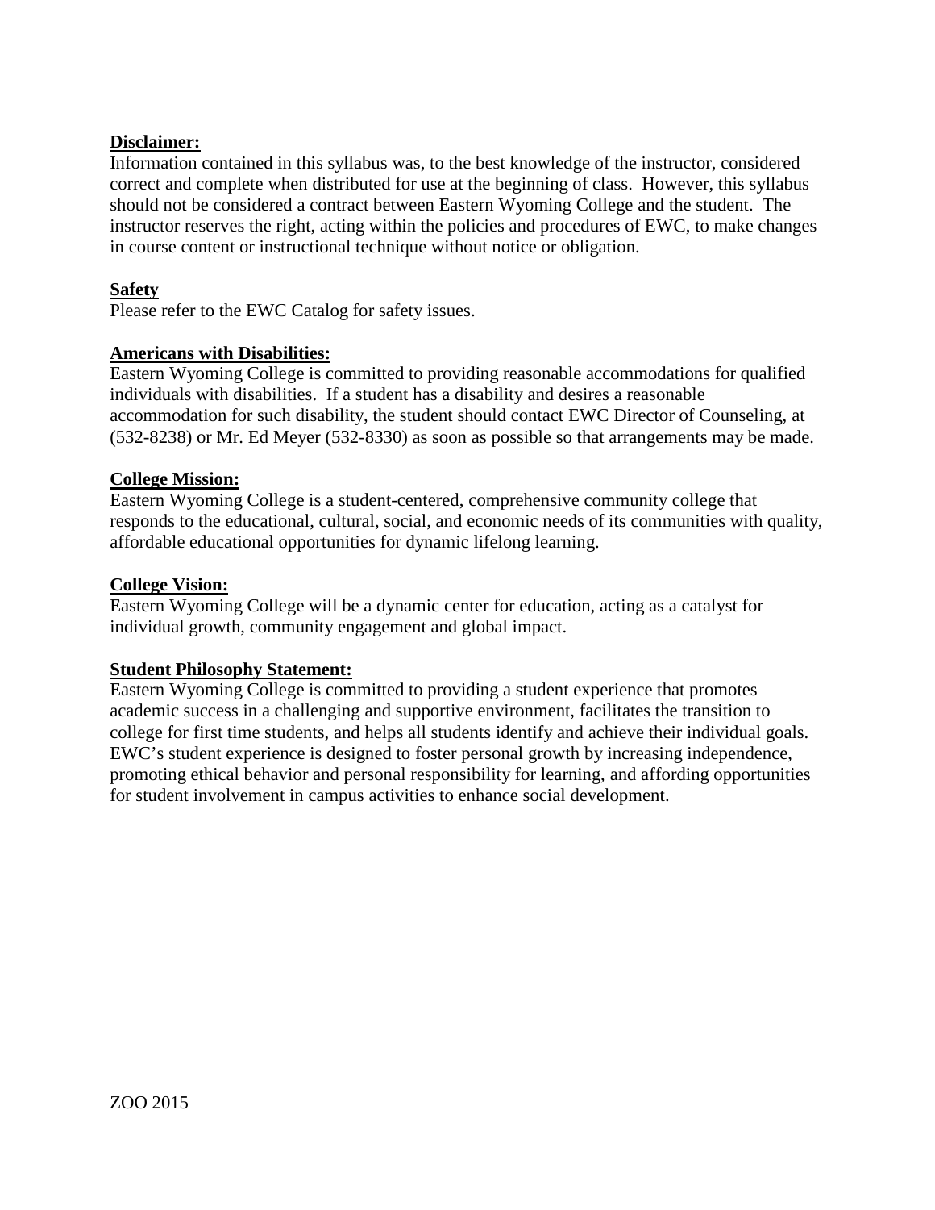**Disclaimer:**

Information contained in this syllabus was, to the best knowledge of the instructor, considered correct and complete when distributed for use at the beginning of class. However, this syllabus should not be considered a contract between Eastern Wyoming College and the student. The instructor reserves the right, acting within the policies and procedures of EWC, to make changes in course content or instructional technique without notice or obligation.

**Safety**

Please refer to the EWC Catalog for safety issues.

**Americans with Disabilities:**

Eastern Wyoming College is committed to providing reasonable accommodations for qualified individuals with disabilities. If a student has a disability and desires a reasonable accommodation for such disability, the student should contact EWC Director of Counseling, at (532-8238) or Mr. Ed Meyer (532-8330) as soon as possible so that arrangements may be made.

**College Mission:**

Eastern Wyoming College is a student-centered, comprehensive community college that responds to the educational, cultural, social, and economic needs of its communities with quality, affordable educational opportunities for dynamic lifelong learning.

**College Vision:**

Eastern Wyoming College will be a dynamic center for education, acting as a catalyst for individual growth, community engagement and global impact.

**Student Philosophy Statement:**

Eastern Wyoming College is committed to providing a student experience that promotes academic success in a challenging and supportive environment, facilitates the transition to college for first time students, and helps all students identify and achieve their individual goals. EWC's student experience is designed to foster personal growth by increasing independence, promoting ethical behavior and personal responsibility for learning, and affording opportunities for student involvement in campus activities to enhance social development.